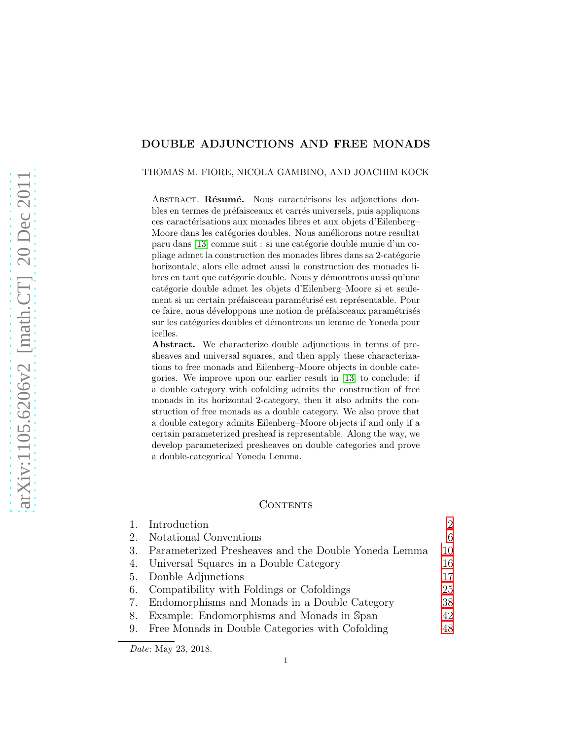# DOUBLE ADJUNCTIONS AND FREE MONADS

THOMAS M. FIORE, NICOLA GAMBINO, AND JOACHIM KOCK

ABSTRACT. **Résumé.** Nous caractérisons les adjonctions doubles en termes de préfaisceaux et carrés universels, puis appliquons ces caractérisations aux monades libres et aux objets d'Eilenberg–Moore dans les catégories doubles. Nous améliorons notre resultat paru dans [13] comme suit : si une catégorie double munie d'un copliage admet la construction des monades libres dans sa 2-catégorie horizontale, alors elle admet aussi la construction des monades libres en tant que catégorie double. Nous y démontrons aussi qu'une catégorie double admet les objets d'Eilenberg–Moore si et seulement si un certain préfaisceau paramétrisé est représentable. Pour ce faire, nous développons une notion de préfaisceaux paramétrisés sur les catégories doubles et démontrons un lemme de Yoneda pour icelles.

**Abstract.** We characterize double adjunctions in terms of presheaves and universal squares, and then apply these characterizations to free monads and Eilenberg–Moore objects in double categories. We improve upon our earlier result in [13] to conclude: if a double category with cofolding admits the construction of free monads in its horizontal 2-category, then it also admits the construction of free monads as a double category. We also prove that a double category admits Eilenberg–Moore objects if and only if a certain parameterized presheaf is representable. Along the way, we develop parameterized presheaves on double categories and prove a double-categorical Yoneda Lemma.

## CONTENTS

1. Introduction — 2
2. Notational Conventions — 6
3. Parameterized Presheaves and the Double Yoneda Lemma — 10
4. Universal Squares in a Double Category — 16
5. Double Adjunctions — 17
6. Compatibility with Foldings or Cofoldings — 25
7. Endomorphisms and Monads in a Double Category — 38
8. Example: Endomorphisms and Monads in $\mathbb{S}\mathrm{pan}$ — 42
9. Free Monads in Double Categories with Cofolding — 48

*Date*: May 23, 2018.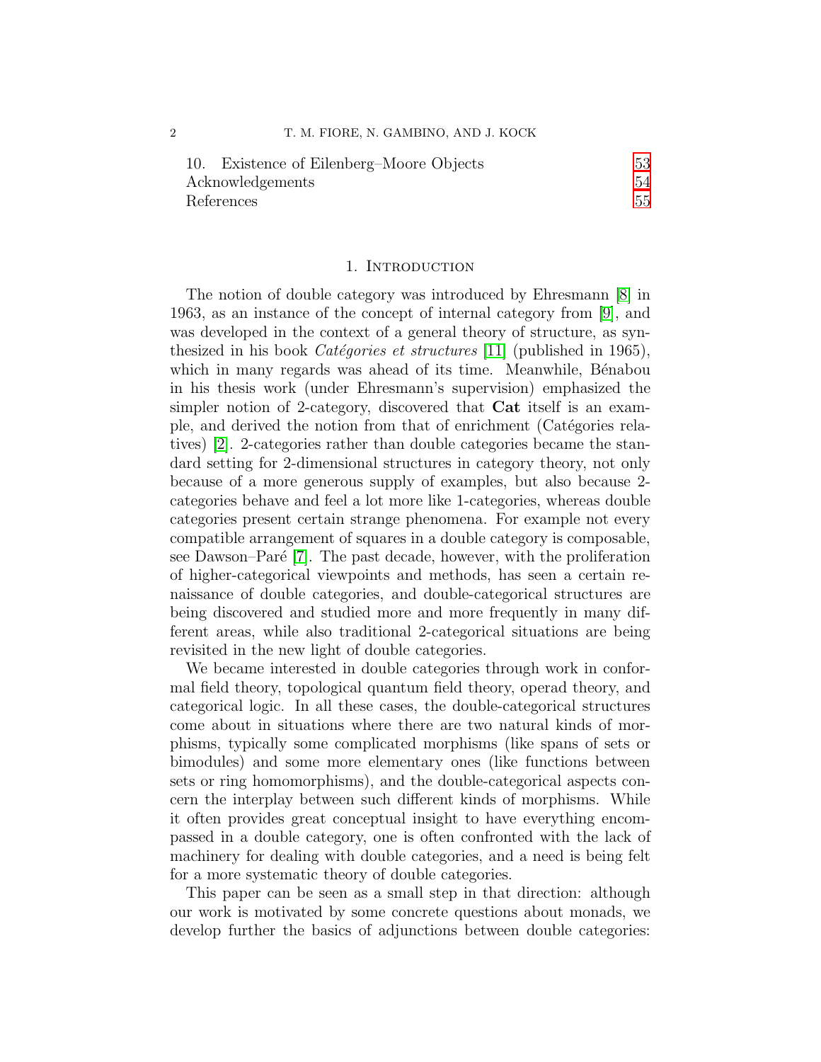10. Existence of Eilenberg–Moore Objects 53
Acknowledgements 54
References 55

## 1. Introduction

The notion of double category was introduced by Ehresmann [8] in 1963, as an instance of the concept of internal category from [9], and was developed in the context of a general theory of structure, as synthesized in his book *Catégories et structures* [11] (published in 1965), which in many regards was ahead of its time. Meanwhile, Bénabou in his thesis work (under Ehresmann's supervision) emphasized the simpler notion of 2-category, discovered that **Cat** itself is an example, and derived the notion from that of enrichment (Catégories relatives) [2]. 2-categories rather than double categories became the standard setting for 2-dimensional structures in category theory, not only because of a more generous supply of examples, but also because 2-categories behave and feel a lot more like 1-categories, whereas double categories present certain strange phenomena. For example not every compatible arrangement of squares in a double category is composable, see Dawson–Paré [7]. The past decade, however, with the proliferation of higher-categorical viewpoints and methods, has seen a certain renaissance of double categories, and double-categorical structures are being discovered and studied more and more frequently in many different areas, while also traditional 2-categorical situations are being revisited in the new light of double categories.

We became interested in double categories through work in conformal field theory, topological quantum field theory, operad theory, and categorical logic. In all these cases, the double-categorical structures come about in situations where there are two natural kinds of morphisms, typically some complicated morphisms (like spans of sets or bimodules) and some more elementary ones (like functions between sets or ring homomorphisms), and the double-categorical aspects concern the interplay between such different kinds of morphisms. While it often provides great conceptual insight to have everything encompassed in a double category, one is often confronted with the lack of machinery for dealing with double categories, and a need is being felt for a more systematic theory of double categories.

This paper can be seen as a small step in that direction: although our work is motivated by some concrete questions about monads, we develop further the basics of adjunctions between double categories: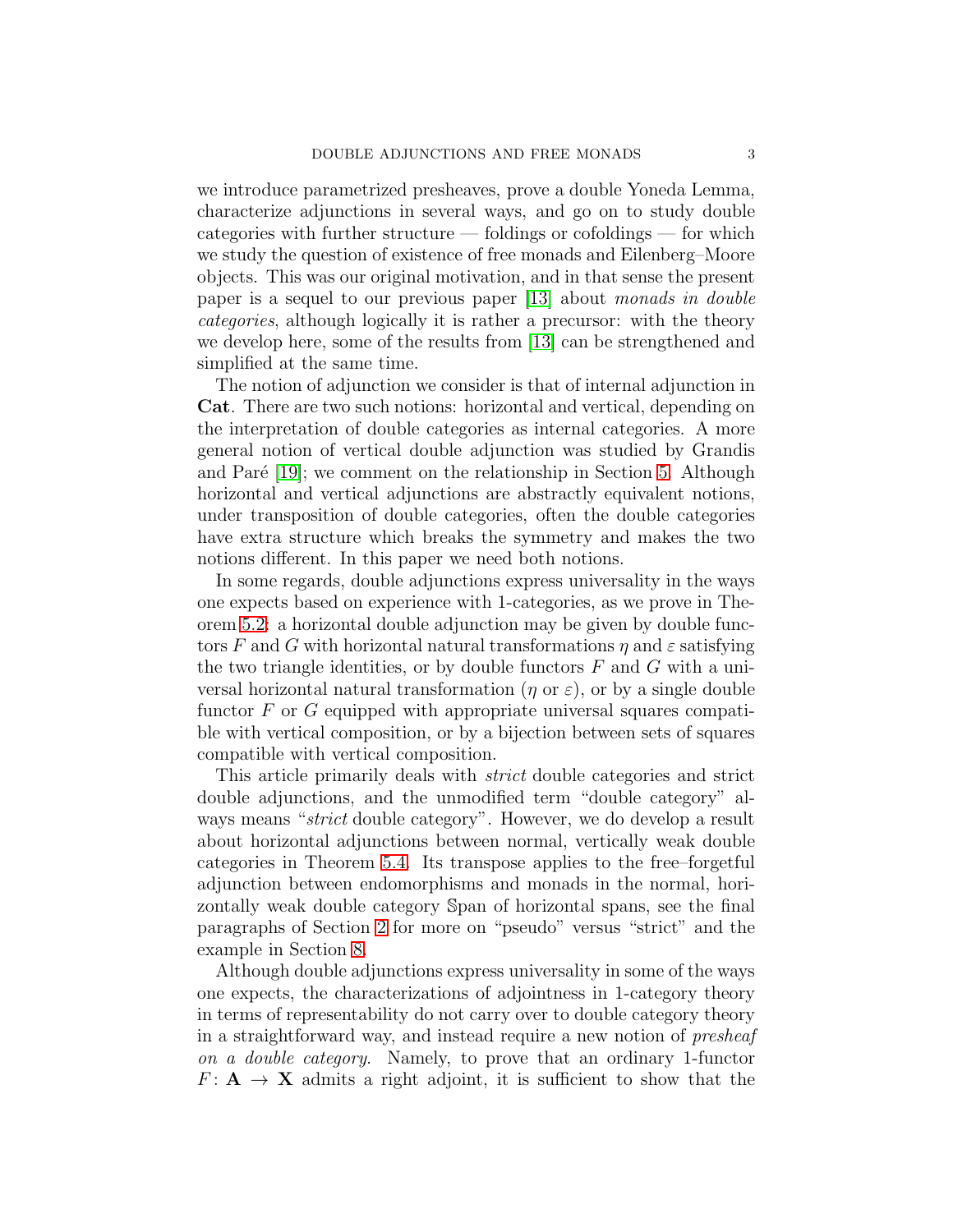we introduce parametrized presheaves, prove a double Yoneda Lemma, characterize adjunctions in several ways, and go on to study double categories with further structure — foldings or cofoldings — for which we study the question of existence of free monads and Eilenberg–Moore objects. This was our original motivation, and in that sense the present paper is a sequel to our previous paper [13] about *monads in double categories*, although logically it is rather a precursor: with the theory we develop here, some of the results from [13] can be strengthened and simplified at the same time.

The notion of adjunction we consider is that of internal adjunction in **Cat**. There are two such notions: horizontal and vertical, depending on the interpretation of double categories as internal categories. A more general notion of vertical double adjunction was studied by Grandis and Paré [19]; we comment on the relationship in Section 5. Although horizontal and vertical adjunctions are abstractly equivalent notions, under transposition of double categories, often the double categories have extra structure which breaks the symmetry and makes the two notions different. In this paper we need both notions.

In some regards, double adjunctions express universality in the ways one expects based on experience with 1-categories, as we prove in Theorem 5.2: a horizontal double adjunction may be given by double functors $F$ and $G$ with horizontal natural transformations $\eta$ and $\varepsilon$ satisfying the two triangle identities, or by double functors $F$ and $G$ with a universal horizontal natural transformation ($\eta$ or $\varepsilon$), or by a single double functor $F$ or $G$ equipped with appropriate universal squares compatible with vertical composition, or by a bijection between sets of squares compatible with vertical composition.

This article primarily deals with *strict* double categories and strict double adjunctions, and the unmodified term "double category" always means "*strict* double category". However, we do develop a result about horizontal adjunctions between normal, vertically weak double categories in Theorem 5.4. Its transpose applies to the free–forgetful adjunction between endomorphisms and monads in the normal, horizontally weak double category $\mathbb{S}$pan of horizontal spans, see the final paragraphs of Section 2 for more on "pseudo" versus "strict" and the example in Section 8.

Although double adjunctions express universality in some of the ways one expects, the characterizations of adjointness in 1-category theory in terms of representability do not carry over to double category theory in a straightforward way, and instead require a new notion of *presheaf on a double category*. Namely, to prove that an ordinary 1-functor $F\colon \mathbf{A} \to \mathbf{X}$ admits a right adjoint, it is sufficient to show that the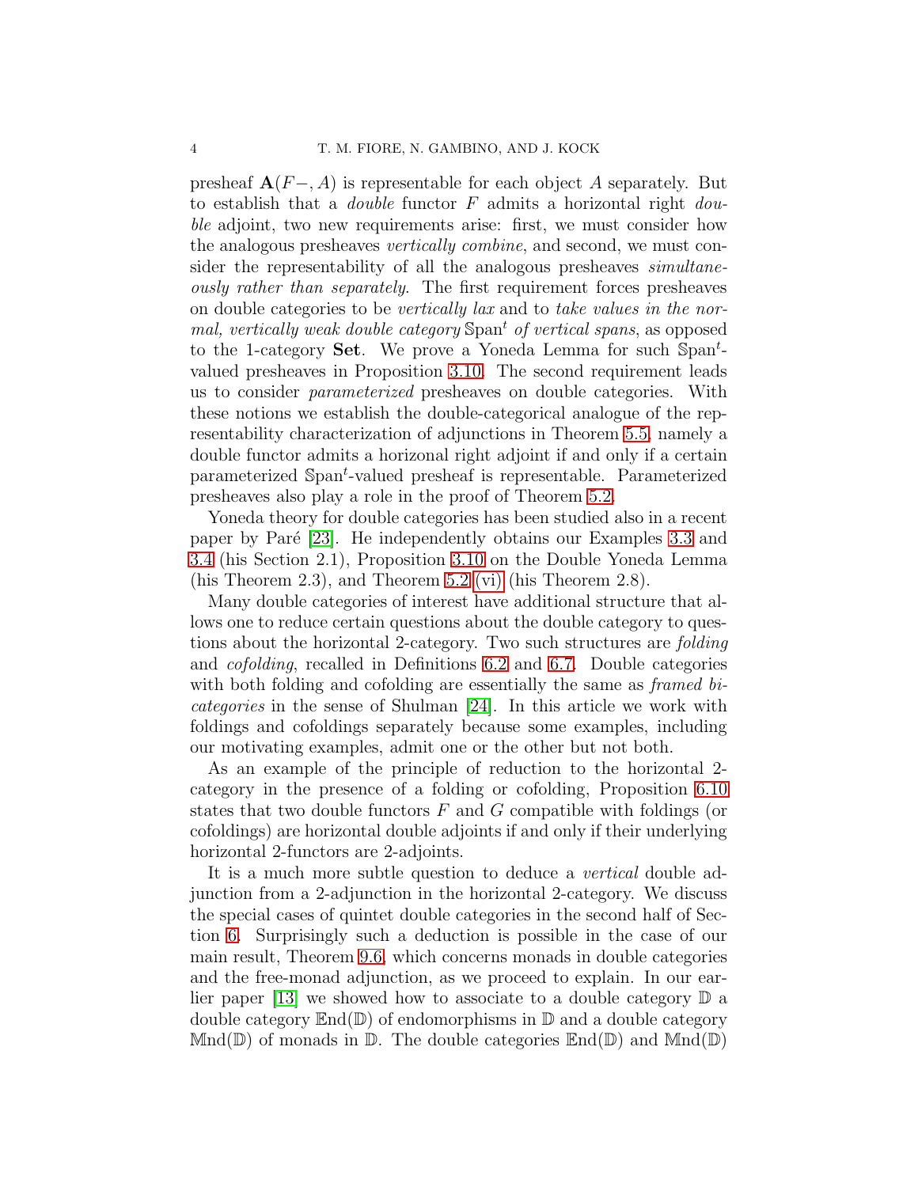presheaf $\mathbf{A}(F-, A)$ is representable for each object $A$ separately. But to establish that a *double* functor $F$ admits a horizontal right *double* adjoint, two new requirements arise: first, we must consider how the analogous presheaves *vertically combine*, and second, we must consider the representability of all the analogous presheaves *simultaneously rather than separately*. The first requirement forces presheaves on double categories to be *vertically lax* and to *take values in the normal, vertically weak double category* $\mathbb{S}\mathrm{pan}^t$ *of vertical spans*, as opposed to the 1-category **Set**. We prove a Yoneda Lemma for such $\mathbb{S}\mathrm{pan}^t$-valued presheaves in Proposition 3.10. The second requirement leads us to consider *parameterized* presheaves on double categories. With these notions we establish the double-categorical analogue of the representability characterization of adjunctions in Theorem 5.5, namely a double functor admits a horizonal right adjoint if and only if a certain parameterized $\mathbb{S}\mathrm{pan}^t$-valued presheaf is representable. Parameterized presheaves also play a role in the proof of Theorem 5.2.

Yoneda theory for double categories has been studied also in a recent paper by Paré [23]. He independently obtains our Examples 3.3 and 3.4 (his Section 2.1), Proposition 3.10 on the Double Yoneda Lemma (his Theorem 2.3), and Theorem 5.2 (vi) (his Theorem 2.8).

Many double categories of interest have additional structure that allows one to reduce certain questions about the double category to questions about the horizontal 2-category. Two such structures are *folding* and *cofolding*, recalled in Definitions 6.2 and 6.7. Double categories with both folding and cofolding are essentially the same as *framed bicategories* in the sense of Shulman [24]. In this article we work with foldings and cofoldings separately because some examples, including our motivating examples, admit one or the other but not both.

As an example of the principle of reduction to the horizontal 2-category in the presence of a folding or cofolding, Proposition 6.10 states that two double functors $F$ and $G$ compatible with foldings (or cofoldings) are horizontal double adjoints if and only if their underlying horizontal 2-functors are 2-adjoints.

It is a much more subtle question to deduce a *vertical* double adjunction from a 2-adjunction in the horizontal 2-category. We discuss the special cases of quintet double categories in the second half of Section 6. Surprisingly such a deduction is possible in the case of our main result, Theorem 9.6, which concerns monads in double categories and the free-monad adjunction, as we proceed to explain. In our earlier paper [13] we showed how to associate to a double category $\mathbb{D}$ a double category $\mathbb{E}\mathrm{nd}(\mathbb{D})$ of endomorphisms in $\mathbb{D}$ and a double category $\mathbb{M}\mathrm{nd}(\mathbb{D})$ of monads in $\mathbb{D}$. The double categories $\mathbb{E}\mathrm{nd}(\mathbb{D})$ and $\mathbb{M}\mathrm{nd}(\mathbb{D})$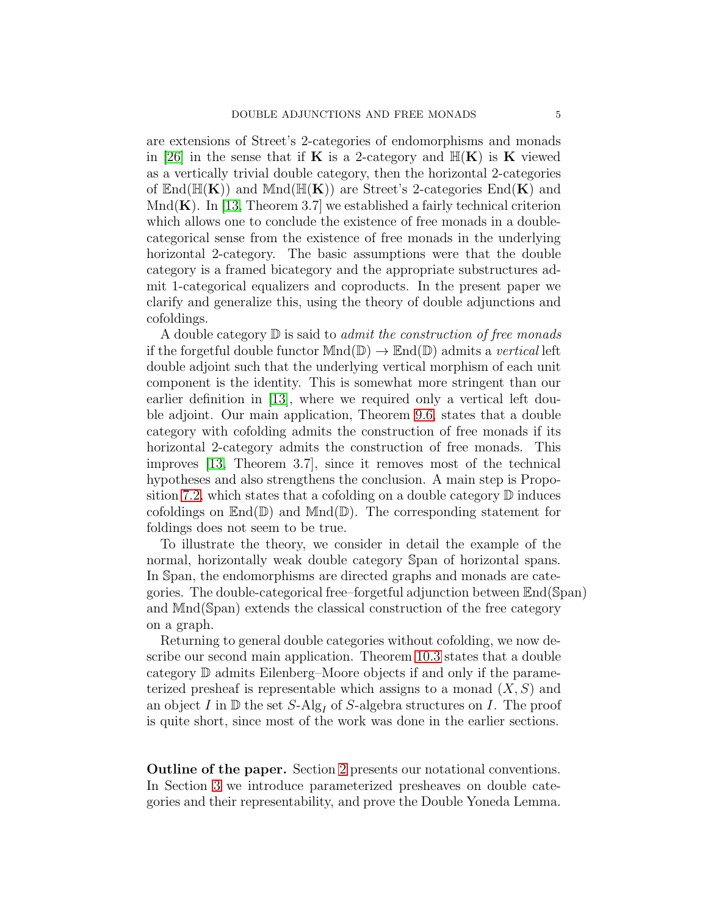are extensions of Street's 2-categories of endomorphisms and monads in [26] in the sense that if $\mathbf{K}$ is a 2-category and $\mathbb{H}(\mathbf{K})$ is $\mathbf{K}$ viewed as a vertically trivial double category, then the horizontal 2-categories of $\mathbb{E}\mathrm{nd}(\mathbb{H}(\mathbf{K}))$ and $\mathbb{M}\mathrm{nd}(\mathbb{H}(\mathbf{K}))$ are Street's 2-categories $\mathrm{End}(\mathbf{K})$ and $\mathrm{Mnd}(\mathbf{K})$. In [13, Theorem 3.7] we established a fairly technical criterion which allows one to conclude the existence of free monads in a double-categorical sense from the existence of free monads in the underlying horizontal 2-category. The basic assumptions were that the double category is a framed bicategory and the appropriate substructures admit 1-categorical equalizers and coproducts. In the present paper we clarify and generalize this, using the theory of double adjunctions and cofoldings.

A double category $\mathbb{D}$ is said to *admit the construction of free monads* if the forgetful double functor $\mathbb{M}\mathrm{nd}(\mathbb{D}) \to \mathbb{E}\mathrm{nd}(\mathbb{D})$ admits a *vertical* left double adjoint such that the underlying vertical morphism of each unit component is the identity. This is somewhat more stringent than our earlier definition in [13], where we required only a vertical left double adjoint. Our main application, Theorem 9.6, states that a double category with cofolding admits the construction of free monads if its horizontal 2-category admits the construction of free monads. This improves [13, Theorem 3.7], since it removes most of the technical hypotheses and also strengthens the conclusion. A main step is Proposition 7.2, which states that a cofolding on a double category $\mathbb{D}$ induces cofoldings on $\mathbb{E}\mathrm{nd}(\mathbb{D})$ and $\mathbb{M}\mathrm{nd}(\mathbb{D})$. The corresponding statement for foldings does not seem to be true.

To illustrate the theory, we consider in detail the example of the normal, horizontally weak double category $\mathbb{S}\mathrm{pan}$ of horizontal spans. In $\mathbb{S}\mathrm{pan}$, the endomorphisms are directed graphs and monads are categories. The double-categorical free–forgetful adjunction between $\mathbb{E}\mathrm{nd}(\mathbb{S}\mathrm{pan})$ and $\mathbb{M}\mathrm{nd}(\mathbb{S}\mathrm{pan})$ extends the classical construction of the free category on a graph.

Returning to general double categories without cofolding, we now describe our second main application. Theorem 10.3 states that a double category $\mathbb{D}$ admits Eilenberg–Moore objects if and only if the parameterized presheaf is representable which assigns to a monad $(X, S)$ and an object $I$ in $\mathbb{D}$ the set $S\text{-}\mathrm{Alg}_I$ of $S$-algebra structures on $I$. The proof is quite short, since most of the work was done in the earlier sections.

**Outline of the paper.** Section 2 presents our notational conventions. In Section 3 we introduce parameterized presheaves on double categories and their representability, and prove the Double Yoneda Lemma.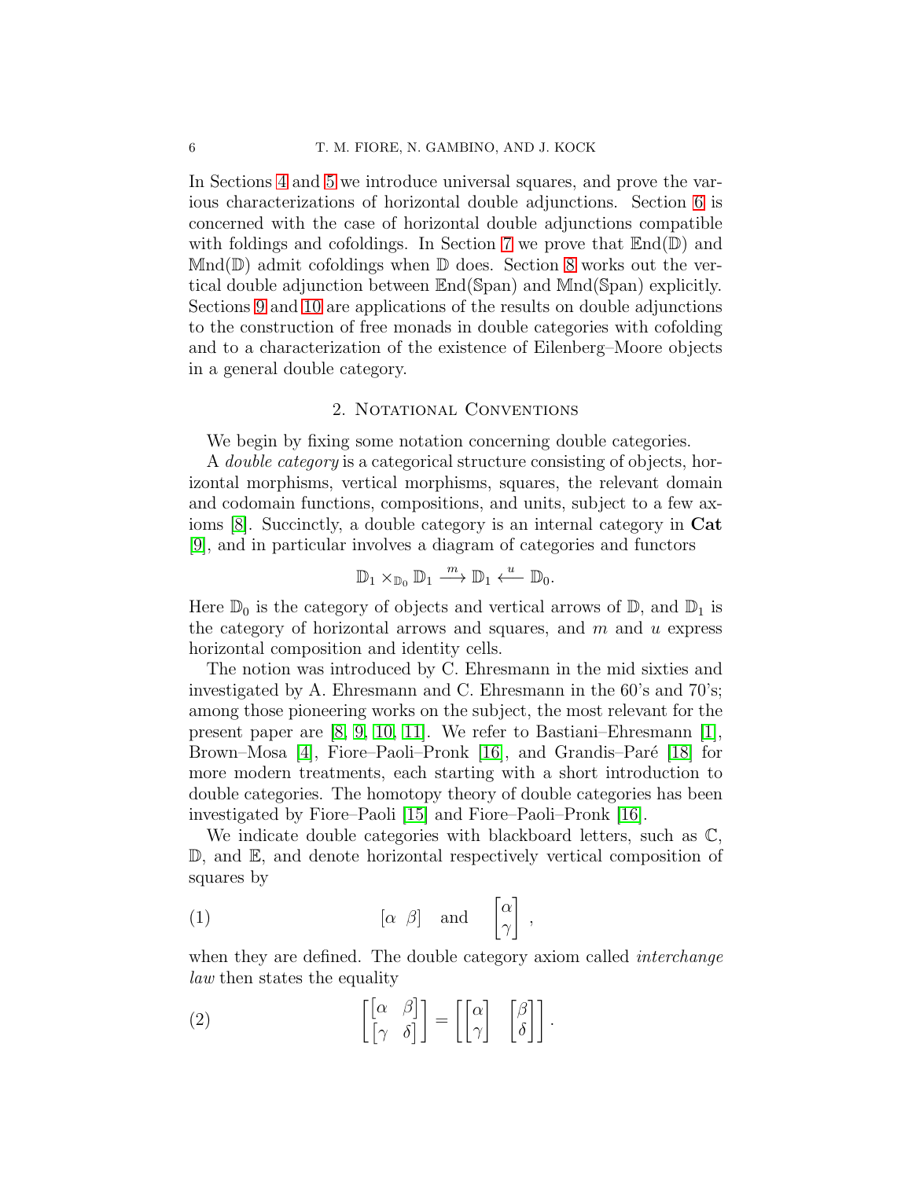In Sections 4 and 5 we introduce universal squares, and prove the various characterizations of horizontal double adjunctions. Section 6 is concerned with the case of horizontal double adjunctions compatible with foldings and cofoldings. In Section 7 we prove that $\mathbb{E}\mathrm{nd}(\mathbb{D})$ and $\mathbb{M}\mathrm{nd}(\mathbb{D})$ admit cofoldings when $\mathbb{D}$ does. Section 8 works out the vertical double adjunction between $\mathbb{E}\mathrm{nd}(\mathbb{S}\mathrm{pan})$ and $\mathbb{M}\mathrm{nd}(\mathbb{S}\mathrm{pan})$ explicitly. Sections 9 and 10 are applications of the results on double adjunctions to the construction of free monads in double categories with cofolding and to a characterization of the existence of Eilenberg–Moore objects in a general double category.

## 2. Notational Conventions

We begin by fixing some notation concerning double categories.

A *double category* is a categorical structure consisting of objects, horizontal morphisms, vertical morphisms, squares, the relevant domain and codomain functions, compositions, and units, subject to a few axioms [8]. Succinctly, a double category is an internal category in **Cat** [9], and in particular involves a diagram of categories and functors

$$\mathbb{D}_1 \times_{\mathbb{D}_0} \mathbb{D}_1 \xrightarrow{m} \mathbb{D}_1 \xleftarrow{u} \mathbb{D}_0.$$

Here $\mathbb{D}_0$ is the category of objects and vertical arrows of $\mathbb{D}$, and $\mathbb{D}_1$ is the category of horizontal arrows and squares, and $m$ and $u$ express horizontal composition and identity cells.

The notion was introduced by C. Ehresmann in the mid sixties and investigated by A. Ehresmann and C. Ehresmann in the 60's and 70's; among those pioneering works on the subject, the most relevant for the present paper are [8, 9, 10, 11]. We refer to Bastiani–Ehresmann [1], Brown–Mosa [4], Fiore–Paoli–Pronk [16], and Grandis–Paré [18] for more modern treatments, each starting with a short introduction to double categories. The homotopy theory of double categories has been investigated by Fiore–Paoli [15] and Fiore–Paoli–Pronk [16].

We indicate double categories with blackboard letters, such as $\mathbb{C}$, $\mathbb{D}$, and $\mathbb{E}$, and denote horizontal respectively vertical composition of squares by

$$[\alpha \;\; \beta] \quad \text{and} \quad \begin{bmatrix}\alpha \\ \gamma\end{bmatrix}, \tag{1}$$

when they are defined. The double category axiom called *interchange law* then states the equality

$$\begin{bmatrix}[\alpha & \beta] \\ [\gamma & \delta]\end{bmatrix} = \begin{bmatrix}\begin{bmatrix}\alpha \\ \gamma\end{bmatrix} & \begin{bmatrix}\beta \\ \delta\end{bmatrix}\end{bmatrix}. \tag{2}$$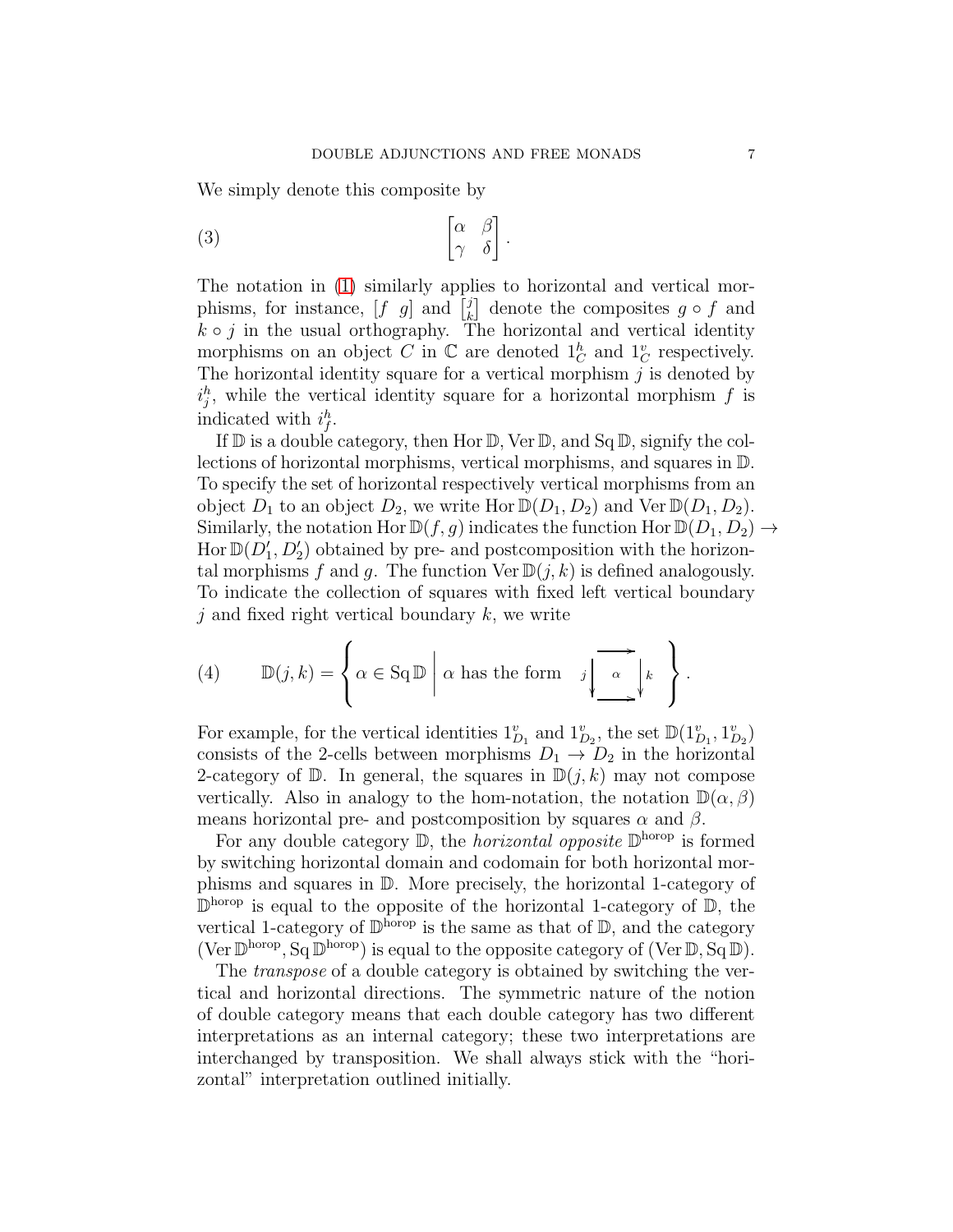We simply denote this composite by

$$\begin{bmatrix} \alpha & \beta \\ \gamma & \delta \end{bmatrix}. \tag{3}$$

The notation in (1) similarly applies to horizontal and vertical morphisms, for instance, $[f \;\; g]$ and $\left[\begin{smallmatrix} j \\ k \end{smallmatrix}\right]$ denote the composites $g \circ f$ and $k \circ j$ in the usual orthography. The horizontal and vertical identity morphisms on an object $C$ in $\mathbb{C}$ are denoted $1^h_C$ and $1^v_C$ respectively. The horizontal identity square for a vertical morphism $j$ is denoted by $i^h_j$, while the vertical identity square for a horizontal morphism $f$ is indicated with $i^h_f$.

If $\mathbb{D}$ is a double category, then $\operatorname{Hor}\mathbb{D}, \operatorname{Ver}\mathbb{D}$, and $\operatorname{Sq}\mathbb{D}$, signify the collections of horizontal morphisms, vertical morphisms, and squares in $\mathbb{D}$. To specify the set of horizontal respectively vertical morphisms from an object $D_1$ to an object $D_2$, we write $\operatorname{Hor}\mathbb{D}(D_1, D_2)$ and $\operatorname{Ver}\mathbb{D}(D_1, D_2)$. Similarly, the notation $\operatorname{Hor}\mathbb{D}(f, g)$ indicates the function $\operatorname{Hor}\mathbb{D}(D_1, D_2) \to \operatorname{Hor}\mathbb{D}(D'_1, D'_2)$ obtained by pre- and postcomposition with the horizontal morphisms $f$ and $g$. The function $\operatorname{Ver}\mathbb{D}(j, k)$ is defined analogously. To indicate the collection of squares with fixed left vertical boundary $j$ and fixed right vertical boundary $k$, we write

$$\mathbb{D}(j,k) = \left\{ \alpha \in \operatorname{Sq}\mathbb{D} \;\middle|\; \alpha \text{ has the form } \; j\big\downarrow \; \alpha \; \big\downarrow k \right\}. \tag{4}$$

For example, for the vertical identities $1^v_{D_1}$ and $1^v_{D_2}$, the set $\mathbb{D}(1^v_{D_1}, 1^v_{D_2})$ consists of the 2-cells between morphisms $D_1 \to D_2$ in the horizontal 2-category of $\mathbb{D}$. In general, the squares in $\mathbb{D}(j, k)$ may not compose vertically. Also in analogy to the hom-notation, the notation $\mathbb{D}(\alpha, \beta)$ means horizontal pre- and postcomposition by squares $\alpha$ and $\beta$.

For any double category $\mathbb{D}$, the *horizontal opposite* $\mathbb{D}^{\text{horop}}$ is formed by switching horizontal domain and codomain for both horizontal morphisms and squares in $\mathbb{D}$. More precisely, the horizontal 1-category of $\mathbb{D}^{\text{horop}}$ is equal to the opposite of the horizontal 1-category of $\mathbb{D}$, the vertical 1-category of $\mathbb{D}^{\text{horop}}$ is the same as that of $\mathbb{D}$, and the category $(\operatorname{Ver}\mathbb{D}^{\text{horop}}, \operatorname{Sq}\mathbb{D}^{\text{horop}})$ is equal to the opposite category of $(\operatorname{Ver}\mathbb{D}, \operatorname{Sq}\mathbb{D})$.

The *transpose* of a double category is obtained by switching the vertical and horizontal directions. The symmetric nature of the notion of double category means that each double category has two different interpretations as an internal category; these two interpretations are interchanged by transposition. We shall always stick with the "horizontal" interpretation outlined initially.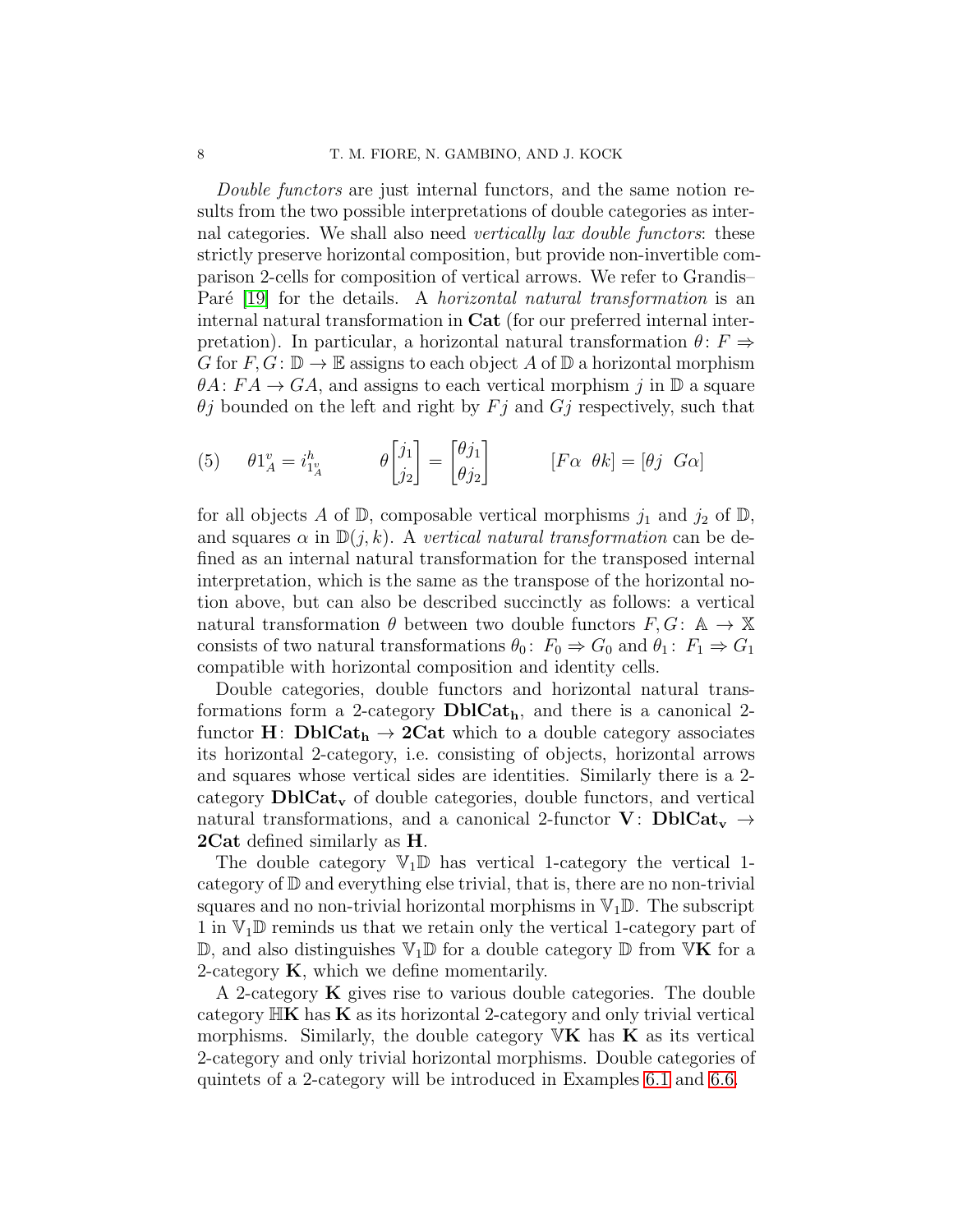*Double functors* are just internal functors, and the same notion results from the two possible interpretations of double categories as internal categories. We shall also need *vertically lax double functors*: these strictly preserve horizontal composition, but provide non-invertible comparison 2-cells for composition of vertical arrows. We refer to Grandis–Paré [19] for the details. A *horizontal natural transformation* is an internal natural transformation in **Cat** (for our preferred internal interpretation). In particular, a horizontal natural transformation $\theta\colon F \Rightarrow G$ for $F, G\colon \mathbb{D} \to \mathbb{E}$ assigns to each object $A$ of $\mathbb{D}$ a horizontal morphism $\theta A\colon FA \to GA$, and assigns to each vertical morphism $j$ in $\mathbb{D}$ a square $\theta j$ bounded on the left and right by $Fj$ and $Gj$ respectively, such that

$$(5) \qquad \theta 1^v_A = i^h_{1^v_A} \qquad\qquad \theta\begin{bmatrix} j_1 \\ j_2 \end{bmatrix} = \begin{bmatrix} \theta j_1 \\ \theta j_2 \end{bmatrix} \qquad\qquad [F\alpha \;\; \theta k] = [\theta j \;\; G\alpha]$$

for all objects $A$ of $\mathbb{D}$, composable vertical morphisms $j_1$ and $j_2$ of $\mathbb{D}$, and squares $\alpha$ in $\mathbb{D}(j,k)$. A *vertical natural transformation* can be defined as an internal natural transformation for the transposed internal interpretation, which is the same as the transpose of the horizontal notion above, but can also be described succinctly as follows: a vertical natural transformation $\theta$ between two double functors $F, G\colon \mathbb{A} \to \mathbb{X}$ consists of two natural transformations $\theta_0\colon F_0 \Rightarrow G_0$ and $\theta_1\colon F_1 \Rightarrow G_1$ compatible with horizontal composition and identity cells.

Double categories, double functors and horizontal natural transformations form a 2-category $\mathbf{DblCat_h}$, and there is a canonical 2-functor $\mathbf{H}\colon \mathbf{DblCat_h} \to \mathbf{2Cat}$ which to a double category associates its horizontal 2-category, i.e. consisting of objects, horizontal arrows and squares whose vertical sides are identities. Similarly there is a 2-category $\mathbf{DblCat_v}$ of double categories, double functors, and vertical natural transformations, and a canonical 2-functor $\mathbf{V}\colon \mathbf{DblCat_v} \to \mathbf{2Cat}$ defined similarly as $\mathbf{H}$.

The double category $\mathbb{V}_1\mathbb{D}$ has vertical 1-category the vertical 1-category of $\mathbb{D}$ and everything else trivial, that is, there are no non-trivial squares and no non-trivial horizontal morphisms in $\mathbb{V}_1\mathbb{D}$. The subscript 1 in $\mathbb{V}_1\mathbb{D}$ reminds us that we retain only the vertical 1-category part of $\mathbb{D}$, and also distinguishes $\mathbb{V}_1\mathbb{D}$ for a double category $\mathbb{D}$ from $\mathbb{V}\mathbf{K}$ for a 2-category $\mathbf{K}$, which we define momentarily.

A 2-category $\mathbf{K}$ gives rise to various double categories. The double category $\mathbb{H}\mathbf{K}$ has $\mathbf{K}$ as its horizontal 2-category and only trivial vertical morphisms. Similarly, the double category $\mathbb{V}\mathbf{K}$ has $\mathbf{K}$ as its vertical 2-category and only trivial horizontal morphisms. Double categories of quintets of a 2-category will be introduced in Examples 6.1 and 6.6.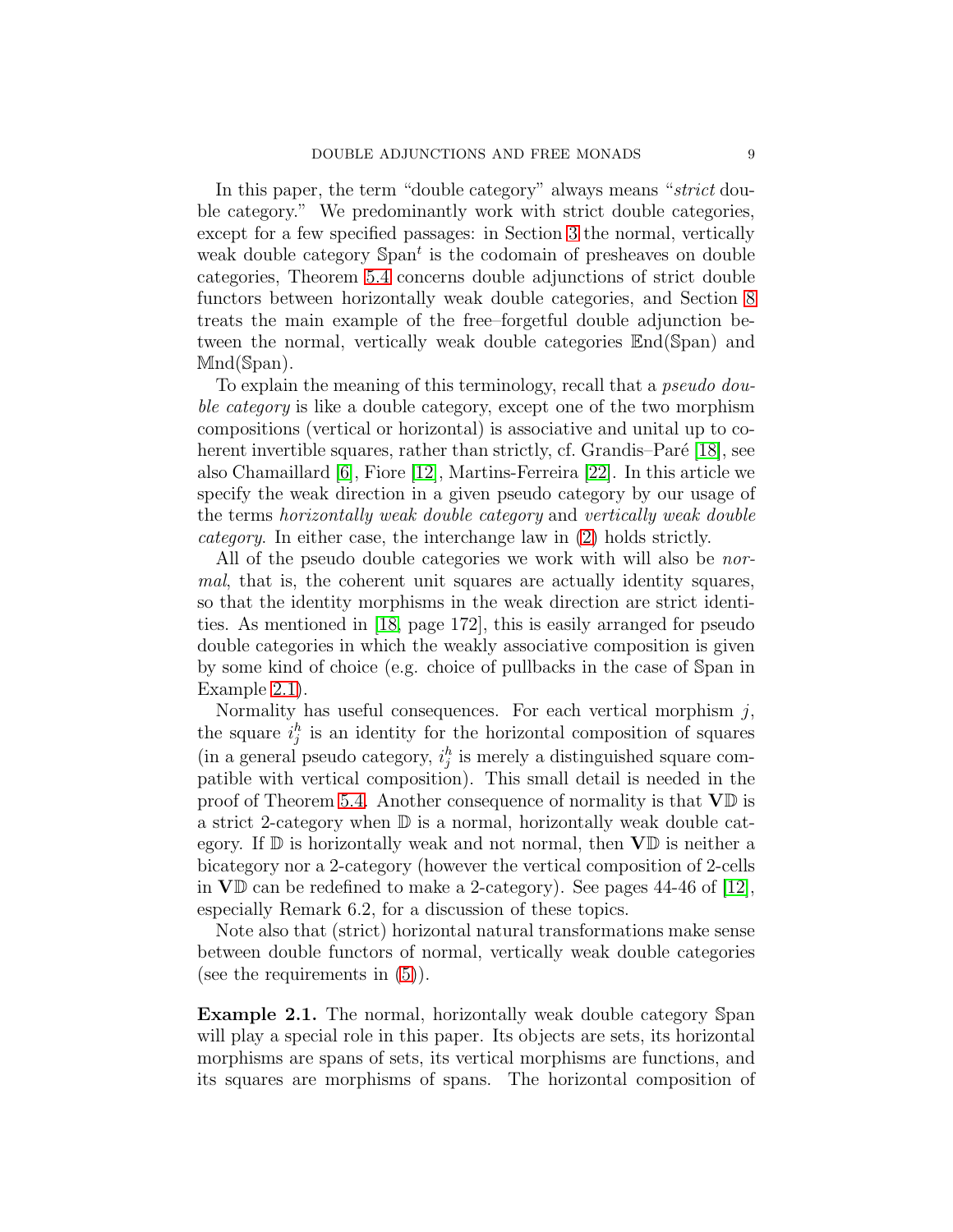In this paper, the term "double category" always means "*strict* double category." We predominantly work with strict double categories, except for a few specified passages: in Section 3 the normal, vertically weak double category $\mathbb{S}\mathrm{pan}^t$ is the codomain of presheaves on double categories, Theorem 5.4 concerns double adjunctions of strict double functors between horizontally weak double categories, and Section 8 treats the main example of the free–forgetful double adjunction between the normal, vertically weak double categories $\mathbb{E}\mathrm{nd}(\mathbb{S}\mathrm{pan})$ and $\mathbb{M}\mathrm{nd}(\mathbb{S}\mathrm{pan})$.

To explain the meaning of this terminology, recall that a *pseudo double category* is like a double category, except one of the two morphism compositions (vertical or horizontal) is associative and unital up to coherent invertible squares, rather than strictly, cf. Grandis–Paré [18], see also Chamaillard [6], Fiore [12], Martins-Ferreira [22]. In this article we specify the weak direction in a given pseudo category by our usage of the terms *horizontally weak double category* and *vertically weak double category*. In either case, the interchange law in (2) holds strictly.

All of the pseudo double categories we work with will also be *normal*, that is, the coherent unit squares are actually identity squares, so that the identity morphisms in the weak direction are strict identities. As mentioned in [18, page 172], this is easily arranged for pseudo double categories in which the weakly associative composition is given by some kind of choice (e.g. choice of pullbacks in the case of $\mathbb{S}\mathrm{pan}$ in Example 2.1).

Normality has useful consequences. For each vertical morphism $j$, the square $i^h_j$ is an identity for the horizontal composition of squares (in a general pseudo category, $i^h_j$ is merely a distinguished square compatible with vertical composition). This small detail is needed in the proof of Theorem 5.4. Another consequence of normality is that $\mathbf{V}\mathbb{D}$ is a strict 2-category when $\mathbb{D}$ is a normal, horizontally weak double category. If $\mathbb{D}$ is horizontally weak and not normal, then $\mathbf{V}\mathbb{D}$ is neither a bicategory nor a 2-category (however the vertical composition of 2-cells in $\mathbf{V}\mathbb{D}$ can be redefined to make a 2-category). See pages 44-46 of [12], especially Remark 6.2, for a discussion of these topics.

Note also that (strict) horizontal natural transformations make sense between double functors of normal, vertically weak double categories (see the requirements in (5)).

**Example 2.1.** The normal, horizontally weak double category $\mathbb{S}\mathrm{pan}$ will play a special role in this paper. Its objects are sets, its horizontal morphisms are spans of sets, its vertical morphisms are functions, and its squares are morphisms of spans. The horizontal composition of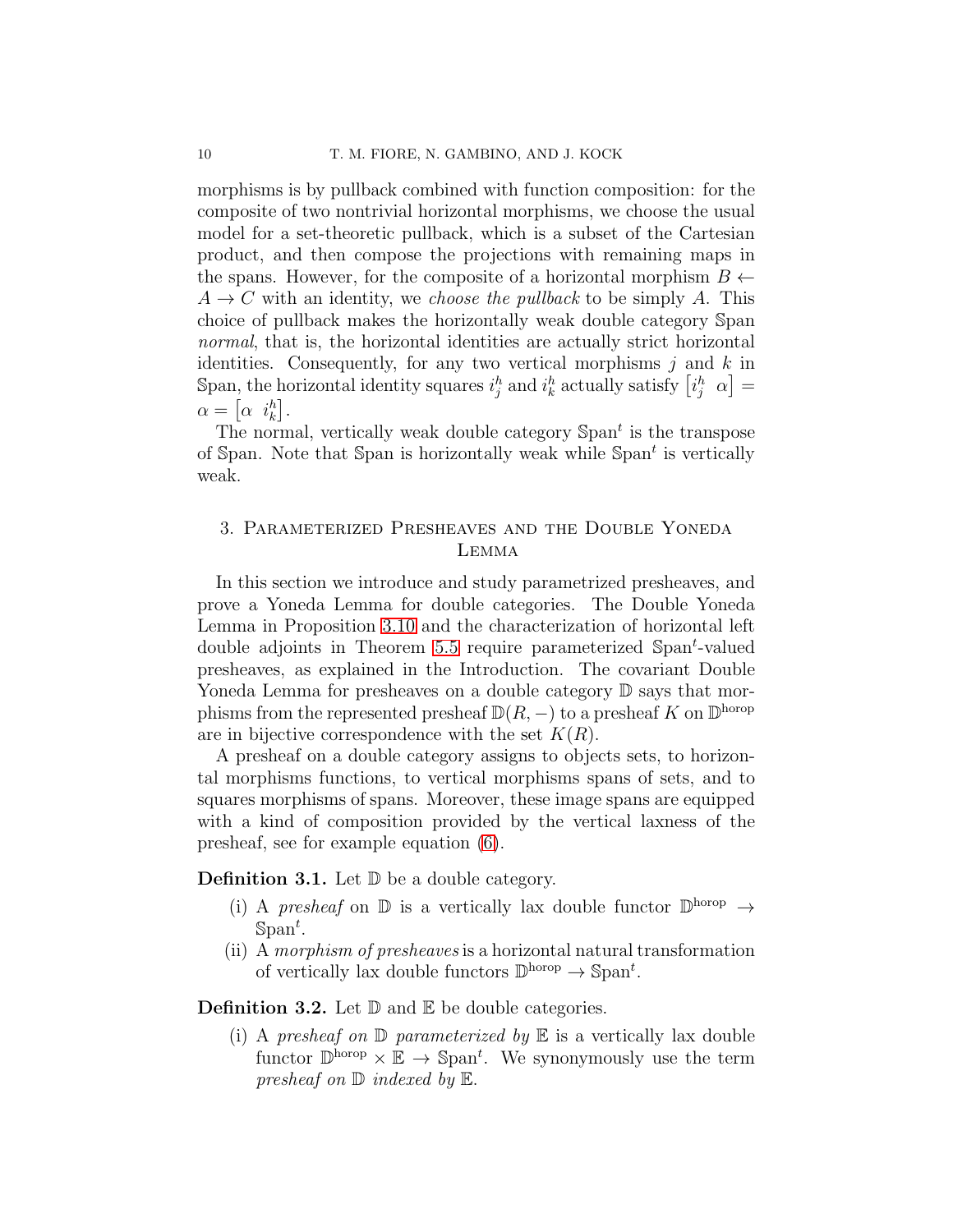morphisms is by pullback combined with function composition: for the composite of two nontrivial horizontal morphisms, we choose the usual model for a set-theoretic pullback, which is a subset of the Cartesian product, and then compose the projections with remaining maps in the spans. However, for the composite of a horizontal morphism $B \leftarrow A \to C$ with an identity, we *choose the pullback* to be simply $A$. This choice of pullback makes the horizontally weak double category $\mathbb{S}\mathrm{pan}$ *normal*, that is, the horizontal identities are actually strict horizontal identities. Consequently, for any two vertical morphisms $j$ and $k$ in $\mathbb{S}\mathrm{pan}$, the horizontal identity squares $i^h_j$ and $i^h_k$ actually satisfy $\begin{bmatrix} i^h_j & \alpha \end{bmatrix} = \alpha = \begin{bmatrix} \alpha & i^h_k \end{bmatrix}$.

The normal, vertically weak double category $\mathbb{S}\mathrm{pan}^t$ is the transpose of $\mathbb{S}\mathrm{pan}$. Note that $\mathbb{S}\mathrm{pan}$ is horizontally weak while $\mathbb{S}\mathrm{pan}^t$ is vertically weak.

## 3. Parameterized Presheaves and the Double Yoneda Lemma

In this section we introduce and study parametrized presheaves, and prove a Yoneda Lemma for double categories. The Double Yoneda Lemma in Proposition 3.10 and the characterization of horizontal left double adjoints in Theorem 5.5 require parameterized $\mathbb{S}\mathrm{pan}^t$-valued presheaves, as explained in the Introduction. The covariant Double Yoneda Lemma for presheaves on a double category $\mathbb{D}$ says that morphisms from the represented presheaf $\mathbb{D}(R, -)$ to a presheaf $K$ on $\mathbb{D}^{\mathrm{horop}}$ are in bijective correspondence with the set $K(R)$.

A presheaf on a double category assigns to objects sets, to horizontal morphisms functions, to vertical morphisms spans of sets, and to squares morphisms of spans. Moreover, these image spans are equipped with a kind of composition provided by the vertical laxness of the presheaf, see for example equation (6).

**Definition 3.1.** Let $\mathbb{D}$ be a double category.

(i) A *presheaf* on $\mathbb{D}$ is a vertically lax double functor $\mathbb{D}^{\mathrm{horop}} \to \mathbb{S}\mathrm{pan}^t$.

(ii) A *morphism of presheaves* is a horizontal natural transformation of vertically lax double functors $\mathbb{D}^{\mathrm{horop}} \to \mathbb{S}\mathrm{pan}^t$.

**Definition 3.2.** Let $\mathbb{D}$ and $\mathbb{E}$ be double categories.

(i) A *presheaf on $\mathbb{D}$ parameterized by $\mathbb{E}$* is a vertically lax double functor $\mathbb{D}^{\mathrm{horop}} \times \mathbb{E} \to \mathbb{S}\mathrm{pan}^t$. We synonymously use the term *presheaf on $\mathbb{D}$ indexed by $\mathbb{E}$*.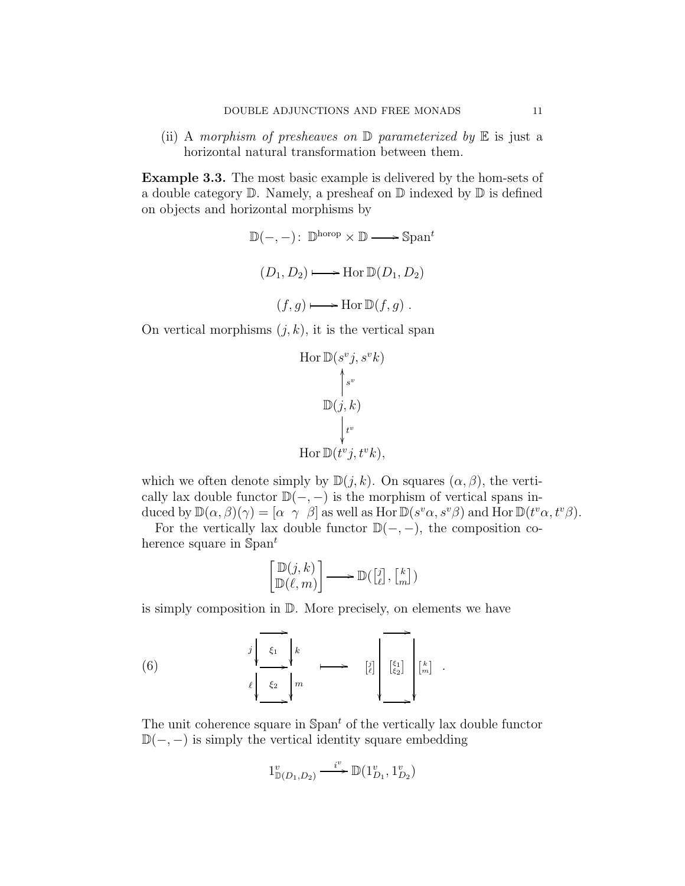(ii) A *morphism of presheaves on $\mathbb{D}$ parameterized by $\mathbb{E}$* is just a horizontal natural transformation between them.

**Example 3.3.** The most basic example is delivered by the hom-sets of a double category $\mathbb{D}$. Namely, a presheaf on $\mathbb{D}$ indexed by $\mathbb{D}$ is defined on objects and horizontal morphisms by

$$\mathbb{D}(-,-)\colon\ \mathbb{D}^{\mathrm{horop}} \times \mathbb{D} \longrightarrow \mathbb{S}\mathrm{pan}^t$$

$$(D_1, D_2) \longmapsto \operatorname{Hor}\mathbb{D}(D_1, D_2)$$

$$(f, g) \longmapsto \operatorname{Hor}\mathbb{D}(f, g)\ .$$

On vertical morphisms $(j, k)$, it is the vertical span

$$\begin{array}{c} \operatorname{Hor}\mathbb{D}(s^v j, s^v k) \\ \Big\uparrow{\scriptstyle s^v} \\ \mathbb{D}(j,k) \\ \Big\downarrow{\scriptstyle t^v} \\ \operatorname{Hor}\mathbb{D}(t^v j, t^v k), \end{array}$$

which we often denote simply by $\mathbb{D}(j, k)$. On squares $(\alpha, \beta)$, the vertically lax double functor $\mathbb{D}(-,-)$ is the morphism of vertical spans induced by $\mathbb{D}(\alpha, \beta)(\gamma) = [\alpha\ \ \gamma\ \ \beta]$ as well as $\operatorname{Hor}\mathbb{D}(s^v\alpha, s^v\beta)$ and $\operatorname{Hor}\mathbb{D}(t^v\alpha, t^v\beta)$.

For the vertically lax double functor $\mathbb{D}(-,-)$, the composition coherence square in $\mathbb{S}\mathrm{pan}^t$

$$\begin{bmatrix} \mathbb{D}(j,k) \\ \mathbb{D}(\ell, m) \end{bmatrix} \longrightarrow \mathbb{D}\left(\left[\begin{smallmatrix} j \\ \ell \end{smallmatrix}\right], \left[\begin{smallmatrix} k \\ m \end{smallmatrix}\right]\right)$$

is simply composition in $\mathbb{D}$. More precisely, on elements we have

$$\begin{array}{ccc} \begin{array}{ccc} \cdot & \longrightarrow & \cdot \\ {\scriptstyle j}\downarrow & \xi_1 & \downarrow{\scriptstyle k} \\ \cdot & \longrightarrow & \cdot \\ {\scriptstyle \ell}\downarrow & \xi_2 & \downarrow{\scriptstyle m} \\ \cdot & \longrightarrow & \cdot \end{array} & \longmapsto & \begin{array}{ccc} \cdot & \longrightarrow & \cdot \\ {\scriptstyle \left[\begin{smallmatrix} j \\ \ell \end{smallmatrix}\right]}\Bigg\downarrow & \left[\begin{smallmatrix} \xi_1 \\ \xi_2 \end{smallmatrix}\right] & \Bigg\downarrow{\scriptstyle \left[\begin{smallmatrix} k \\ m \end{smallmatrix}\right]} \\ \cdot & \longrightarrow & \cdot \end{array} \end{array} \quad . \tag{6}$$

The unit coherence square in $\mathbb{S}\mathrm{pan}^t$ of the vertically lax double functor $\mathbb{D}(-,-)$ is simply the vertical identity square embedding

$$1^v_{\mathbb{D}(D_1,D_2)} \xrightarrow{\ i^v\ } \mathbb{D}(1^v_{D_1}, 1^v_{D_2})$$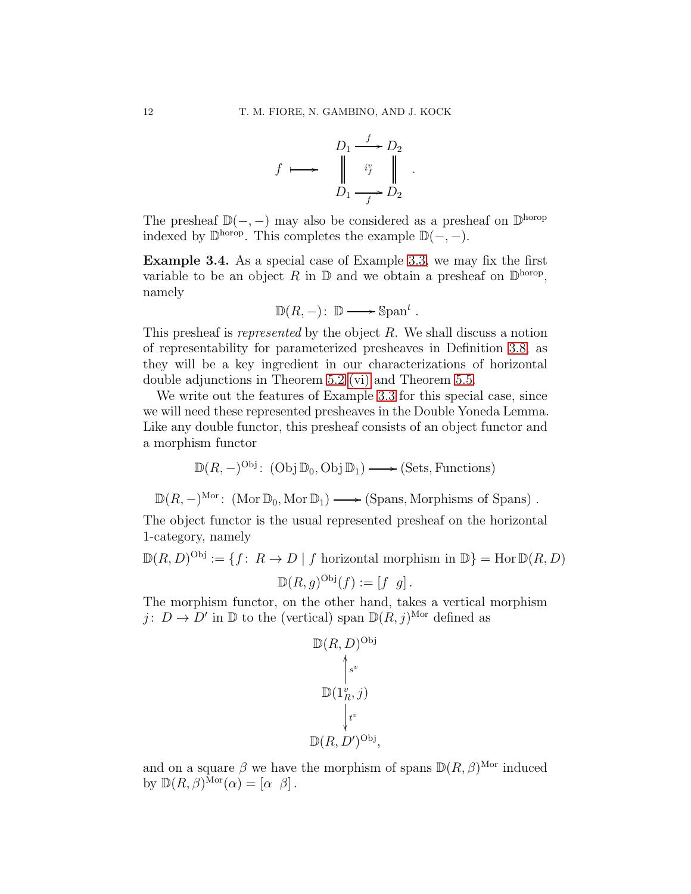$$f \longmapsto \begin{array}{ccc} D_1 & \xrightarrow{f} & D_2 \\ \| & i^v_f & \| \\ D_1 & \xrightarrow[f]{} & D_2 \end{array} .$$

The presheaf $\mathbb{D}(-,-)$ may also be considered as a presheaf on $\mathbb{D}^{\text{horop}}$ indexed by $\mathbb{D}^{\text{horop}}$. This completes the example $\mathbb{D}(-,-)$.

**Example 3.4.** As a special case of Example 3.3, we may fix the first variable to be an object $R$ in $\mathbb{D}$ and we obtain a presheaf on $\mathbb{D}^{\text{horop}}$, namely

$$\mathbb{D}(R,-) \colon \mathbb{D} \longrightarrow \mathbb{S}\text{pan}^t \,.$$

This presheaf is *represented* by the object $R$. We shall discuss a notion of representability for parameterized presheaves in Definition 3.8, as they will be a key ingredient in our characterizations of horizontal double adjunctions in Theorem 5.2 (vi) and Theorem 5.5.

We write out the features of Example 3.3 for this special case, since we will need these represented presheaves in the Double Yoneda Lemma. Like any double functor, this presheaf consists of an object functor and a morphism functor

$$\mathbb{D}(R,-)^{\text{Obj}} \colon (\text{Obj}\,\mathbb{D}_0, \text{Obj}\,\mathbb{D}_1) \longrightarrow (\text{Sets}, \text{Functions})$$

$$\mathbb{D}(R,-)^{\text{Mor}} \colon (\text{Mor}\,\mathbb{D}_0, \text{Mor}\,\mathbb{D}_1) \longrightarrow (\text{Spans}, \text{Morphisms of Spans})\,.$$

The object functor is the usual represented presheaf on the horizontal 1-category, namely

$$\mathbb{D}(R,D)^{\text{Obj}} := \{f \colon R \to D \mid f \text{ horizontal morphism in } \mathbb{D}\} = \text{Hor}\,\mathbb{D}(R,D)$$

$$\mathbb{D}(R,g)^{\text{Obj}}(f) := [f \;\; g]\,.$$

The morphism functor, on the other hand, takes a vertical morphism $j \colon D \to D'$ in $\mathbb{D}$ to the (vertical) span $\mathbb{D}(R,j)^{\text{Mor}}$ defined as

$$\begin{array}{c} \mathbb{D}(R,D)^{\text{Obj}} \\ \uparrow s^v \\ \mathbb{D}(1^v_R, j) \\ \downarrow t^v \\ \mathbb{D}(R,D')^{\text{Obj}}, \end{array}$$

and on a square $\beta$ we have the morphism of spans $\mathbb{D}(R,\beta)^{\text{Mor}}$ induced by $\mathbb{D}(R,\beta)^{\text{Mor}}(\alpha) = [\alpha \;\; \beta]\,.$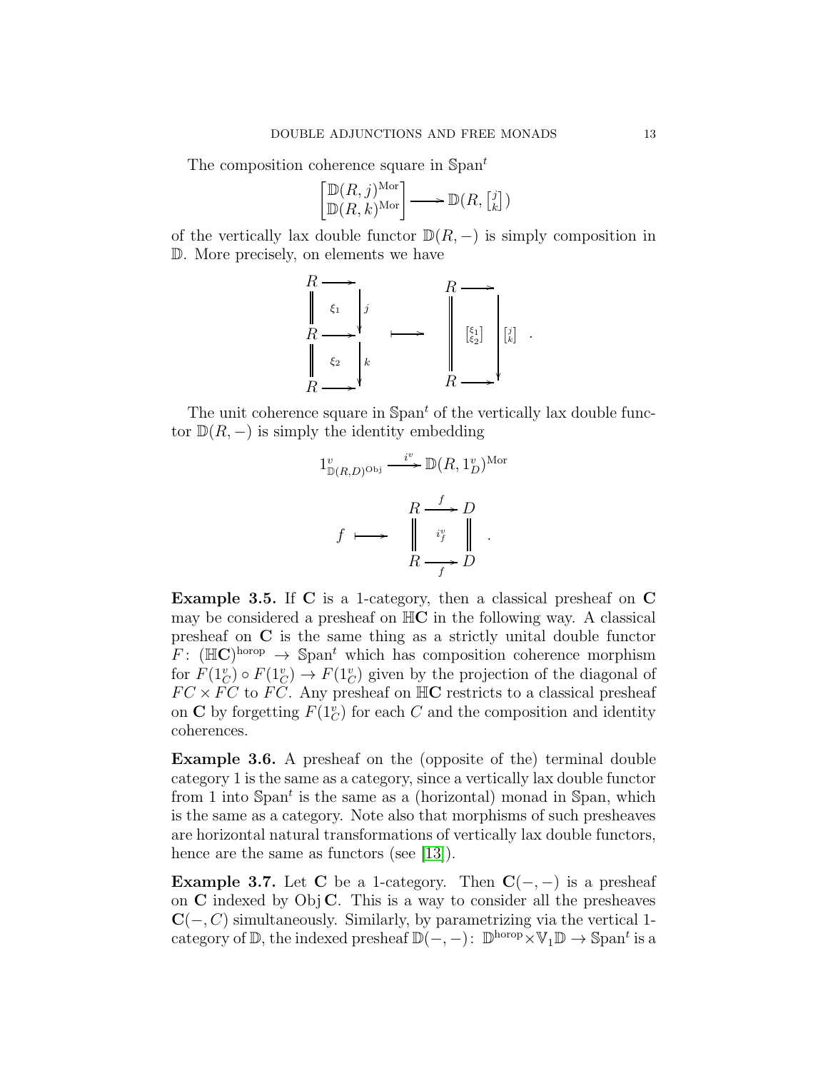The composition coherence square in $\mathbb{S}\text{pan}^t$

$$\begin{bmatrix}\mathbb{D}(R,j)^{\text{Mor}}\\ \mathbb{D}(R,k)^{\text{Mor}}\end{bmatrix} \longrightarrow \mathbb{D}(R, \left[\begin{smallmatrix} j \\ k \end{smallmatrix}\right])$$

of the vertically lax double functor $\mathbb{D}(R,-)$ is simply composition in $\mathbb{D}$. More precisely, on elements we have

$$\begin{array}{ccc} R \longrightarrow & & \\ \| \quad \xi_1 \quad \downarrow j & & R \longrightarrow \\ R \longrightarrow & \longmapsto & \| \quad \left[\begin{smallmatrix} \xi_1 \\ \xi_2 \end{smallmatrix}\right] \quad \downarrow \left[\begin{smallmatrix} j \\ k \end{smallmatrix}\right] \\ \| \quad \xi_2 \quad \downarrow k & & R \longrightarrow \\ R \longrightarrow & & \end{array} .$$

The unit coherence square in $\mathbb{S}\text{pan}^t$ of the vertically lax double functor $\mathbb{D}(R,-)$ is simply the identity embedding

$$1^v_{\mathbb{D}(R,D)^{\text{Obj}}} \xrightarrow{\ i^v\ } \mathbb{D}(R, 1^v_D)^{\text{Mor}}$$

$$f \longmapsto \begin{array}{ccc} R & \xrightarrow{f} & D \\ \| & i^v_f & \| \\ R & \xrightarrow[f]{} & D \end{array} .$$

**Example 3.5.** If $\mathbf{C}$ is a 1-category, then a classical presheaf on $\mathbf{C}$ may be considered a presheaf on $\mathbb{H}\mathbf{C}$ in the following way. A classical presheaf on $\mathbf{C}$ is the same thing as a strictly unital double functor $F\colon (\mathbb{H}\mathbf{C})^{\text{horop}} \to \mathbb{S}\text{pan}^t$ which has composition coherence morphism for $F(1^v_C) \circ F(1^v_C) \to F(1^v_C)$ given by the projection of the diagonal of $FC \times FC$ to $FC$. Any presheaf on $\mathbb{H}\mathbf{C}$ restricts to a classical presheaf on $\mathbf{C}$ by forgetting $F(1^v_C)$ for each $C$ and the composition and identity coherences.

**Example 3.6.** A presheaf on the (opposite of the) terminal double category 1 is the same as a category, since a vertically lax double functor from 1 into $\mathbb{S}\text{pan}^t$ is the same as a (horizontal) monad in $\mathbb{S}\text{pan}$, which is the same as a category. Note also that morphisms of such presheaves are horizontal natural transformations of vertically lax double functors, hence are the same as functors (see [13]).

**Example 3.7.** Let $\mathbf{C}$ be a 1-category. Then $\mathbf{C}(-,-)$ is a presheaf on $\mathbf{C}$ indexed by $\text{Obj}\,\mathbf{C}$. This is a way to consider all the presheaves $\mathbf{C}(-,C)$ simultaneously. Similarly, by parametrizing via the vertical 1-category of $\mathbb{D}$, the indexed presheaf $\mathbb{D}(-,-)\colon \mathbb{D}^{\text{horop}} \times \mathbb{V}_1\mathbb{D} \to \mathbb{S}\text{pan}^t$ is a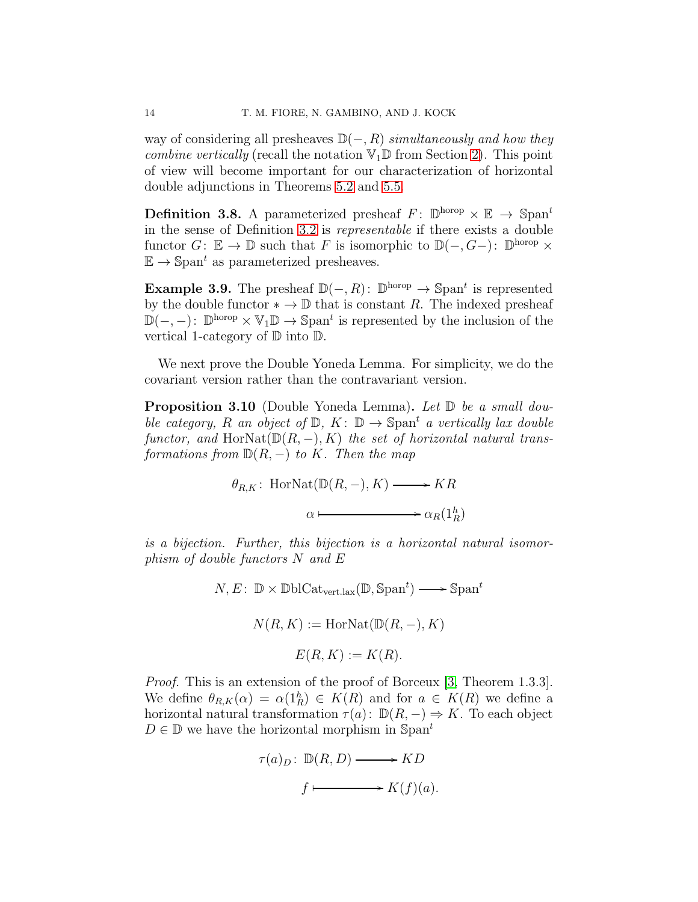way of considering all presheaves $\mathbb{D}(-, R)$ *simultaneously and how they combine vertically* (recall the notation $\mathbb{V}_1\mathbb{D}$ from Section 2). This point of view will become important for our characterization of horizontal double adjunctions in Theorems 5.2 and 5.5.

**Definition 3.8.** A parameterized presheaf $F\colon \mathbb{D}^{\text{horop}} \times \mathbb{E} \to \mathbb{S}\text{pan}^t$ in the sense of Definition 3.2 is *representable* if there exists a double functor $G\colon \mathbb{E} \to \mathbb{D}$ such that $F$ is isomorphic to $\mathbb{D}(-, G-)\colon \mathbb{D}^{\text{horop}} \times \mathbb{E} \to \mathbb{S}\text{pan}^t$ as parameterized presheaves.

**Example 3.9.** The presheaf $\mathbb{D}(-, R)\colon \mathbb{D}^{\text{horop}} \to \mathbb{S}\text{pan}^t$ is represented by the double functor $* \to \mathbb{D}$ that is constant $R$. The indexed presheaf $\mathbb{D}(-,-)\colon \mathbb{D}^{\text{horop}} \times \mathbb{V}_1\mathbb{D} \to \mathbb{S}\text{pan}^t$ is represented by the inclusion of the vertical 1-category of $\mathbb{D}$ into $\mathbb{D}$.

We next prove the Double Yoneda Lemma. For simplicity, we do the covariant version rather than the contravariant version.

**Proposition 3.10** (Double Yoneda Lemma)**.** *Let $\mathbb{D}$ be a small double category, $R$ an object of $\mathbb{D}$, $K\colon \mathbb{D} \to \mathbb{S}\text{pan}^t$ a vertically lax double functor, and $\text{HorNat}(\mathbb{D}(R,-), K)$ the set of horizontal natural transformations from $\mathbb{D}(R,-)$ to $K$. Then the map*

$$\theta_{R,K}\colon \text{HorNat}(\mathbb{D}(R,-), K) \longrightarrow KR$$

$$\alpha \longmapsto \alpha_R(1^h_R)$$

*is a bijection. Further, this bijection is a horizontal natural isomorphism of double functors $N$ and $E$*

$$N, E\colon \mathbb{D} \times \mathbb{D}\text{blCat}_{\text{vert.lax}}(\mathbb{D}, \mathbb{S}\text{pan}^t) \longrightarrow \mathbb{S}\text{pan}^t$$

$$N(R,K) := \text{HorNat}(\mathbb{D}(R,-), K)$$

$$E(R,K) := K(R).$$

*Proof.* This is an extension of the proof of Borceux [3, Theorem 1.3.3]. We define $\theta_{R,K}(\alpha) = \alpha(1^h_R) \in K(R)$ and for $a \in K(R)$ we define a horizontal natural transformation $\tau(a)\colon \mathbb{D}(R,-) \Rightarrow K$. To each object $D \in \mathbb{D}$ we have the horizontal morphism in $\mathbb{S}\text{pan}^t$

$$\tau(a)_D\colon \mathbb{D}(R, D) \longrightarrow KD$$

$$f \longmapsto K(f)(a).$$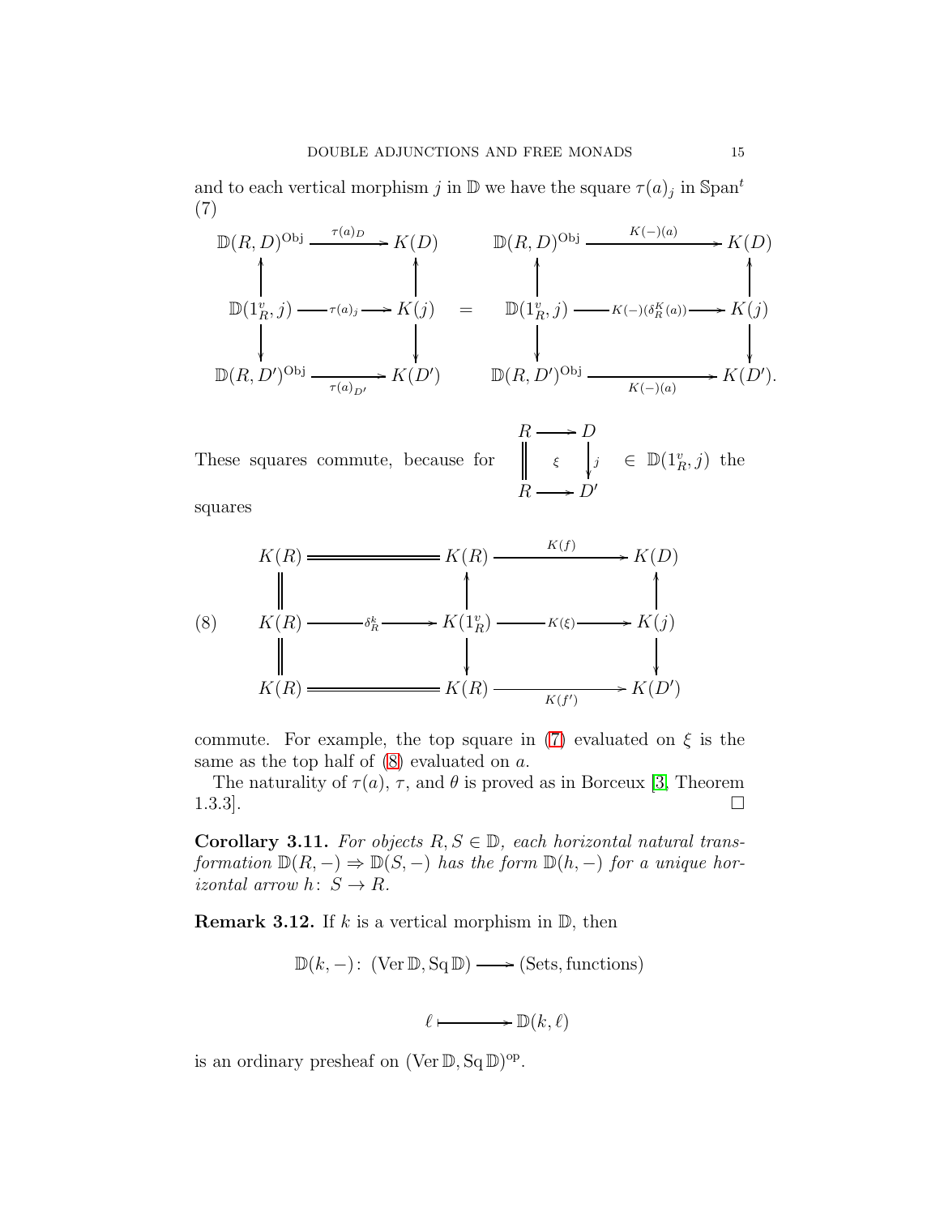and to each vertical morphism $j$ in $\mathbb{D}$ we have the square $\tau(a)_j$ in $\mathbb{S}\mathrm{pan}^t$

(7)

$$
\begin{array}{ccc}
\mathbb{D}(R,D)^{\mathrm{Obj}} & \xrightarrow{\tau(a)_D} & K(D) \\
\uparrow & & \uparrow \\
\mathbb{D}(1^v_R, j) & \xrightarrow{\tau(a)_j} & K(j) \\
\downarrow & & \downarrow \\
\mathbb{D}(R,D')^{\mathrm{Obj}} & \xrightarrow[\tau(a)_{D'}]{} & K(D')
\end{array}
\quad = \quad
\begin{array}{ccc}
\mathbb{D}(R,D)^{\mathrm{Obj}} & \xrightarrow{K(-)(a)} & K(D) \\
\uparrow & & \uparrow \\
\mathbb{D}(1^v_R, j) & \xrightarrow{K(-)(\delta^K_R(a))} & K(j) \\
\downarrow & & \downarrow \\
\mathbb{D}(R,D')^{\mathrm{Obj}} & \xrightarrow[K(-)(a)]{} & K(D').
\end{array}
$$

These squares commute, because for
$$
\begin{array}{ccc}
R & \longrightarrow & D \\
\| & \xi & \downarrow j \\
R & \longrightarrow & D'
\end{array}
\quad \in \ \mathbb{D}(1^v_R, j)
$$
the squares

(8)

$$
\begin{array}{ccccc}
K(R) & = & K(R) & \xrightarrow{K(f)} & K(D) \\
\| & & \uparrow & & \uparrow \\
K(R) & \xrightarrow{\delta^k_R} & K(1^v_R) & \xrightarrow{K(\xi)} & K(j) \\
\| & & \downarrow & & \downarrow \\
K(R) & = & K(R) & \xrightarrow[K(f')]{} & K(D')
\end{array}
$$

commute. For example, the top square in (7) evaluated on $\xi$ is the same as the top half of (8) evaluated on $a$.

The naturality of $\tau(a)$, $\tau$, and $\theta$ is proved as in Borceux [3, Theorem 1.3.3]. $\square$

**Corollary 3.11.** *For objects $R, S \in \mathbb{D}$, each horizontal natural transformation $\mathbb{D}(R,-) \Rightarrow \mathbb{D}(S,-)$ has the form $\mathbb{D}(h,-)$ for a unique horizontal arrow $h\colon S \to R$.*

**Remark 3.12.** If $k$ is a vertical morphism in $\mathbb{D}$, then

$$\mathbb{D}(k,-)\colon (\mathrm{Ver}\,\mathbb{D}, \mathrm{Sq}\,\mathbb{D}) \longrightarrow (\mathrm{Sets}, \mathrm{functions})$$

$$\ell \longmapsto \mathbb{D}(k,\ell)$$

is an ordinary presheaf on $(\mathrm{Ver}\,\mathbb{D}, \mathrm{Sq}\,\mathbb{D})^{\mathrm{op}}$.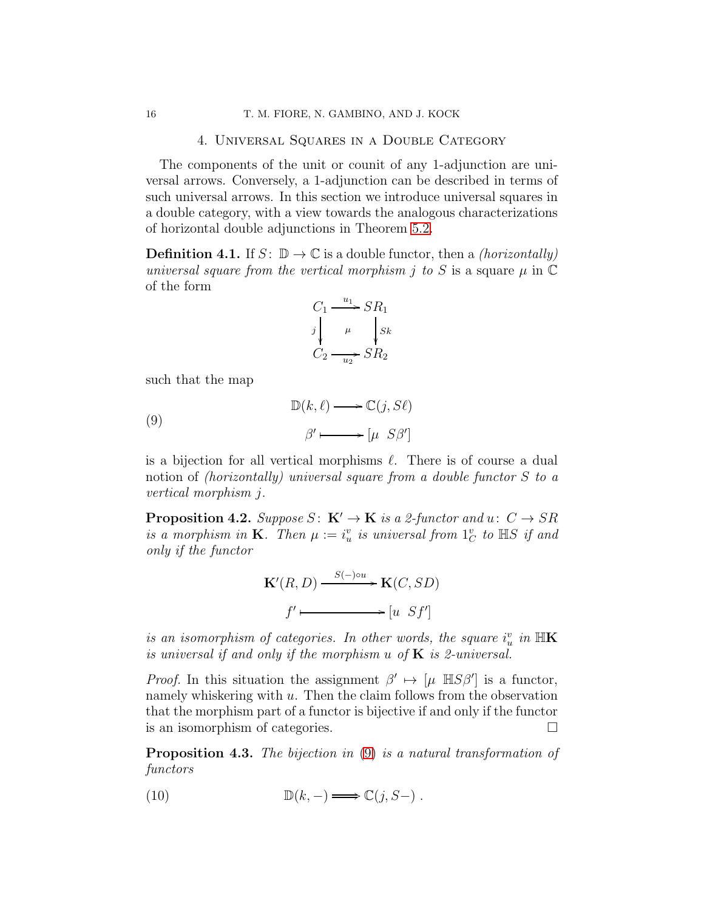## 4. Universal Squares in a Double Category

The components of the unit or counit of any 1-adjunction are universal arrows. Conversely, a 1-adjunction can be described in terms of such universal arrows. In this section we introduce universal squares in a double category, with a view towards the analogous characterizations of horizontal double adjunctions in Theorem 5.2.

**Definition 4.1.** If $S\colon \mathbb{D} \to \mathbb{C}$ is a double functor, then a *(horizontally) universal square from the vertical morphism $j$ to $S$* is a square $\mu$ in $\mathbb{C}$ of the form

$$\begin{array}{ccc} C_1 & \xrightarrow{u_1} & SR_1 \\ {\scriptstyle j}\big\downarrow & \mu & \big\downarrow{\scriptstyle Sk} \\ C_2 & \xrightarrow[u_2]{} & SR_2 \end{array}$$

such that the map

$$\begin{array}{ccc} \mathbb{D}(k,\ell) & \longrightarrow & \mathbb{C}(j, S\ell) \\ \beta' & \longmapsto & [\mu \;\; S\beta'] \end{array} \tag{9}$$

is a bijection for all vertical morphisms $\ell$. There is of course a dual notion of *(horizontally) universal square from a double functor $S$ to a vertical morphism $j$*.

**Proposition 4.2.** *Suppose $S\colon \mathbf{K}' \to \mathbf{K}$ is a 2-functor and $u\colon C \to SR$ is a morphism in $\mathbf{K}$. Then $\mu := i^v_u$ is universal from $1^v_C$ to $\mathbb{H}S$ if and only if the functor*

$$\begin{array}{ccc} \mathbf{K}'(R,D) & \xrightarrow{S(-)\circ u} & \mathbf{K}(C, SD) \\ f' & \longmapsto & [u \;\; Sf'] \end{array}$$

*is an isomorphism of categories. In other words, the square $i^v_u$ in $\mathbb{H}\mathbf{K}$ is universal if and only if the morphism $u$ of $\mathbf{K}$ is 2-universal.*

*Proof.* In this situation the assignment $\beta' \mapsto [\mu \;\; \mathbb{H}S\beta']$ is a functor, namely whiskering with $u$. Then the claim follows from the observation that the morphism part of a functor is bijective if and only if the functor is an isomorphism of categories. $\square$

**Proposition 4.3.** *The bijection in (9) is a natural transformation of functors*

$$\mathbb{D}(k,-) \Longrightarrow \mathbb{C}(j, S-)\ . \tag{10}$$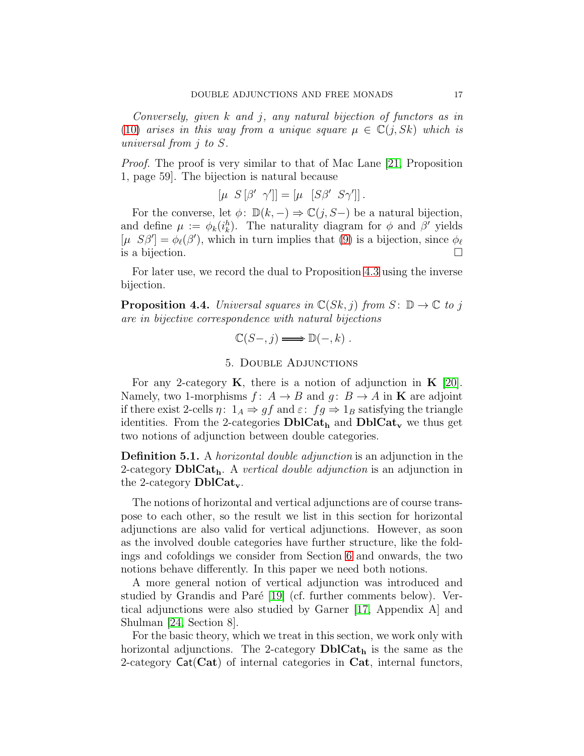*Conversely, given $k$ and $j$, any natural bijection of functors as in* (10) *arises in this way from a unique square $\mu \in \mathbb{C}(j, Sk)$ which is universal from $j$ to $S$.*

*Proof.* The proof is very similar to that of Mac Lane [21, Proposition 1, page 59]. The bijection is natural because

$$[\mu \;\; S\,[\beta' \;\; \gamma']] = [\mu \;\; [S\beta' \;\; S\gamma']] .$$

For the converse, let $\phi\colon \mathbb{D}(k, -) \Rightarrow \mathbb{C}(j, S-)$ be a natural bijection, and define $\mu := \phi_k(i^h_k)$. The naturality diagram for $\phi$ and $\beta'$ yields $[\mu \;\; S\beta'] = \phi_\ell(\beta')$, which in turn implies that (9) is a bijection, since $\phi_\ell$ is a bijection. □

For later use, we record the dual to Proposition 4.3 using the inverse bijection.

**Proposition 4.4.** *Universal squares in $\mathbb{C}(Sk, j)$ from $S\colon \mathbb{D} \to \mathbb{C}$ to $j$ are in bijective correspondence with natural bijections*

$$\mathbb{C}(S-, j) \Longrightarrow \mathbb{D}(-, k) \; .$$

## 5. Double Adjunctions

For any 2-category $\mathbf{K}$, there is a notion of adjunction in $\mathbf{K}$ [20]. Namely, two 1-morphisms $f\colon A \to B$ and $g\colon B \to A$ in $\mathbf{K}$ are adjoint if there exist 2-cells $\eta\colon 1_A \Rightarrow gf$ and $\varepsilon\colon fg \Rightarrow 1_B$ satisfying the triangle identities. From the 2-categories $\mathbf{DblCat_h}$ and $\mathbf{DblCat_v}$ we thus get two notions of adjunction between double categories.

**Definition 5.1.** A *horizontal double adjunction* is an adjunction in the 2-category $\mathbf{DblCat_h}$. A *vertical double adjunction* is an adjunction in the 2-category $\mathbf{DblCat_v}$.

The notions of horizontal and vertical adjunctions are of course transpose to each other, so the result we list in this section for horizontal adjunctions are also valid for vertical adjunctions. However, as soon as the involved double categories have further structure, like the foldings and cofoldings we consider from Section 6 and onwards, the two notions behave differently. In this paper we need both notions.

A more general notion of vertical adjunction was introduced and studied by Grandis and Paré [19] (cf. further comments below). Vertical adjunctions were also studied by Garner [17, Appendix A] and Shulman [24, Section 8].

For the basic theory, which we treat in this section, we work only with horizontal adjunctions. The 2-category $\mathbf{DblCat_h}$ is the same as the 2-category $\mathsf{Cat}(\mathbf{Cat})$ of internal categories in $\mathbf{Cat}$, internal functors,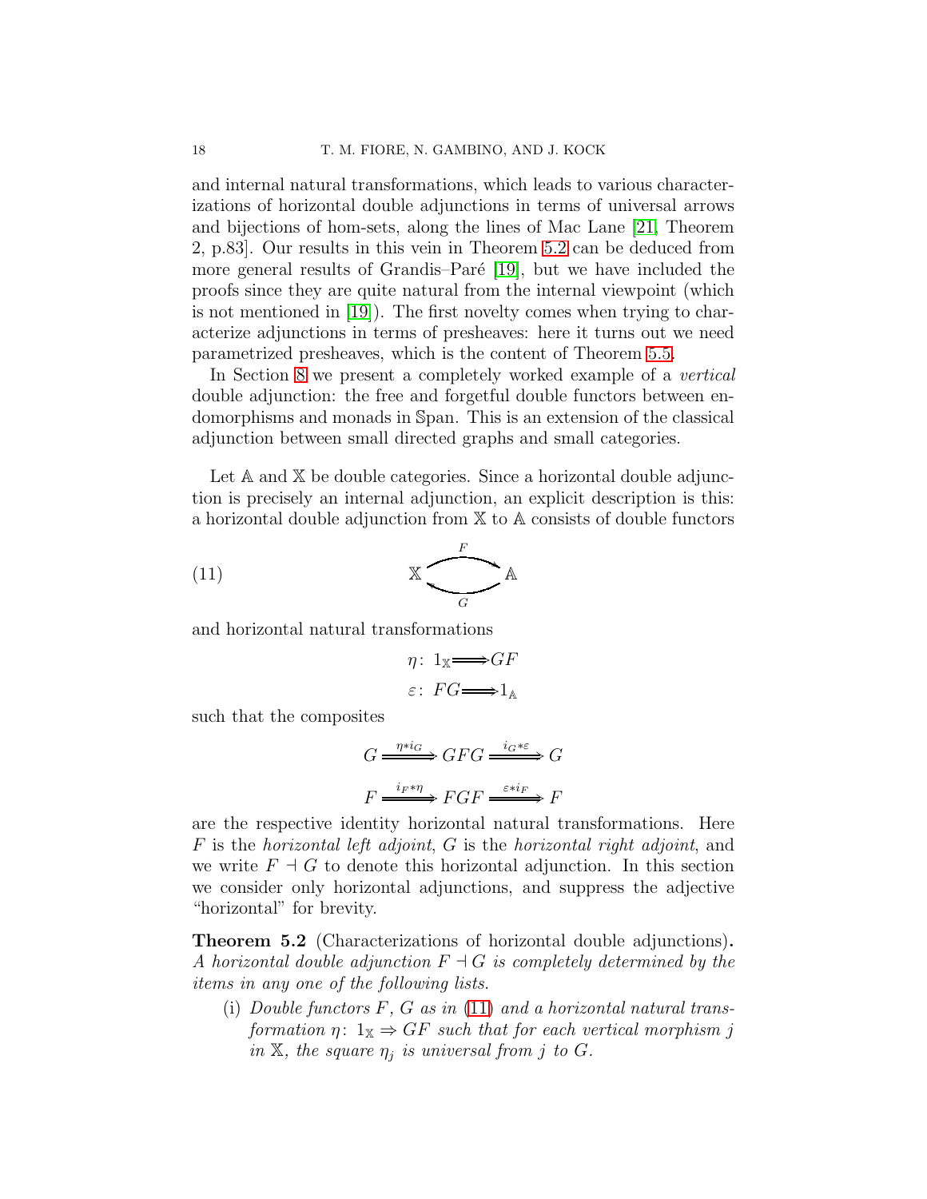and internal natural transformations, which leads to various characterizations of horizontal double adjunctions in terms of universal arrows and bijections of hom-sets, along the lines of Mac Lane [21, Theorem 2, p.83]. Our results in this vein in Theorem 5.2 can be deduced from more general results of Grandis–Paré [19], but we have included the proofs since they are quite natural from the internal viewpoint (which is not mentioned in [19]). The first novelty comes when trying to characterize adjunctions in terms of presheaves: here it turns out we need parametrized presheaves, which is the content of Theorem 5.5.

In Section 8 we present a completely worked example of a *vertical* double adjunction: the free and forgetful double functors between endomorphisms and monads in $\mathbb{S}\mathrm{pan}$. This is an extension of the classical adjunction between small directed graphs and small categories.

Let $\mathbb{A}$ and $\mathbb{X}$ be double categories. Since a horizontal double adjunction is precisely an internal adjunction, an explicit description is this: a horizontal double adjunction from $\mathbb{X}$ to $\mathbb{A}$ consists of double functors

$$\mathbb{X} \underset{G}{\overset{F}{\rightleftarrows}} \mathbb{A} \tag{11}$$

and horizontal natural transformations

$$\eta\colon\ 1_{\mathbb{X}} \Longrightarrow GF$$
$$\varepsilon\colon\ FG \Longrightarrow 1_{\mathbb{A}}$$

such that the composites

$$G \xRightarrow{\eta * i_G} GFG \xRightarrow{i_G * \varepsilon} G$$

$$F \xRightarrow{i_F * \eta} FGF \xRightarrow{\varepsilon * i_F} F$$

are the respective identity horizontal natural transformations. Here $F$ is the *horizontal left adjoint*, $G$ is the *horizontal right adjoint*, and we write $F \dashv G$ to denote this horizontal adjunction. In this section we consider only horizontal adjunctions, and suppress the adjective "horizontal" for brevity.

**Theorem 5.2** (Characterizations of horizontal double adjunctions)**.** *A horizontal double adjunction $F \dashv G$ is completely determined by the items in any one of the following lists.*

(i) *Double functors $F$, $G$ as in (11) and a horizontal natural transformation $\eta\colon 1_{\mathbb{X}} \Rightarrow GF$ such that for each vertical morphism $j$ in $\mathbb{X}$, the square $\eta_j$ is universal from $j$ to $G$.*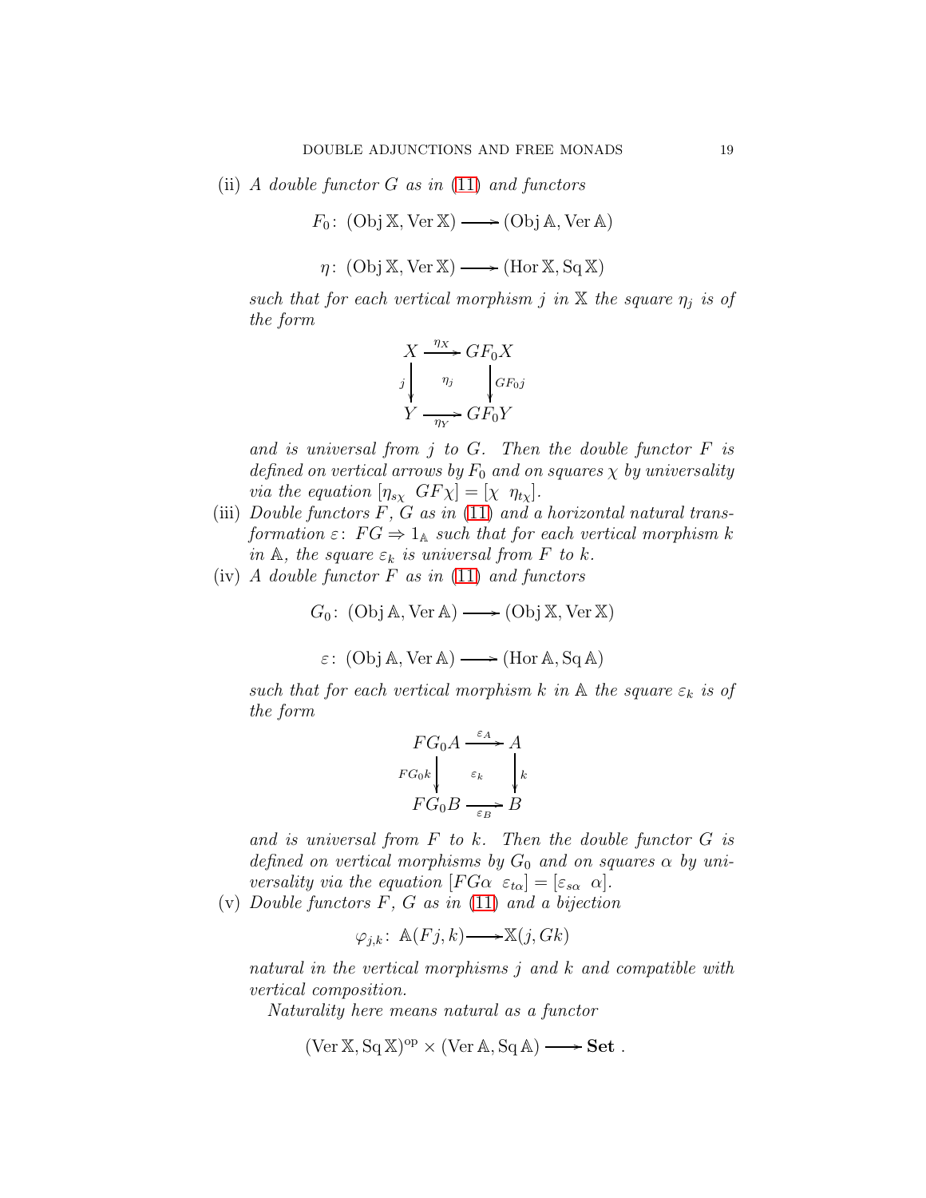(ii) *A double functor $G$ as in (11) and functors*

$$F_0\colon (\operatorname{Obj}\mathbb{X}, \operatorname{Ver}\mathbb{X}) \longrightarrow (\operatorname{Obj}\mathbb{A}, \operatorname{Ver}\mathbb{A})$$

$$\eta\colon (\operatorname{Obj}\mathbb{X}, \operatorname{Ver}\mathbb{X}) \longrightarrow (\operatorname{Hor}\mathbb{X}, \operatorname{Sq}\mathbb{X})$$

*such that for each vertical morphism $j$ in $\mathbb{X}$ the square $\eta_j$ is of the form*

$$\begin{array}{ccc} X & \xrightarrow{\eta_X} & GF_0X \\ {\scriptstyle j}\downarrow & \eta_j & \downarrow{\scriptstyle GF_0 j} \\ Y & \xrightarrow[\eta_Y]{} & GF_0Y \end{array}$$

*and is universal from $j$ to $G$. Then the double functor $F$ is defined on vertical arrows by $F_0$ and on squares $\chi$ by universality via the equation $[\eta_{s\chi}\ \ GF\chi] = [\chi\ \ \eta_{t\chi}]$.*

(iii) *Double functors $F$, $G$ as in (11) and a horizontal natural transformation $\varepsilon\colon FG \Rightarrow 1_{\mathbb{A}}$ such that for each vertical morphism $k$ in $\mathbb{A}$, the square $\varepsilon_k$ is universal from $F$ to $k$.*

(iv) *A double functor $F$ as in (11) and functors*

$$G_0\colon (\operatorname{Obj}\mathbb{A}, \operatorname{Ver}\mathbb{A}) \longrightarrow (\operatorname{Obj}\mathbb{X}, \operatorname{Ver}\mathbb{X})$$

$$\varepsilon\colon (\operatorname{Obj}\mathbb{A}, \operatorname{Ver}\mathbb{A}) \longrightarrow (\operatorname{Hor}\mathbb{A}, \operatorname{Sq}\mathbb{A})$$

*such that for each vertical morphism $k$ in $\mathbb{A}$ the square $\varepsilon_k$ is of the form*

$$\begin{array}{ccc} FG_0A & \xrightarrow{\varepsilon_A} & A \\ {\scriptstyle FG_0k}\downarrow & \varepsilon_k & \downarrow{\scriptstyle k} \\ FG_0B & \xrightarrow[\varepsilon_B]{} & B \end{array}$$

*and is universal from $F$ to $k$. Then the double functor $G$ is defined on vertical morphisms by $G_0$ and on squares $\alpha$ by universality via the equation $[FG\alpha\ \ \varepsilon_{t\alpha}] = [\varepsilon_{s\alpha}\ \ \alpha]$.*

(v) *Double functors $F$, $G$ as in (11) and a bijection*

$$\varphi_{j,k}\colon\ \mathbb{A}(Fj, k) \longrightarrow \mathbb{X}(j, Gk)$$

*natural in the vertical morphisms $j$ and $k$ and compatible with vertical composition.*

*Naturality here means natural as a functor*

$$(\operatorname{Ver}\mathbb{X}, \operatorname{Sq}\mathbb{X})^{\mathrm{op}} \times (\operatorname{Ver}\mathbb{A}, \operatorname{Sq}\mathbb{A}) \longrightarrow \mathbf{Set}\ .$$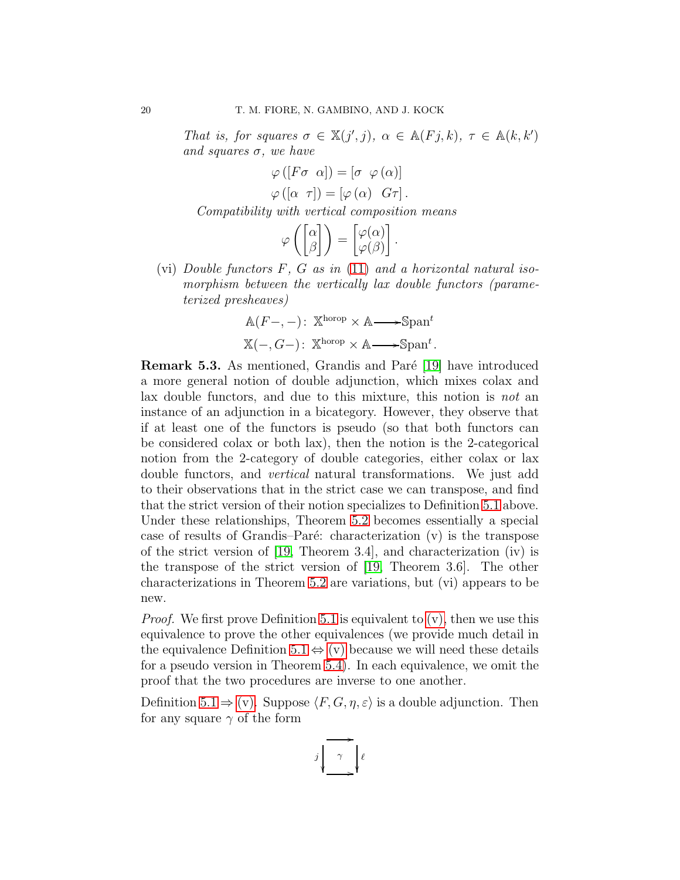*That is, for squares $\sigma \in \mathbb{X}(j', j)$, $\alpha \in \mathbb{A}(Fj, k)$, $\tau \in \mathbb{A}(k, k')$ and squares $\sigma$, we have*

$$\varphi\left([F\sigma \;\; \alpha]\right) = [\sigma \;\; \varphi\left(\alpha\right)]$$
$$\varphi\left([\alpha \;\; \tau]\right) = [\varphi\left(\alpha\right) \;\; G\tau]\,.$$

*Compatibility with vertical composition means*

$$\varphi\left(\begin{bmatrix}\alpha \\ \beta\end{bmatrix}\right) = \begin{bmatrix}\varphi(\alpha) \\ \varphi(\beta)\end{bmatrix}.$$

(vi) *Double functors $F$, $G$ as in (11) and a horizontal natural isomorphism between the vertically lax double functors (parameterized presheaves)*

$$\mathbb{A}(F-,-)\colon\; \mathbb{X}^{\text{horop}} \times \mathbb{A} \longrightarrow \mathbb{S}\text{pan}^t$$
$$\mathbb{X}(-,G-)\colon\; \mathbb{X}^{\text{horop}} \times \mathbb{A} \longrightarrow \mathbb{S}\text{pan}^t.$$

**Remark 5.3.** As mentioned, Grandis and Paré [19] have introduced a more general notion of double adjunction, which mixes colax and lax double functors, and due to this mixture, this notion is *not* an instance of an adjunction in a bicategory. However, they observe that if at least one of the functors is pseudo (so that both functors can be considered colax or both lax), then the notion is the 2-categorical notion from the 2-category of double categories, either colax or lax double functors, and *vertical* natural transformations. We just add to their observations that in the strict case we can transpose, and find that the strict version of their notion specializes to Definition 5.1 above. Under these relationships, Theorem 5.2 becomes essentially a special case of results of Grandis–Paré: characterization (v) is the transpose of the strict version of [19, Theorem 3.4], and characterization (iv) is the transpose of the strict version of [19, Theorem 3.6]. The other characterizations in Theorem 5.2 are variations, but (vi) appears to be new.

*Proof.* We first prove Definition 5.1 is equivalent to (v), then we use this equivalence to prove the other equivalences (we provide much detail in the equivalence Definition 5.1 $\Leftrightarrow$ (v) because we will need these details for a pseudo version in Theorem 5.4). In each equivalence, we omit the proof that the two procedures are inverse to one another.

Definition 5.1 $\Rightarrow$ (v). Suppose $\langle F, G, \eta, \varepsilon\rangle$ is a double adjunction. Then for any square $\gamma$ of the form

$$\begin{array}{ccc} \cdot & \longrightarrow & \cdot \\ {\scriptstyle j}\big\downarrow & \gamma & \big\downarrow{\scriptstyle \ell} \\ \cdot & \longrightarrow & \cdot \end{array}$$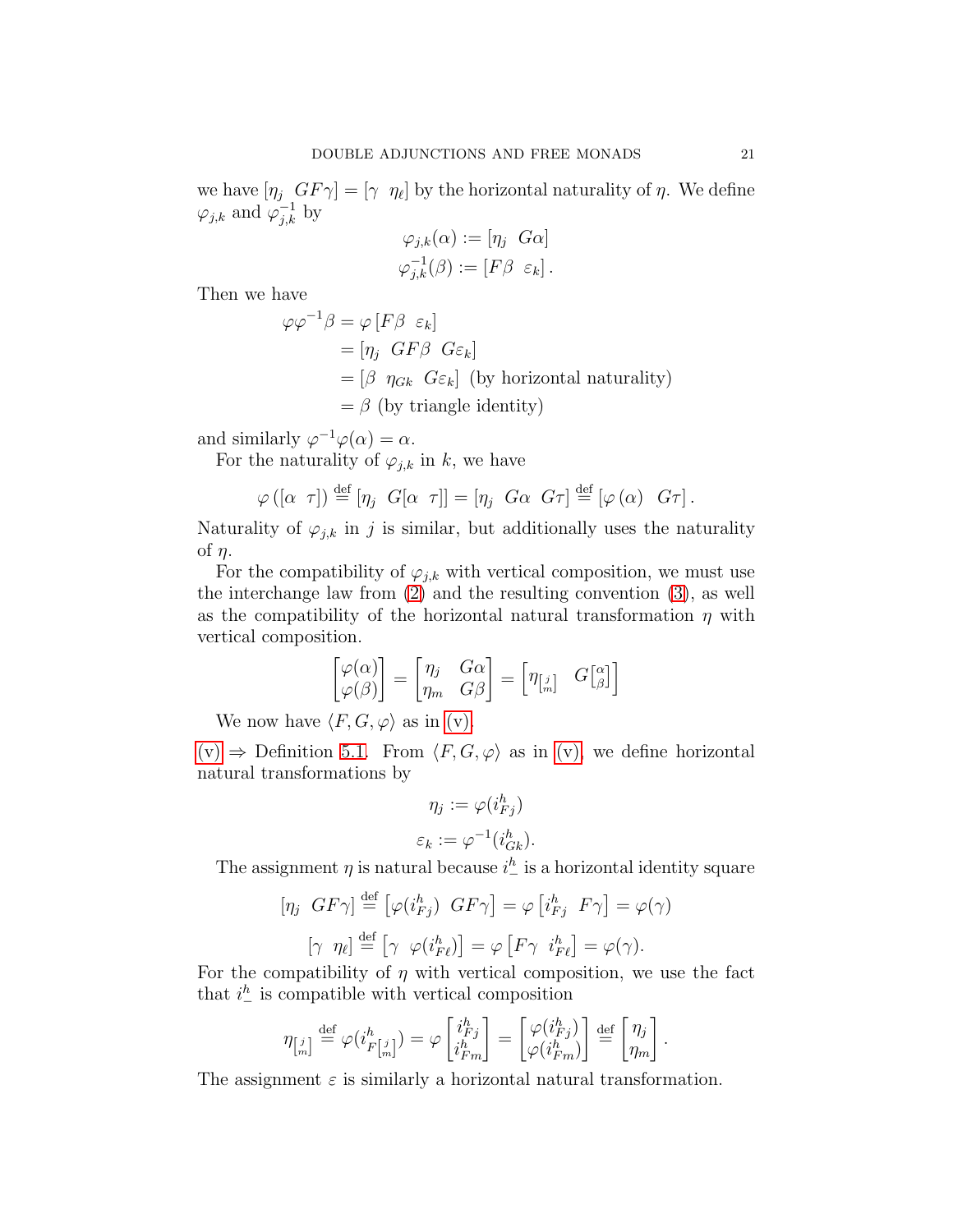we have $[\eta_j \;\; GF\gamma] = [\gamma \;\; \eta_\ell]$ by the horizontal naturality of $\eta$. We define $\varphi_{j,k}$ and $\varphi^{-1}_{j,k}$ by

$$\varphi_{j,k}(\alpha) := [\eta_j \;\; G\alpha]$$
$$\varphi^{-1}_{j,k}(\beta) := [F\beta \;\; \varepsilon_k] .$$

Then we have

$$\begin{aligned}
\varphi\varphi^{-1}\beta &= \varphi\,[F\beta \;\; \varepsilon_k] \\
&= [\eta_j \;\; GF\beta \;\; G\varepsilon_k] \\
&= [\beta \;\; \eta_{Gk} \;\; G\varepsilon_k] \text{ (by horizontal naturality)} \\
&= \beta \text{ (by triangle identity)}
\end{aligned}$$

and similarly $\varphi^{-1}\varphi(\alpha) = \alpha$.

For the naturality of $\varphi_{j,k}$ in $k$, we have

$$\varphi\left([\alpha \;\; \tau]\right) \overset{\text{def}}{=} [\eta_j \;\; G[\alpha \;\; \tau]] = [\eta_j \;\; G\alpha \;\; G\tau] \overset{\text{def}}{=} [\varphi\left(\alpha\right) \;\; G\tau] .$$

Naturality of $\varphi_{j,k}$ in $j$ is similar, but additionally uses the naturality of $\eta$.

For the compatibility of $\varphi_{j,k}$ with vertical composition, we must use the interchange law from (2) and the resulting convention (3), as well as the compatibility of the horizontal natural transformation $\eta$ with vertical composition.

$$\begin{bmatrix} \varphi(\alpha) \\ \varphi(\beta) \end{bmatrix} = \begin{bmatrix} \eta_j & G\alpha \\ \eta_m & G\beta \end{bmatrix} = \begin{bmatrix} \eta_{\left[\begin{smallmatrix} j \\ m \end{smallmatrix}\right]} & G\left[\begin{smallmatrix} \alpha \\ \beta \end{smallmatrix}\right] \end{bmatrix}$$

We now have $\langle F, G, \varphi \rangle$ as in (v).

(v) $\Rightarrow$ Definition 5.1. From $\langle F, G, \varphi \rangle$ as in (v), we define horizontal natural transformations by

$$\eta_j := \varphi(i^h_{Fj})$$
$$\varepsilon_k := \varphi^{-1}(i^h_{Gk}).$$

The assignment $\eta$ is natural because $i^h_{-}$ is a horizontal identity square

$$[\eta_j \;\; GF\gamma] \overset{\text{def}}{=} \left[\varphi(i^h_{Fj}) \;\; GF\gamma\right] = \varphi\left[i^h_{Fj} \;\; F\gamma\right] = \varphi(\gamma)$$
$$[\gamma \;\; \eta_\ell] \overset{\text{def}}{=} \left[\gamma \;\; \varphi(i^h_{F\ell})\right] = \varphi\left[F\gamma \;\; i^h_{F\ell}\right] = \varphi(\gamma).$$

For the compatibility of $\eta$ with vertical composition, we use the fact that $i^h_{-}$ is compatible with vertical composition

$$\eta_{\left[\begin{smallmatrix} j \\ m \end{smallmatrix}\right]} \overset{\text{def}}{=} \varphi(i^h_{F\left[\begin{smallmatrix} j \\ m \end{smallmatrix}\right]}) = \varphi\begin{bmatrix} i^h_{Fj} \\ i^h_{Fm} \end{bmatrix} = \begin{bmatrix} \varphi(i^h_{Fj}) \\ \varphi(i^h_{Fm}) \end{bmatrix} \overset{\text{def}}{=} \begin{bmatrix} \eta_j \\ \eta_m \end{bmatrix} .$$

The assignment $\varepsilon$ is similarly a horizontal natural transformation.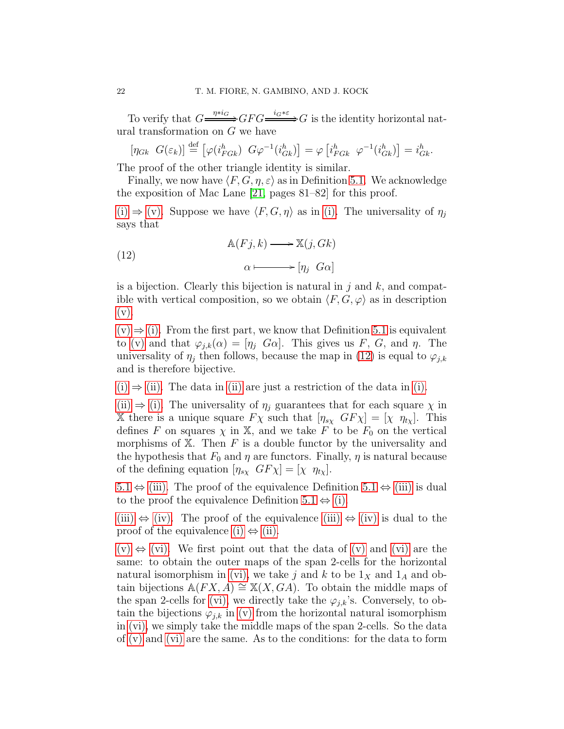To verify that $G \overset{\eta * i_G}{\Longrightarrow} GFG \overset{i_G * \varepsilon}{\Longrightarrow} G$ is the identity horizontal natural transformation on $G$ we have

$$[\eta_{Gk} \;\; G(\varepsilon_k)] \overset{\text{def}}{=} \left[\varphi(i^h_{FGk}) \;\; G\varphi^{-1}(i^h_{Gk})\right] = \varphi\left[i^h_{FGk} \;\; \varphi^{-1}(i^h_{Gk})\right] = i^h_{Gk}.$$

The proof of the other triangle identity is similar.

Finally, we now have $\langle F, G, \eta, \varepsilon \rangle$ as in Definition 5.1. We acknowledge the exposition of Mac Lane [21, pages 81–82] for this proof.

(i) $\Rightarrow$ (v). Suppose we have $\langle F, G, \eta \rangle$ as in (i). The universality of $\eta_j$ says that

$$\begin{aligned} \mathbb{A}(Fj, k) &\longrightarrow \mathbb{X}(j, Gk) \\ \alpha &\longmapsto [\eta_j \;\; G\alpha] \end{aligned} \tag{12}$$

is a bijection. Clearly this bijection is natural in $j$ and $k$, and compatible with vertical composition, so we obtain $\langle F, G, \varphi \rangle$ as in description (v).

(v) $\Rightarrow$ (i). From the first part, we know that Definition 5.1 is equivalent to (v) and that $\varphi_{j,k}(\alpha) = [\eta_j \;\; G\alpha]$. This gives us $F$, $G$, and $\eta$. The universality of $\eta_j$ then follows, because the map in (12) is equal to $\varphi_{j,k}$ and is therefore bijective.

(i) $\Rightarrow$ (ii). The data in (ii) are just a restriction of the data in (i).

(ii) $\Rightarrow$ (i). The universality of $\eta_j$ guarantees that for each square $\chi$ in $\mathbb{X}$ there is a unique square $F\chi$ such that $[\eta_{s\chi} \;\; GF\chi] = [\chi \;\; \eta_{t\chi}]$. This defines $F$ on squares $\chi$ in $\mathbb{X}$, and we take $F$ to be $F_0$ on the vertical morphisms of $\mathbb{X}$. Then $F$ is a double functor by the universality and the hypothesis that $F_0$ and $\eta$ are functors. Finally, $\eta$ is natural because of the defining equation $[\eta_{s\chi} \;\; GF\chi] = [\chi \;\; \eta_{t\chi}]$.

5.1 $\Leftrightarrow$ (iii). The proof of the equivalence Definition 5.1 $\Leftrightarrow$ (iii) is dual to the proof the equivalence Definition 5.1 $\Leftrightarrow$ (i).

(iii) $\Leftrightarrow$ (iv). The proof of the equivalence (iii) $\Leftrightarrow$ (iv) is dual to the proof of the equivalence (i) $\Leftrightarrow$ (ii).

(v) $\Leftrightarrow$ (vi). We first point out that the data of (v) and (vi) are the same: to obtain the outer maps of the span 2-cells for the horizontal natural isomorphism in (vi), we take $j$ and $k$ to be $1_X$ and $1_A$ and obtain bijections $\mathbb{A}(FX, A) \cong \mathbb{X}(X, GA)$. To obtain the middle maps of the span 2-cells for (vi), we directly take the $\varphi_{j,k}$'s. Conversely, to obtain the bijections $\varphi_{j,k}$ in (v) from the horizontal natural isomorphism in (vi), we simply take the middle maps of the span 2-cells. So the data of (v) and (vi) are the same. As to the conditions: for the data to form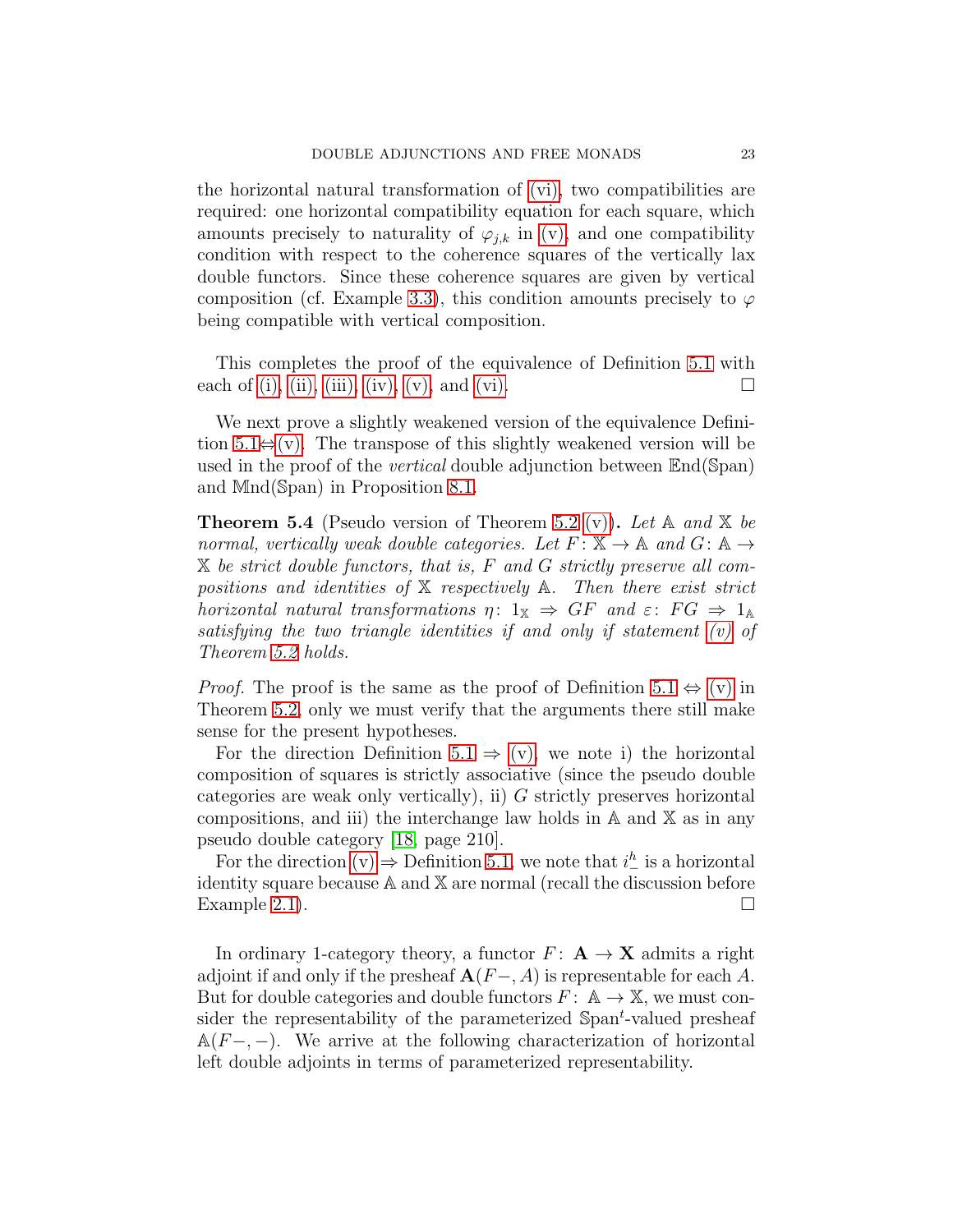the horizontal natural transformation of (vi), two compatibilities are required: one horizontal compatibility equation for each square, which amounts precisely to naturality of $\varphi_{j,k}$ in (v), and one compatibility condition with respect to the coherence squares of the vertically lax double functors. Since these coherence squares are given by vertical composition (cf. Example 3.3), this condition amounts precisely to $\varphi$ being compatible with vertical composition.

This completes the proof of the equivalence of Definition 5.1 with each of (i), (ii), (iii), (iv), (v), and (vi). $\square$

We next prove a slightly weakened version of the equivalence Definition 5.1⇔(v). The transpose of this slightly weakened version will be used in the proof of the *vertical* double adjunction between $\mathbb{E}\text{nd}(\mathbb{S}\text{pan})$ and $\mathbb{M}\text{nd}(\mathbb{S}\text{pan})$ in Proposition 8.1.

**Theorem 5.4** (Pseudo version of Theorem 5.2 (v))**.** *Let $\mathbb{A}$ and $\mathbb{X}$ be normal, vertically weak double categories. Let $F\colon \mathbb{X} \to \mathbb{A}$ and $G\colon \mathbb{A} \to \mathbb{X}$ be strict double functors, that is, $F$ and $G$ strictly preserve all compositions and identities of $\mathbb{X}$ respectively $\mathbb{A}$. Then there exist strict horizontal natural transformations $\eta\colon 1_{\mathbb{X}} \Rightarrow GF$ and $\varepsilon\colon FG \Rightarrow 1_{\mathbb{A}}$ satisfying the two triangle identities if and only if statement (v) of Theorem 5.2 holds.*

*Proof.* The proof is the same as the proof of Definition 5.1 ⇔ (v) in Theorem 5.2, only we must verify that the arguments there still make sense for the present hypotheses.

For the direction Definition 5.1 ⇒ (v), we note i) the horizontal composition of squares is strictly associative (since the pseudo double categories are weak only vertically), ii) $G$ strictly preserves horizontal compositions, and iii) the interchange law holds in $\mathbb{A}$ and $\mathbb{X}$ as in any pseudo double category [18, page 210].

For the direction (v) ⇒ Definition 5.1, we note that $i^h_-$ is a horizontal identity square because $\mathbb{A}$ and $\mathbb{X}$ are normal (recall the discussion before Example 2.1). $\square$

In ordinary 1-category theory, a functor $F\colon \mathbf{A} \to \mathbf{X}$ admits a right adjoint if and only if the presheaf $\mathbf{A}(F-, A)$ is representable for each $A$. But for double categories and double functors $F\colon \mathbb{A} \to \mathbb{X}$, we must consider the representability of the parameterized $\mathbb{S}\text{pan}^t$-valued presheaf $\mathbb{A}(F-,-)$. We arrive at the following characterization of horizontal left double adjoints in terms of parameterized representability.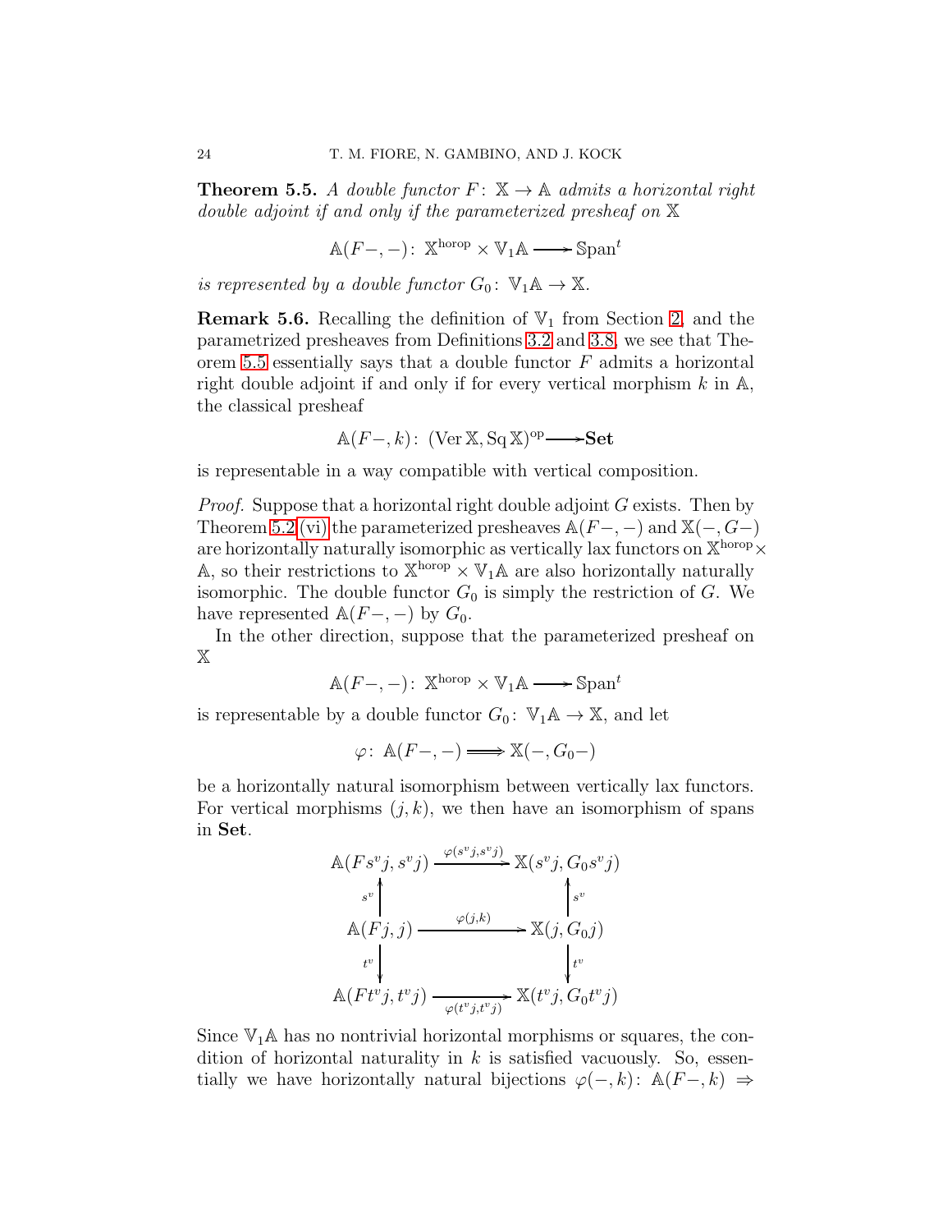**Theorem 5.5.** *A double functor $F\colon \mathbb{X} \to \mathbb{A}$ admits a horizontal right double adjoint if and only if the parameterized presheaf on $\mathbb{X}$*

$$\mathbb{A}(F-,-)\colon \mathbb{X}^{\mathrm{horop}} \times \mathbb{V}_1\mathbb{A} \longrightarrow \mathbb{S}\mathrm{pan}^t$$

*is represented by a double functor $G_0\colon \mathbb{V}_1\mathbb{A} \to \mathbb{X}$.*

**Remark 5.6.** Recalling the definition of $\mathbb{V}_1$ from Section 2, and the parametrized presheaves from Definitions 3.2 and 3.8, we see that Theorem 5.5 essentially says that a double functor $F$ admits a horizontal right double adjoint if and only if for every vertical morphism $k$ in $\mathbb{A}$, the classical presheaf

$$\mathbb{A}(F-,k)\colon (\mathrm{Ver}\,\mathbb{X}, \mathrm{Sq}\,\mathbb{X})^{\mathrm{op}} \longrightarrow \mathbf{Set}$$

is representable in a way compatible with vertical composition.

*Proof.* Suppose that a horizontal right double adjoint $G$ exists. Then by Theorem 5.2 (vi) the parameterized presheaves $\mathbb{A}(F-,-)$ and $\mathbb{X}(-,G-)$ are horizontally naturally isomorphic as vertically lax functors on $\mathbb{X}^{\mathrm{horop}} \times \mathbb{A}$, so their restrictions to $\mathbb{X}^{\mathrm{horop}} \times \mathbb{V}_1\mathbb{A}$ are also horizontally naturally isomorphic. The double functor $G_0$ is simply the restriction of $G$. We have represented $\mathbb{A}(F-,-)$ by $G_0$.

In the other direction, suppose that the parameterized presheaf on $\mathbb{X}$

$$\mathbb{A}(F-,-)\colon \mathbb{X}^{\mathrm{horop}} \times \mathbb{V}_1\mathbb{A} \longrightarrow \mathbb{S}\mathrm{pan}^t$$

is representable by a double functor $G_0\colon \mathbb{V}_1\mathbb{A} \to \mathbb{X}$, and let

$$\varphi\colon \mathbb{A}(F-,-) \Longrightarrow \mathbb{X}(-,G_0-)$$

be a horizontally natural isomorphism between vertically lax functors. For vertical morphisms $(j,k)$, we then have an isomorphism of spans in $\mathbf{Set}$.

$$\begin{array}{ccc}
\mathbb{A}(Fs^vj, s^vj) & \xrightarrow{\varphi(s^vj,s^vj)} & \mathbb{X}(s^vj, G_0s^vj) \\
{\scriptstyle s^v}\uparrow & & \uparrow{\scriptstyle s^v} \\
\mathbb{A}(Fj, j) & \xrightarrow{\varphi(j,k)} & \mathbb{X}(j, G_0j) \\
{\scriptstyle t^v}\downarrow & & \downarrow{\scriptstyle t^v} \\
\mathbb{A}(Ft^vj, t^vj) & \xrightarrow[\varphi(t^vj,t^vj)]{} & \mathbb{X}(t^vj, G_0t^vj)
\end{array}$$

Since $\mathbb{V}_1\mathbb{A}$ has no nontrivial horizontal morphisms or squares, the condition of horizontal naturality in $k$ is satisfied vacuously. So, essentially we have horizontally natural bijections $\varphi(-,k)\colon \mathbb{A}(F-,k) \Rightarrow$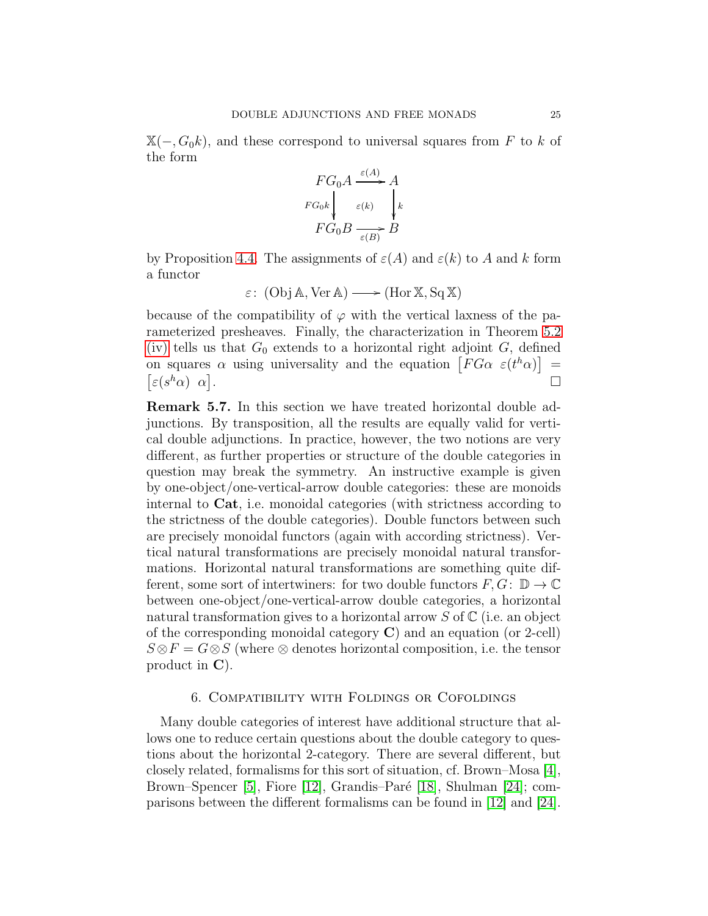$\mathbb{X}(-, G_0 k)$, and these correspond to universal squares from $F$ to $k$ of the form

$$
\begin{array}{ccc}
FG_0A & \xrightarrow{\varepsilon(A)} & A \\
{\scriptstyle FG_0k}\downarrow & \varepsilon(k) & \downarrow{\scriptstyle k} \\
FG_0B & \xrightarrow[\varepsilon(B)]{} & B
\end{array}
$$

by Proposition 4.4. The assignments of $\varepsilon(A)$ and $\varepsilon(k)$ to $A$ and $k$ form a functor

$$\varepsilon\colon\ (\operatorname{Obj}\mathbb{A}, \operatorname{Ver}\mathbb{A}) \longrightarrow (\operatorname{Hor}\mathbb{X}, \operatorname{Sq}\mathbb{X})$$

because of the compatibility of $\varphi$ with the vertical laxness of the parameterized presheaves. Finally, the characterization in Theorem 5.2 (iv) tells us that $G_0$ extends to a horizontal right adjoint $G$, defined on squares $\alpha$ using universality and the equation $\left[FG\alpha\ \ \varepsilon(t^h\alpha)\right] = \left[\varepsilon(s^h\alpha)\ \ \alpha\right]$. $\square$

**Remark 5.7.** In this section we have treated horizontal double adjunctions. By transposition, all the results are equally valid for vertical double adjunctions. In practice, however, the two notions are very different, as further properties or structure of the double categories in question may break the symmetry. An instructive example is given by one-object/one-vertical-arrow double categories: these are monoids internal to **Cat**, i.e. monoidal categories (with strictness according to the strictness of the double categories). Double functors between such are precisely monoidal functors (again with according strictness). Vertical natural transformations are precisely monoidal natural transformations. Horizontal natural transformations are something quite different, some sort of intertwiners: for two double functors $F, G\colon \mathbb{D} \to \mathbb{C}$ between one-object/one-vertical-arrow double categories, a horizontal natural transformation gives to a horizontal arrow $S$ of $\mathbb{C}$ (i.e. an object of the corresponding monoidal category $\mathbf{C}$) and an equation (or 2-cell) $S \otimes F = G \otimes S$ (where $\otimes$ denotes horizontal composition, i.e. the tensor product in $\mathbf{C}$).

## 6. Compatibility with Foldings or Cofoldings

Many double categories of interest have additional structure that allows one to reduce certain questions about the double category to questions about the horizontal 2-category. There are several different, but closely related, formalisms for this sort of situation, cf. Brown–Mosa [4], Brown–Spencer [5], Fiore [12], Grandis–Paré [18], Shulman [24]; comparisons between the different formalisms can be found in [12] and [24].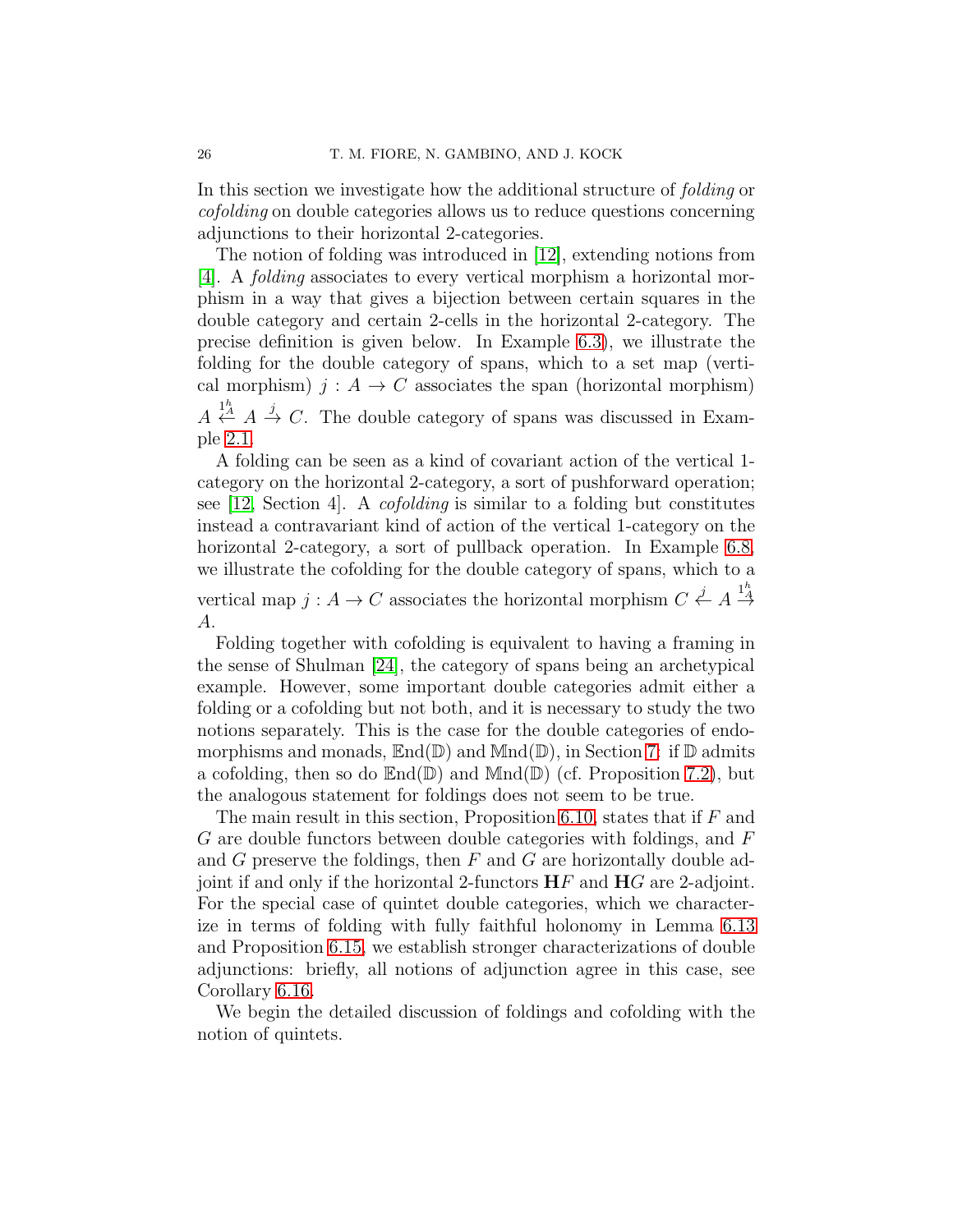In this section we investigate how the additional structure of *folding* or *cofolding* on double categories allows us to reduce questions concerning adjunctions to their horizontal 2-categories.

The notion of folding was introduced in [12], extending notions from [4]. A *folding* associates to every vertical morphism a horizontal morphism in a way that gives a bijection between certain squares in the double category and certain 2-cells in the horizontal 2-category. The precise definition is given below. In Example 6.3), we illustrate the folding for the double category of spans, which to a set map (vertical morphism) $j : A \to C$ associates the span (horizontal morphism) $A \stackrel{1^h_A}{\leftarrow} A \stackrel{j}{\to} C$. The double category of spans was discussed in Example 2.1.

A folding can be seen as a kind of covariant action of the vertical 1-category on the horizontal 2-category, a sort of pushforward operation; see [12, Section 4]. A *cofolding* is similar to a folding but constitutes instead a contravariant kind of action of the vertical 1-category on the horizontal 2-category, a sort of pullback operation. In Example 6.8, we illustrate the cofolding for the double category of spans, which to a vertical map $j : A \to C$ associates the horizontal morphism $C \stackrel{j}{\leftarrow} A \stackrel{1^h_A}{\to} A$.

Folding together with cofolding is equivalent to having a framing in the sense of Shulman [24], the category of spans being an archetypical example. However, some important double categories admit either a folding or a cofolding but not both, and it is necessary to study the two notions separately. This is the case for the double categories of endomorphisms and monads, $\mathbb{E}\mathrm{nd}(\mathbb{D})$ and $\mathbb{M}\mathrm{nd}(\mathbb{D})$, in Section 7: if $\mathbb{D}$ admits a cofolding, then so do $\mathbb{E}\mathrm{nd}(\mathbb{D})$ and $\mathbb{M}\mathrm{nd}(\mathbb{D})$ (cf. Proposition 7.2), but the analogous statement for foldings does not seem to be true.

The main result in this section, Proposition 6.10, states that if $F$ and $G$ are double functors between double categories with foldings, and $F$ and $G$ preserve the foldings, then $F$ and $G$ are horizontally double adjoint if and only if the horizontal 2-functors $\mathbf{H}F$ and $\mathbf{H}G$ are 2-adjoint. For the special case of quintet double categories, which we characterize in terms of folding with fully faithful holonomy in Lemma 6.13 and Proposition 6.15, we establish stronger characterizations of double adjunctions: briefly, all notions of adjunction agree in this case, see Corollary 6.16.

We begin the detailed discussion of foldings and cofolding with the notion of quintets.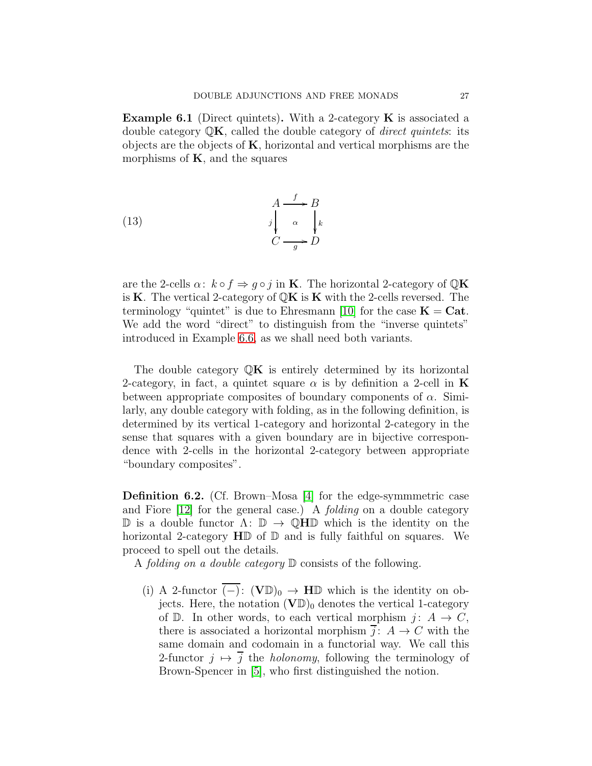**Example 6.1** (Direct quintets)**.** With a 2-category $\mathbf{K}$ is associated a double category $\mathbb{Q}\mathbf{K}$, called the double category of *direct quintets*: its objects are the objects of $\mathbf{K}$, horizontal and vertical morphisms are the morphisms of $\mathbf{K}$, and the squares

$$\begin{array}{ccc} A & \xrightarrow{f} & B \\ {\scriptstyle j}\downarrow & \alpha & \downarrow{\scriptstyle k} \\ C & \xrightarrow[g]{} & D \end{array} \tag{13}$$

are the 2-cells $\alpha\colon\ k \circ f \Rightarrow g \circ j$ in $\mathbf{K}$. The horizontal 2-category of $\mathbb{Q}\mathbf{K}$ is $\mathbf{K}$. The vertical 2-category of $\mathbb{Q}\mathbf{K}$ is $\mathbf{K}$ with the 2-cells reversed. The terminology "quintet" is due to Ehresmann [10] for the case $\mathbf{K} = \mathbf{Cat}$. We add the word "direct" to distinguish from the "inverse quintets" introduced in Example 6.6, as we shall need both variants.

The double category $\mathbb{Q}\mathbf{K}$ is entirely determined by its horizontal 2-category, in fact, a quintet square $\alpha$ is by definition a 2-cell in $\mathbf{K}$ between appropriate composites of boundary components of $\alpha$. Similarly, any double category with folding, as in the following definition, is determined by its vertical 1-category and horizontal 2-category in the sense that squares with a given boundary are in bijective correspondence with 2-cells in the horizontal 2-category between appropriate "boundary composites".

**Definition 6.2.** (Cf. Brown–Mosa [4] for the edge-symmmetric case and Fiore [12] for the general case.) A *folding* on a double category $\mathbb{D}$ is a double functor $\Lambda\colon\ \mathbb{D} \to \mathbb{Q}\mathbf{H}\mathbb{D}$ which is the identity on the horizontal 2-category $\mathbf{H}\mathbb{D}$ of $\mathbb{D}$ and is fully faithful on squares. We proceed to spell out the details.

A *folding on a double category* $\mathbb{D}$ consists of the following.

(i) A 2-functor $\overline{(-)}\colon\ (\mathbf{V}\mathbb{D})_0 \to \mathbf{H}\mathbb{D}$ which is the identity on objects. Here, the notation $(\mathbf{V}\mathbb{D})_0$ denotes the vertical 1-category of $\mathbb{D}$. In other words, to each vertical morphism $j\colon\ A \to C$, there is associated a horizontal morphism $\overline{j}\colon\ A \to C$ with the same domain and codomain in a functorial way. We call this 2-functor $j \mapsto \overline{j}$ the *holonomy*, following the terminology of Brown-Spencer in [5], who first distinguished the notion.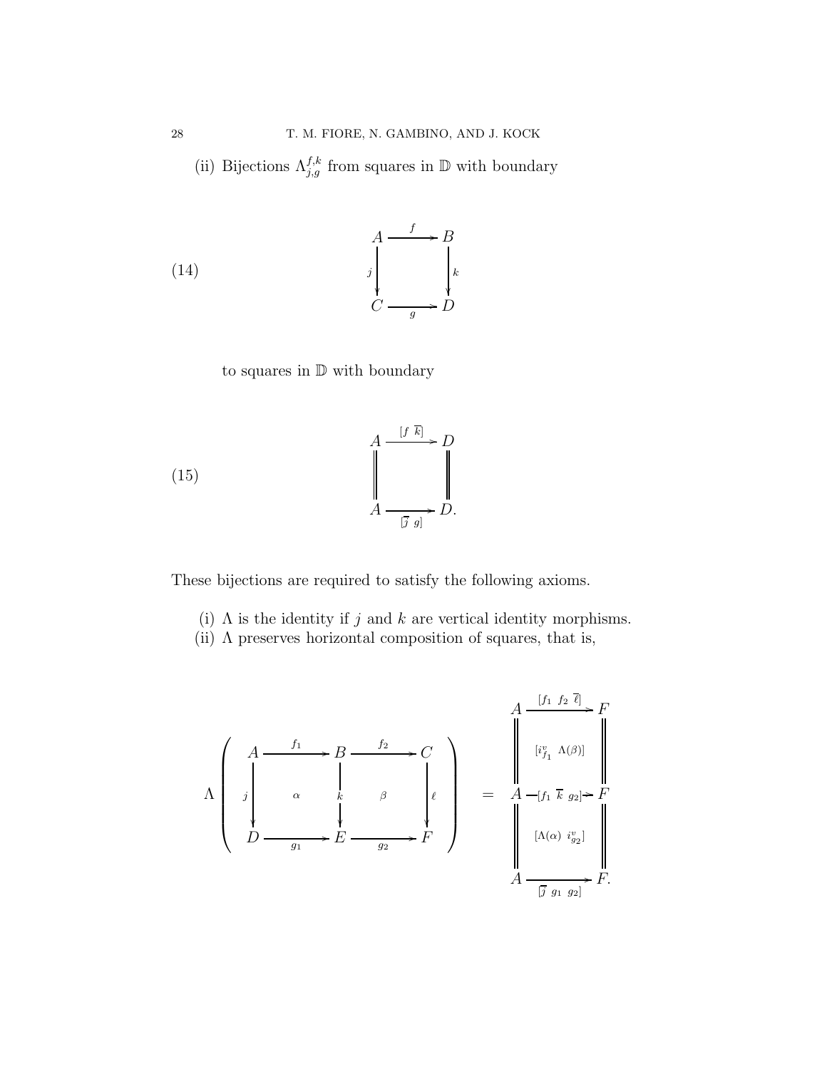(ii) Bijections $\Lambda^{f,k}_{j,g}$ from squares in $\mathbb{D}$ with boundary

$$
\begin{array}{ccc}
A & \xrightarrow{f} & B \\
{\scriptstyle j}\downarrow & & \downarrow{\scriptstyle k} \\
C & \xrightarrow[g]{} & D
\end{array}
\tag{14}
$$

to squares in $\mathbb{D}$ with boundary

$$
\begin{array}{ccc}
A & \xrightarrow{[f\ \overline{k}]} & D \\
\| & & \| \\
A & \xrightarrow[{[\overline{j}\ g]}]{} & D.
\end{array}
\tag{15}
$$

These bijections are required to satisfy the following axioms.

(i) $\Lambda$ is the identity if $j$ and $k$ are vertical identity morphisms.
(ii) $\Lambda$ preserves horizontal composition of squares, that is,

$$
\Lambda\left(
\begin{array}{ccccc}
A & \xrightarrow{f_1} & B & \xrightarrow{f_2} & C \\
{\scriptstyle j}\downarrow & \alpha & \downarrow{\scriptstyle k} & \beta & \downarrow{\scriptstyle \ell} \\
D & \xrightarrow[g_1]{} & E & \xrightarrow[g_2]{} & F
\end{array}
\right)
\quad = \quad
\begin{array}{ccc}
A & \xrightarrow{[f_1\ f_2\ \overline{\ell}]} & F \\
\| & [i^v_{f_1}\ \ \Lambda(\beta)] & \| \\
A & \xrightarrow{[f_1\ \overline{k}\ g_2]} & F \\
\| & [\Lambda(\alpha)\ \ i^v_{g_2}] & \| \\
A & \xrightarrow[{[\overline{j}\ g_1\ g_2]}]{} & F.
\end{array}
$$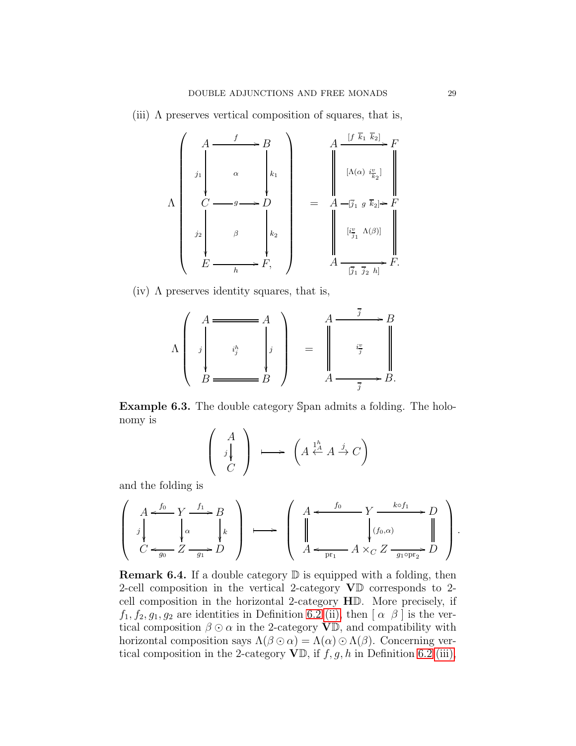(iii) $\Lambda$ preserves vertical composition of squares, that is,

$$
\Lambda\left(\begin{array}{ccc}
A & \xrightarrow{f} & B \\
{\scriptstyle j_1}\downarrow & \alpha & \downarrow{\scriptstyle k_1} \\
C & \xrightarrow{g} & D \\
{\scriptstyle j_2}\downarrow & \beta & \downarrow{\scriptstyle k_2} \\
E & \xrightarrow[h]{} & F,
\end{array}\right)
\quad = \quad
\begin{array}{ccc}
A & \xrightarrow{[f\ \overline{k}_1\ \overline{k}_2]} & F \\
\| & [\Lambda(\alpha)\ i^v_{\overline{k}_2}] & \| \\
A & \xrightarrow{[\overline{j}_1\ g\ \overline{k}_2]} & F \\
\| & [i^v_{\overline{j}_1}\ \ \Lambda(\beta)] & \| \\
A & \xrightarrow[{[\overline{j}_1\ \overline{j}_2\ h]}]{} & F.
\end{array}
$$

(iv) $\Lambda$ preserves identity squares, that is,

$$
\Lambda\left(\begin{array}{ccc}
A & = & A \\
{\scriptstyle j}\downarrow & i^h_j & \downarrow{\scriptstyle j} \\
B & = & B
\end{array}\right)
\quad = \quad
\begin{array}{ccc}
A & \xrightarrow{\overline{j}} & B \\
\| & i^v_{\overline{j}} & \| \\
A & \xrightarrow[\overline{j}]{} & B.
\end{array}
$$

**Example 6.3.** The double category $\mathbb{S}\mathrm{pan}$ admits a folding. The holonomy is

$$
\left(\begin{array}{c} A \\ {\scriptstyle j}\downarrow \\ C \end{array}\right) \longmapsto \left(A \xleftarrow{1^h_A} A \xrightarrow{j} C\right)
$$

and the folding is

$$
\left(\begin{array}{ccccc}
A & \xleftarrow{f_0} & Y & \xrightarrow{f_1} & B \\
{\scriptstyle j}\downarrow & & \downarrow{\scriptstyle \alpha} & & \downarrow{\scriptstyle k} \\
C & \xleftarrow[g_0]{} & Z & \xrightarrow[g_1]{} & D
\end{array}\right)
\longmapsto
\left(\begin{array}{ccccc}
A & \xleftarrow{f_0} & Y & \xrightarrow{k\circ f_1} & D \\
\| & & \downarrow{\scriptstyle (f_0,\alpha)} & & \| \\
A & \xleftarrow[\mathrm{pr}_1]{} & A\times_C Z & \xrightarrow[g_1\circ \mathrm{pr}_2]{} & D
\end{array}\right).
$$

**Remark 6.4.** If a double category $\mathbb{D}$ is equipped with a folding, then 2-cell composition in the vertical 2-category $\mathbf{V}\mathbb{D}$ corresponds to 2-cell composition in the horizontal 2-category $\mathbf{H}\mathbb{D}$. More precisely, if $f_1, f_2, g_1, g_2$ are identities in Definition 6.2 (ii), then $[\ \alpha\ \ \beta\ ]$ is the vertical composition $\beta \odot \alpha$ in the 2-category $\mathbf{V}\mathbb{D}$, and compatibility with horizontal composition says $\Lambda(\beta\odot\alpha) = \Lambda(\alpha)\odot\Lambda(\beta)$. Concerning vertical composition in the 2-category $\mathbf{V}\mathbb{D}$, if $f, g, h$ in Definition 6.2 (iii),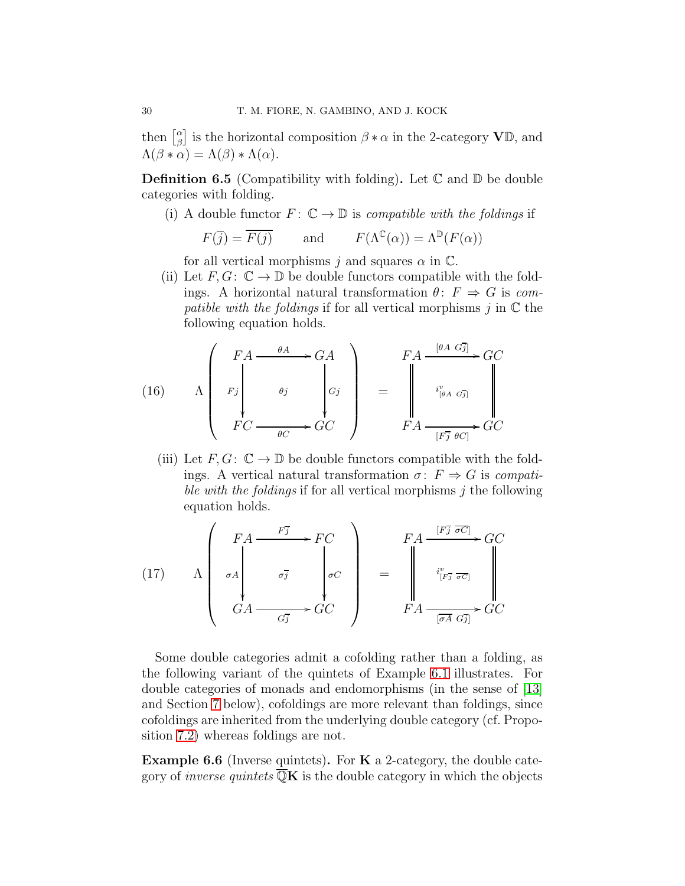then $\left[\begin{smallmatrix}\alpha \\ \beta\end{smallmatrix}\right]$ is the horizontal composition $\beta * \alpha$ in the 2-category $\mathbf{V}\mathbb{D}$, and $\Lambda(\beta * \alpha) = \Lambda(\beta) * \Lambda(\alpha)$.

**Definition 6.5** (Compatibility with folding)**.** Let $\mathbb{C}$ and $\mathbb{D}$ be double categories with folding.

(i) A double functor $F\colon \mathbb{C} \to \mathbb{D}$ is *compatible with the foldings* if

$$F(\overline{j}) = \overline{F(j)} \qquad \text{and} \qquad F(\Lambda^{\mathbb{C}}(\alpha)) = \Lambda^{\mathbb{D}}(F(\alpha))$$

for all vertical morphisms $j$ and squares $\alpha$ in $\mathbb{C}$.

(ii) Let $F, G\colon \mathbb{C} \to \mathbb{D}$ be double functors compatible with the foldings. A horizontal natural transformation $\theta\colon F \Rightarrow G$ is *compatible with the foldings* if for all vertical morphisms $j$ in $\mathbb{C}$ the following equation holds.

$$\Lambda\left(\begin{array}{ccc} FA & \xrightarrow{\theta A} & GA \\ {\scriptstyle Fj}\big\downarrow & \theta j & \big\downarrow{\scriptstyle Gj} \\ FC & \xrightarrow[\theta C]{} & GC \end{array}\right) \quad = \quad \begin{array}{ccc} FA & \xrightarrow{[\theta A\ \ G\overline{j}]} & GC \\ \Vert & i^v_{[\theta A\ \ G\overline{j}]} & \Vert \\ FA & \xrightarrow[{[F\overline{j}\ \ \theta C]}]{} & GC \end{array} \tag{16}$$

(iii) Let $F, G\colon \mathbb{C} \to \mathbb{D}$ be double functors compatible with the foldings. A vertical natural transformation $\sigma\colon F \Rightarrow G$ is *compatible with the foldings* if for all vertical morphisms $j$ the following equation holds.

$$\Lambda\left(\begin{array}{ccc} FA & \xrightarrow{F\overline{j}} & FC \\ {\scriptstyle \sigma A}\big\downarrow & \sigma\overline{j} & \big\downarrow{\scriptstyle \sigma C} \\ GA & \xrightarrow[G\overline{j}]{} & GC \end{array}\right) \quad = \quad \begin{array}{ccc} FA & \xrightarrow{[F\overline{j}\ \ \overline{\sigma C}]} & GC \\ \Vert & i^v_{[F\overline{j}\ \ \overline{\sigma C}]} & \Vert \\ FA & \xrightarrow[{[\overline{\sigma A}\ \ G\overline{j}]}]{} & GC \end{array} \tag{17}$$

Some double categories admit a cofolding rather than a folding, as the following variant of the quintets of Example 6.1 illustrates. For double categories of monads and endomorphisms (in the sense of [13] and Section 7 below), cofoldings are more relevant than foldings, since cofoldings are inherited from the underlying double category (cf. Proposition 7.2) whereas foldings are not.

**Example 6.6** (Inverse quintets)**.** For $\mathbf{K}$ a 2-category, the double category of *inverse quintets* $\overline{\mathbb{Q}}\mathbf{K}$ is the double category in which the objects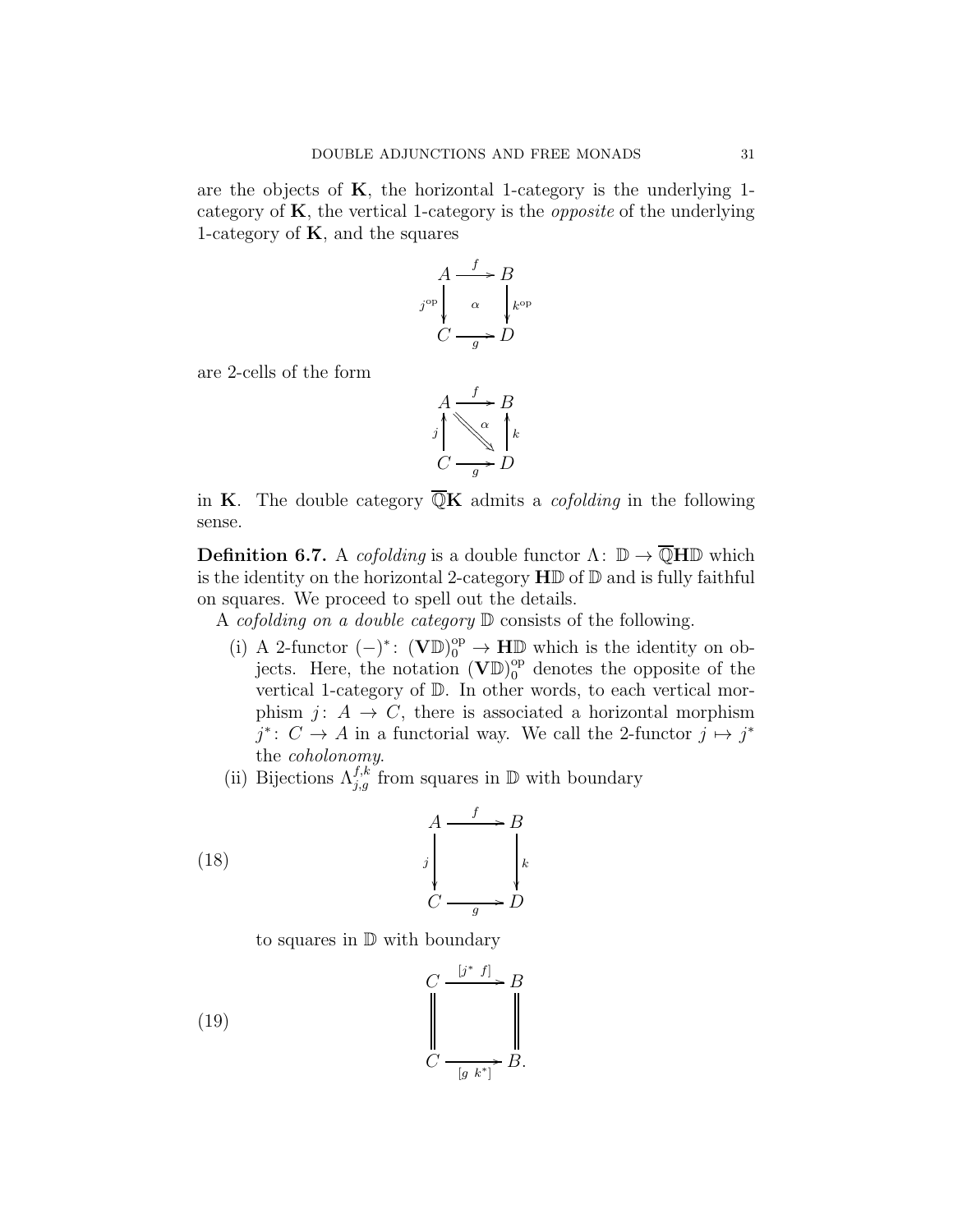are the objects of $\mathbf{K}$, the horizontal 1-category is the underlying 1-category of $\mathbf{K}$, the vertical 1-category is the *opposite* of the underlying 1-category of $\mathbf{K}$, and the squares

$$
\begin{array}{ccc}
A & \xrightarrow{f} & B \\
{\scriptstyle j^{\mathrm{op}}}\big\downarrow & \alpha & \big\downarrow{\scriptstyle k^{\mathrm{op}}} \\
C & \xrightarrow[g]{} & D
\end{array}
$$

are 2-cells of the form

$$
\begin{array}{ccc}
A & \xrightarrow{f} & B \\
{\scriptstyle j}\big\uparrow & \overset{\alpha}{\searrow} & \big\uparrow{\scriptstyle k} \\
C & \xrightarrow[g]{} & D
\end{array}
$$

in $\mathbf{K}$. The double category $\overline{\mathbb{Q}}\mathbf{K}$ admits a *cofolding* in the following sense.

**Definition 6.7.** A *cofolding* is a double functor $\Lambda\colon \mathbb{D} \to \overline{\mathbb{Q}}\mathbf{H}\mathbb{D}$ which is the identity on the horizontal 2-category $\mathbf{H}\mathbb{D}$ of $\mathbb{D}$ and is fully faithful on squares. We proceed to spell out the details.

A *cofolding on a double category* $\mathbb{D}$ consists of the following.

(i) A 2-functor $(-)^*\colon (\mathbf{V}\mathbb{D})_0^{\mathrm{op}} \to \mathbf{H}\mathbb{D}$ which is the identity on objects. Here, the notation $(\mathbf{V}\mathbb{D})_0^{\mathrm{op}}$ denotes the opposite of the vertical 1-category of $\mathbb{D}$. In other words, to each vertical morphism $j\colon A \to C$, there is associated a horizontal morphism $j^*\colon C \to A$ in a functorial way. We call the 2-functor $j \mapsto j^*$ the *coholonomy*.

(ii) Bijections $\Lambda_{j,g}^{f,k}$ from squares in $\mathbb{D}$ with boundary

$$
\begin{array}{ccc}
A & \xrightarrow{f} & B \\
{\scriptstyle j}\big\downarrow & & \big\downarrow{\scriptstyle k} \\
C & \xrightarrow[g]{} & D
\end{array}
\tag{18}
$$

to squares in $\mathbb{D}$ with boundary

$$
\begin{array}{ccc}
C & \xrightarrow{[j^*\ f]} & B \\
\big\| & & \big\| \\
C & \xrightarrow[{[g\ k^*]}]{} & B.
\end{array}
\tag{19}
$$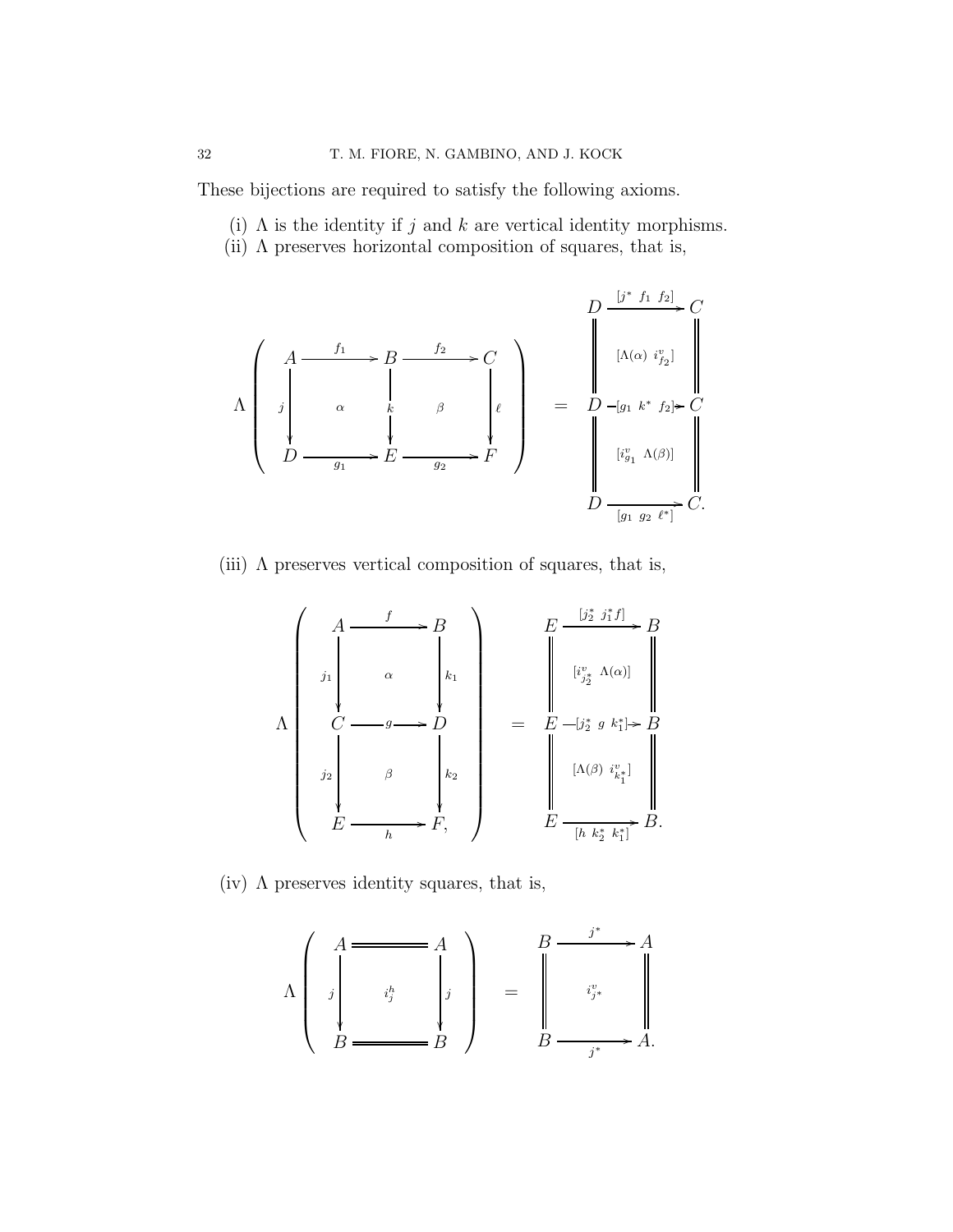These bijections are required to satisfy the following axioms.

(i) $\Lambda$ is the identity if $j$ and $k$ are vertical identity morphisms.

(ii) $\Lambda$ preserves horizontal composition of squares, that is,

$$
\Lambda\left(\begin{array}{ccccc}
A & \xrightarrow{f_1} & B & \xrightarrow{f_2} & C \\
{\scriptstyle j}\downarrow & \alpha & \downarrow{\scriptstyle k} & \beta & \downarrow{\scriptstyle \ell} \\
D & \xrightarrow[g_1]{} & E & \xrightarrow[g_2]{} & F
\end{array}\right)
=
\begin{array}{ccc}
D & \xrightarrow{[j^*\ f_1\ f_2]} & C \\
\| & [\Lambda(\alpha)\ i^v_{f_2}] & \| \\
D & \xrightarrow{[g_1\ k^*\ f_2]} & C \\
\| & [i^v_{g_1}\ \Lambda(\beta)] & \| \\
D & \xrightarrow[{[g_1\ g_2\ \ell^*]}]{} & C.
\end{array}
$$

(iii) $\Lambda$ preserves vertical composition of squares, that is,

$$
\Lambda\left(\begin{array}{ccc}
A & \xrightarrow{f} & B \\
{\scriptstyle j_1}\downarrow & \alpha & \downarrow{\scriptstyle k_1} \\
C & \xrightarrow{g} & D \\
{\scriptstyle j_2}\downarrow & \beta & \downarrow{\scriptstyle k_2} \\
E & \xrightarrow[h]{} & F,
\end{array}\right)
=
\begin{array}{ccc}
E & \xrightarrow{[j_2^*\ j_1^* f]} & B \\
\| & [i^v_{j_2^*}\ \Lambda(\alpha)] & \| \\
E & \xrightarrow{[j_2^*\ g\ k_1^*]} & B \\
\| & [\Lambda(\beta)\ i^v_{k_1^*}] & \| \\
E & \xrightarrow[{[h\ k_2^*\ k_1^*]}]{} & B.
\end{array}
$$

(iv) $\Lambda$ preserves identity squares, that is,

$$
\Lambda\left(\begin{array}{ccc}
A & = & A \\
{\scriptstyle j}\downarrow & i^h_j & \downarrow{\scriptstyle j} \\
B & = & B
\end{array}\right)
=
\begin{array}{ccc}
B & \xrightarrow{j^*} & A \\
\| & i^v_{j^*} & \| \\
B & \xrightarrow[j^*]{} & A.
\end{array}
$$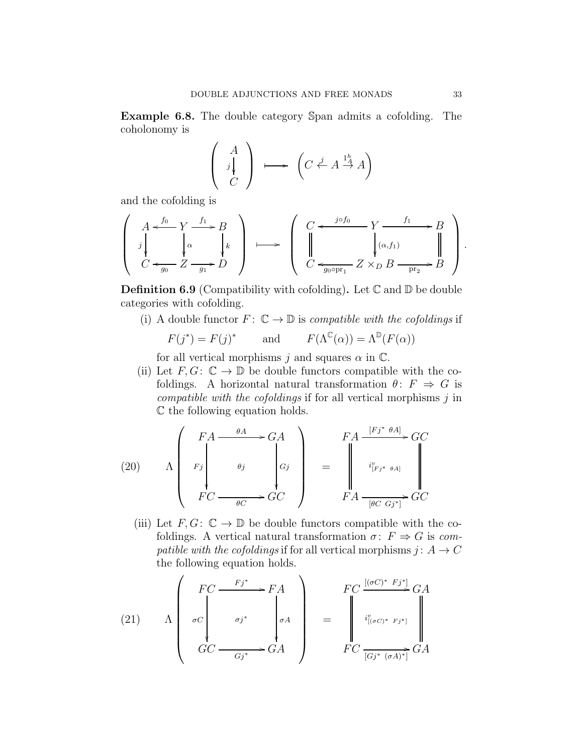**Example 6.8.** The double category $\mathbb{S}\mathrm{pan}$ admits a cofolding. The coholonomy is

$$\left( \begin{array}{c} A \\ {\scriptstyle j}\big\downarrow \\ C \end{array} \right) \longmapsto \left( C \xleftarrow{j} A \xrightarrow{1^h_A} A \right)$$

and the cofolding is

$$\left( \begin{array}{ccccc} A & \xleftarrow{f_0} & Y & \xrightarrow{f_1} & B \\ {\scriptstyle j}\big\downarrow & & \big\downarrow{\scriptstyle \alpha} & & \big\downarrow{\scriptstyle k} \\ C & \xleftarrow[g_0]{} & Z & \xrightarrow[g_1]{} & D \end{array} \right) \longmapsto \left( \begin{array}{ccccc} C & \xleftarrow{j \circ f_0} & Y & \xrightarrow{f_1} & B \\ \big\| & & \big\downarrow{\scriptstyle (\alpha, f_1)} & & \big\| \\ C & \xleftarrow[g_0 \circ \mathrm{pr}_1]{} & Z \times_D B & \xrightarrow[\mathrm{pr}_2]{} & B \end{array} \right).$$

**Definition 6.9** (Compatibility with cofolding)**.** Let $\mathbb{C}$ and $\mathbb{D}$ be double categories with cofolding.

(i) A double functor $F\colon \mathbb{C} \to \mathbb{D}$ is *compatible with the cofoldings* if

$$F(j^*) = F(j)^* \qquad \text{and} \qquad F(\Lambda^{\mathbb{C}}(\alpha)) = \Lambda^{\mathbb{D}}(F(\alpha))$$

for all vertical morphisms $j$ and squares $\alpha$ in $\mathbb{C}$.

(ii) Let $F, G\colon \mathbb{C} \to \mathbb{D}$ be double functors compatible with the cofoldings. A horizontal natural transformation $\theta\colon F \Rightarrow G$ is *compatible with the cofoldings* if for all vertical morphisms $j$ in $\mathbb{C}$ the following equation holds.

$$\Lambda \left( \begin{array}{ccc} FA & \xrightarrow{\theta A} & GA \\ {\scriptstyle Fj}\big\downarrow & \theta j & \big\downarrow{\scriptstyle Gj} \\ FC & \xrightarrow[\theta C]{} & GC \end{array} \right) = \begin{array}{ccc} FA & \xrightarrow{[Fj^* \;\; \theta A]} & GC \\ \big\| & i^v_{[Fj^* \;\; \theta A]} & \big\| \\ FA & \xrightarrow[{[\theta C \;\; Gj^*]}]{} & GC \end{array} \tag{20}$$

(iii) Let $F, G\colon \mathbb{C} \to \mathbb{D}$ be double functors compatible with the cofoldings. A vertical natural transformation $\sigma\colon F \Rightarrow G$ is *compatible with the cofoldings* if for all vertical morphisms $j\colon A \to C$ the following equation holds.

$$\Lambda \left( \begin{array}{ccc} FC & \xrightarrow{Fj^*} & FA \\ {\scriptstyle \sigma C}\big\downarrow & \sigma j^* & \big\downarrow{\scriptstyle \sigma A} \\ GC & \xrightarrow[Gj^*]{} & GA \end{array} \right) = \begin{array}{ccc} FC & \xrightarrow{[(\sigma C)^* \;\; Fj^*]} & GA \\ \big\| & i^v_{[(\sigma C)^* \;\; Fj^*]} & \big\| \\ FC & \xrightarrow[{[Gj^* \;\; (\sigma A)^*]}]{} & GA \end{array} \tag{21}$$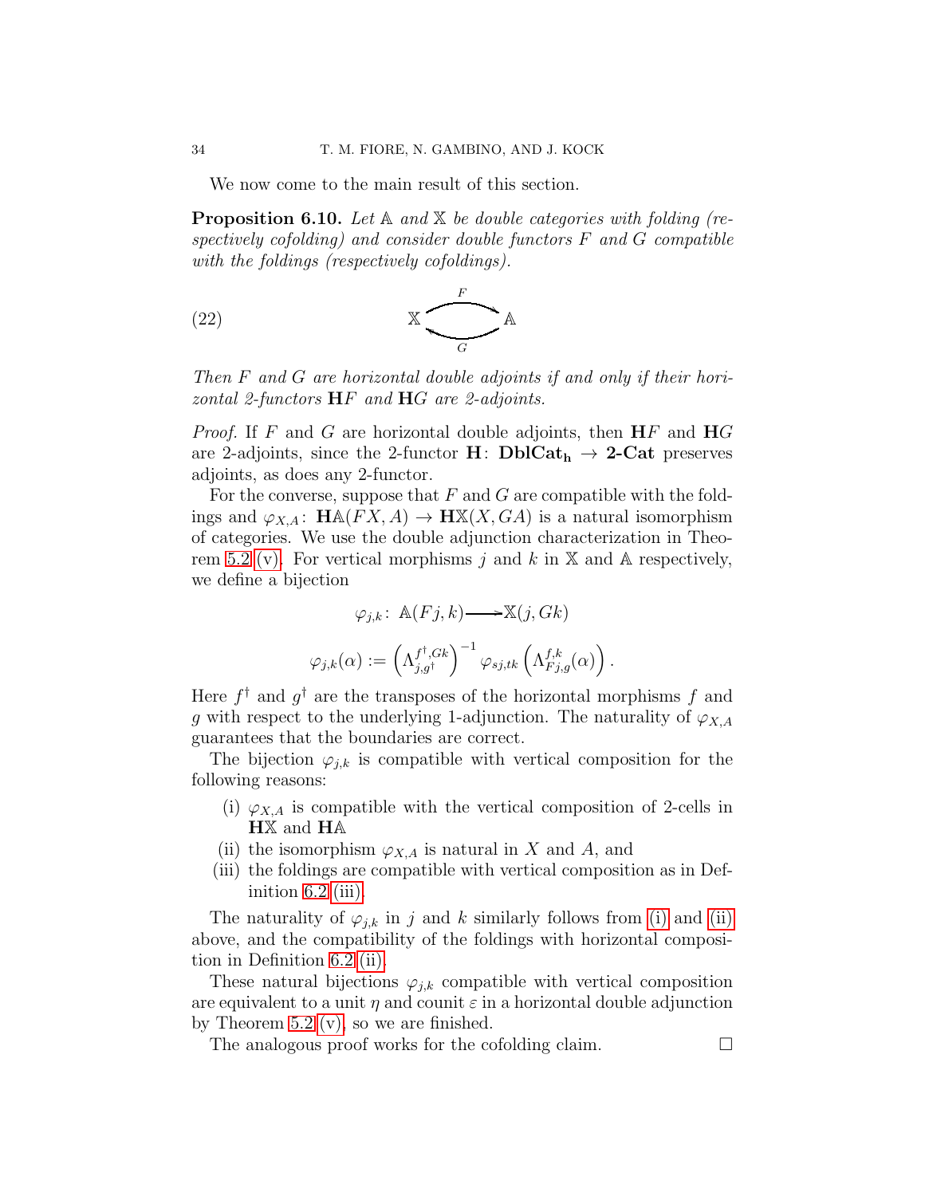We now come to the main result of this section.

**Proposition 6.10.** *Let $\mathbb{A}$ and $\mathbb{X}$ be double categories with folding (respectively cofolding) and consider double functors $F$ and $G$ compatible with the foldings (respectively cofoldings).*

$$\mathbb{X} \underset{G}{\overset{F}{\rightleftarrows}} \mathbb{A} \tag{22}$$

*Then $F$ and $G$ are horizontal double adjoints if and only if their horizontal 2-functors $\mathbf{H}F$ and $\mathbf{H}G$ are 2-adjoints.*

*Proof.* If $F$ and $G$ are horizontal double adjoints, then $\mathbf{H}F$ and $\mathbf{H}G$ are 2-adjoints, since the 2-functor $\mathbf{H}\colon \mathbf{DblCat_h} \to \mathbf{2\text{-}Cat}$ preserves adjoints, as does any 2-functor.

For the converse, suppose that $F$ and $G$ are compatible with the foldings and $\varphi_{X,A}\colon \mathbf{H}\mathbb{A}(FX,A) \to \mathbf{H}\mathbb{X}(X,GA)$ is a natural isomorphism of categories. We use the double adjunction characterization in Theorem 5.2 (v). For vertical morphisms $j$ and $k$ in $\mathbb{X}$ and $\mathbb{A}$ respectively, we define a bijection

$$\varphi_{j,k}\colon\ \mathbb{A}(Fj,k) \longrightarrow \mathbb{X}(j,Gk)$$

$$\varphi_{j,k}(\alpha) := \left(\Lambda^{f^\dagger,Gk}_{j,g^\dagger}\right)^{-1} \varphi_{sj,tk}\left(\Lambda^{f,k}_{Fj,g}(\alpha)\right).$$

Here $f^\dagger$ and $g^\dagger$ are the transposes of the horizontal morphisms $f$ and $g$ with respect to the underlying 1-adjunction. The naturality of $\varphi_{X,A}$ guarantees that the boundaries are correct.

The bijection $\varphi_{j,k}$ is compatible with vertical composition for the following reasons:

(i) $\varphi_{X,A}$ is compatible with the vertical composition of 2-cells in $\mathbf{H}\mathbb{X}$ and $\mathbf{H}\mathbb{A}$

(ii) the isomorphism $\varphi_{X,A}$ is natural in $X$ and $A$, and

(iii) the foldings are compatible with vertical composition as in Definition 6.2 (iii).

The naturality of $\varphi_{j,k}$ in $j$ and $k$ similarly follows from (i) and (ii) above, and the compatibility of the foldings with horizontal composition in Definition 6.2 (ii).

These natural bijections $\varphi_{j,k}$ compatible with vertical composition are equivalent to a unit $\eta$ and counit $\varepsilon$ in a horizontal double adjunction by Theorem 5.2 (v), so we are finished.

The analogous proof works for the cofolding claim. $\square$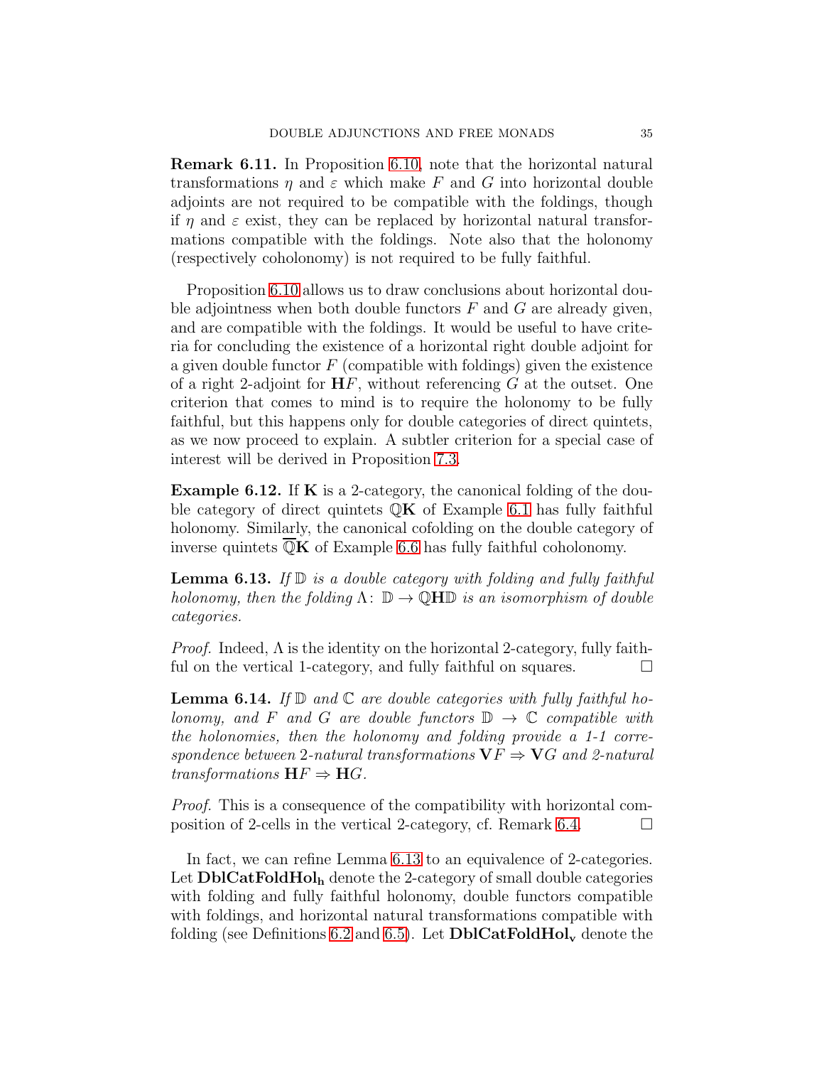**Remark 6.11.** In Proposition 6.10, note that the horizontal natural transformations $\eta$ and $\varepsilon$ which make $F$ and $G$ into horizontal double adjoints are not required to be compatible with the foldings, though if $\eta$ and $\varepsilon$ exist, they can be replaced by horizontal natural transformations compatible with the foldings. Note also that the holonomy (respectively coholonomy) is not required to be fully faithful.

Proposition 6.10 allows us to draw conclusions about horizontal double adjointness when both double functors $F$ and $G$ are already given, and are compatible with the foldings. It would be useful to have criteria for concluding the existence of a horizontal right double adjoint for a given double functor $F$ (compatible with foldings) given the existence of a right 2-adjoint for $\mathbf{H}F$, without referencing $G$ at the outset. One criterion that comes to mind is to require the holonomy to be fully faithful, but this happens only for double categories of direct quintets, as we now proceed to explain. A subtler criterion for a special case of interest will be derived in Proposition 7.3.

**Example 6.12.** If $\mathbf{K}$ is a 2-category, the canonical folding of the double category of direct quintets $\mathbb{Q}\mathbf{K}$ of Example 6.1 has fully faithful holonomy. Similarly, the canonical cofolding on the double category of inverse quintets $\overline{\mathbb{Q}}\mathbf{K}$ of Example 6.6 has fully faithful coholonomy.

**Lemma 6.13.** *If $\mathbb{D}$ is a double category with folding and fully faithful holonomy, then the folding $\Lambda\colon\ \mathbb{D} \to \mathbb{Q}\mathbf{H}\mathbb{D}$ is an isomorphism of double categories.*

*Proof.* Indeed, $\Lambda$ is the identity on the horizontal 2-category, fully faithful on the vertical 1-category, and fully faithful on squares. $\square$

**Lemma 6.14.** *If $\mathbb{D}$ and $\mathbb{C}$ are double categories with fully faithful holonomy, and $F$ and $G$ are double functors $\mathbb{D} \to \mathbb{C}$ compatible with the holonomies, then the holonomy and folding provide a 1-1 correspondence between 2-natural transformations $\mathbf{V}F \Rightarrow \mathbf{V}G$ and 2-natural transformations $\mathbf{H}F \Rightarrow \mathbf{H}G$.*

*Proof.* This is a consequence of the compatibility with horizontal composition of 2-cells in the vertical 2-category, cf. Remark 6.4. $\square$

In fact, we can refine Lemma 6.13 to an equivalence of 2-categories. Let $\mathbf{DblCatFoldHol_h}$ denote the 2-category of small double categories with folding and fully faithful holonomy, double functors compatible with foldings, and horizontal natural transformations compatible with folding (see Definitions 6.2 and 6.5). Let $\mathbf{DblCatFoldHol_v}$ denote the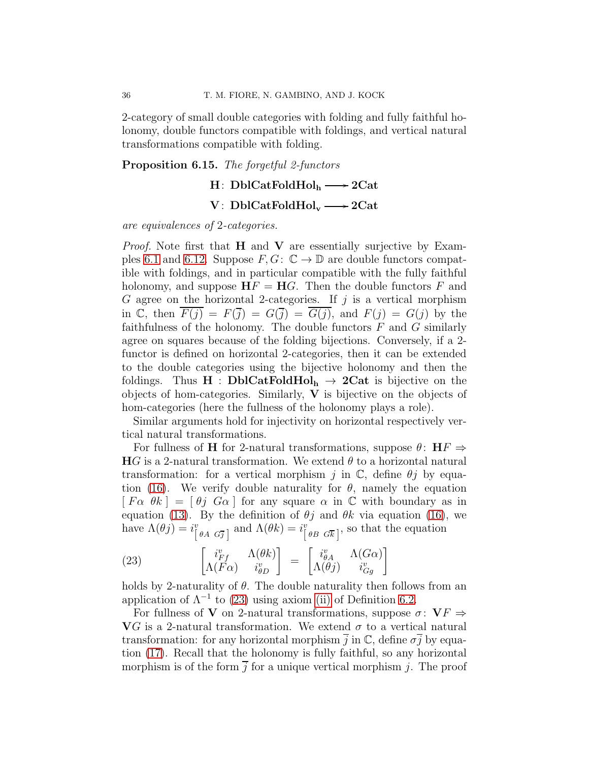2-category of small double categories with folding and fully faithful holonomy, double functors compatible with foldings, and vertical natural transformations compatible with folding.

**Proposition 6.15.** *The forgetful 2-functors*

$$\mathbf{H}\colon \mathbf{DblCatFoldHol_h} \longrightarrow \mathbf{2Cat}$$

$$\mathbf{V}\colon \mathbf{DblCatFoldHol_v} \longrightarrow \mathbf{2Cat}$$

*are equivalences of* 2*-categories.*

*Proof.* Note first that $\mathbf{H}$ and $\mathbf{V}$ are essentially surjective by Examples 6.1 and 6.12. Suppose $F, G\colon \mathbb{C} \to \mathbb{D}$ are double functors compatible with foldings, and in particular compatible with the fully faithful holonomy, and suppose $\mathbf{H}F = \mathbf{H}G$. Then the double functors $F$ and $G$ agree on the horizontal 2-categories. If $j$ is a vertical morphism in $\mathbb{C}$, then $\overline{F(j)} = F(\overline{j}) = G(\overline{j}) = \overline{G(j)}$, and $F(j) = G(j)$ by the faithfulness of the holonomy. The double functors $F$ and $G$ similarly agree on squares because of the folding bijections. Conversely, if a 2-functor is defined on horizontal 2-categories, then it can be extended to the double categories using the bijective holonomy and then the foldings. Thus $\mathbf{H} : \mathbf{DblCatFoldHol_h} \to \mathbf{2Cat}$ is bijective on the objects of hom-categories. Similarly, $\mathbf{V}$ is bijective on the objects of hom-categories (here the fullness of the holonomy plays a role).

Similar arguments hold for injectivity on horizontal respectively vertical natural transformations.

For fullness of $\mathbf{H}$ for 2-natural transformations, suppose $\theta\colon \mathbf{H}F \Rightarrow \mathbf{H}G$ is a 2-natural transformation. We extend $\theta$ to a horizontal natural transformation: for a vertical morphism $j$ in $\mathbb{C}$, define $\theta j$ by equation (16). We verify double naturality for $\theta$, namely the equation $[\, F\alpha \;\; \theta k \,] = [\, \theta j \;\; G\alpha \,]$ for any square $\alpha$ in $\mathbb{C}$ with boundary as in equation (13). By the definition of $\theta j$ and $\theta k$ via equation (16), we have $\Lambda(\theta j) = i^v_{\left[\, \theta A \;\; G\overline{j} \,\right]}$ and $\Lambda(\theta k) = i^v_{\left[\, \theta B \;\; G\overline{k} \,\right]}$, so that the equation

$$\begin{bmatrix} i^v_{Ff} & \Lambda(\theta k) \\ \Lambda(F\alpha) & i^v_{\theta D} \end{bmatrix} = \begin{bmatrix} i^v_{\theta A} & \Lambda(G\alpha) \\ \Lambda(\theta j) & i^v_{Gg} \end{bmatrix} \tag{23}$$

holds by 2-naturality of $\theta$. The double naturality then follows from an application of $\Lambda^{-1}$ to (23) using axiom (ii) of Definition 6.2.

For fullness of $\mathbf{V}$ on 2-natural transformations, suppose $\sigma\colon \mathbf{V}F \Rightarrow \mathbf{V}G$ is a 2-natural transformation. We extend $\sigma$ to a vertical natural transformation: for any horizontal morphism $\overline{j}$ in $\mathbb{C}$, define $\sigma\overline{j}$ by equation (17). Recall that the holonomy is fully faithful, so any horizontal morphism is of the form $\overline{j}$ for a unique vertical morphism $j$. The proof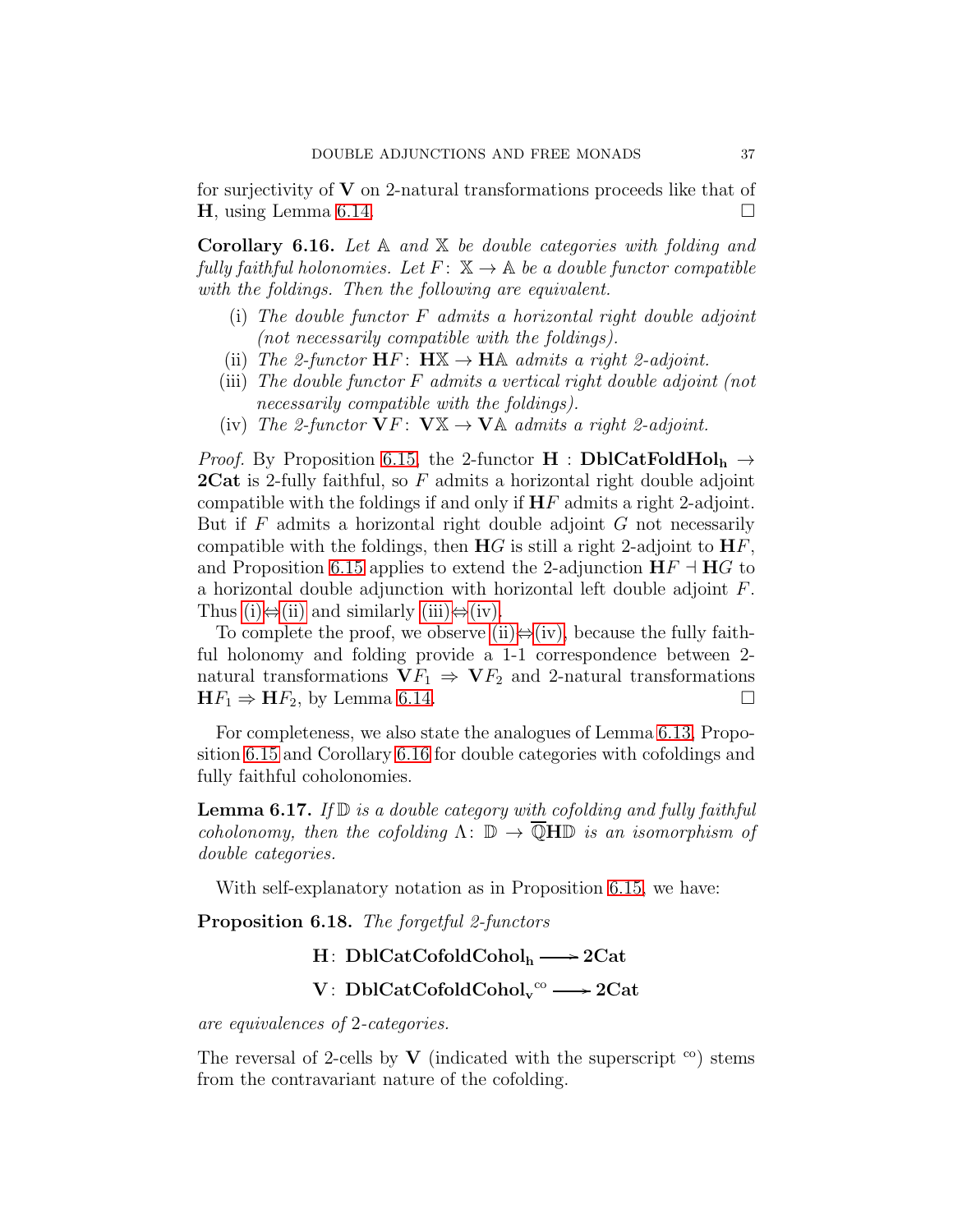for surjectivity of $\mathbf{V}$ on 2-natural transformations proceeds like that of $\mathbf{H}$, using Lemma 6.14. □

**Corollary 6.16.** *Let $\mathbb{A}$ and $\mathbb{X}$ be double categories with folding and fully faithful holonomies. Let $F\colon \mathbb{X} \to \mathbb{A}$ be a double functor compatible with the foldings. Then the following are equivalent.*

- (i) *The double functor $F$ admits a horizontal right double adjoint (not necessarily compatible with the foldings).*
- (ii) *The 2-functor $\mathbf{H}F\colon \mathbf{H}\mathbb{X} \to \mathbf{H}\mathbb{A}$ admits a right 2-adjoint.*
- (iii) *The double functor $F$ admits a vertical right double adjoint (not necessarily compatible with the foldings).*
- (iv) *The 2-functor $\mathbf{V}F\colon \mathbf{V}\mathbb{X} \to \mathbf{V}\mathbb{A}$ admits a right 2-adjoint.*

*Proof.* By Proposition 6.15, the 2-functor $\mathbf{H} : \mathbf{DblCatFoldHol_h} \to \mathbf{2Cat}$ is 2-fully faithful, so $F$ admits a horizontal right double adjoint compatible with the foldings if and only if $\mathbf{H}F$ admits a right 2-adjoint. But if $F$ admits a horizontal right double adjoint $G$ not necessarily compatible with the foldings, then $\mathbf{H}G$ is still a right 2-adjoint to $\mathbf{H}F$, and Proposition 6.15 applies to extend the 2-adjunction $\mathbf{H}F \dashv \mathbf{H}G$ to a horizontal double adjunction with horizontal left double adjoint $F$. Thus (i)⇔(ii) and similarly (iii)⇔(iv).

To complete the proof, we observe (ii)⇔(iv), because the fully faithful holonomy and folding provide a 1-1 correspondence between 2-natural transformations $\mathbf{V}F_1 \Rightarrow \mathbf{V}F_2$ and 2-natural transformations $\mathbf{H}F_1 \Rightarrow \mathbf{H}F_2$, by Lemma 6.14. □

For completeness, we also state the analogues of Lemma 6.13, Proposition 6.15 and Corollary 6.16 for double categories with cofoldings and fully faithful coholonomies.

**Lemma 6.17.** *If $\mathbb{D}$ is a double category with cofolding and fully faithful coholonomy, then the cofolding $\Lambda\colon \mathbb{D} \to \overline{\mathbb{Q}}\mathbf{H}\mathbb{D}$ is an isomorphism of double categories.*

With self-explanatory notation as in Proposition 6.15, we have:

**Proposition 6.18.** *The forgetful 2-functors*

$$\mathbf{H}\colon \mathbf{DblCatCofoldCohol_h} \longrightarrow \mathbf{2Cat}$$

$$\mathbf{V}\colon \mathbf{DblCatCofoldCohol_v}^{\mathrm{co}} \longrightarrow \mathbf{2Cat}$$

*are equivalences of* 2*-categories.*

The reversal of 2-cells by $\mathbf{V}$ (indicated with the superscript $^{\mathrm{co}}$) stems from the contravariant nature of the cofolding.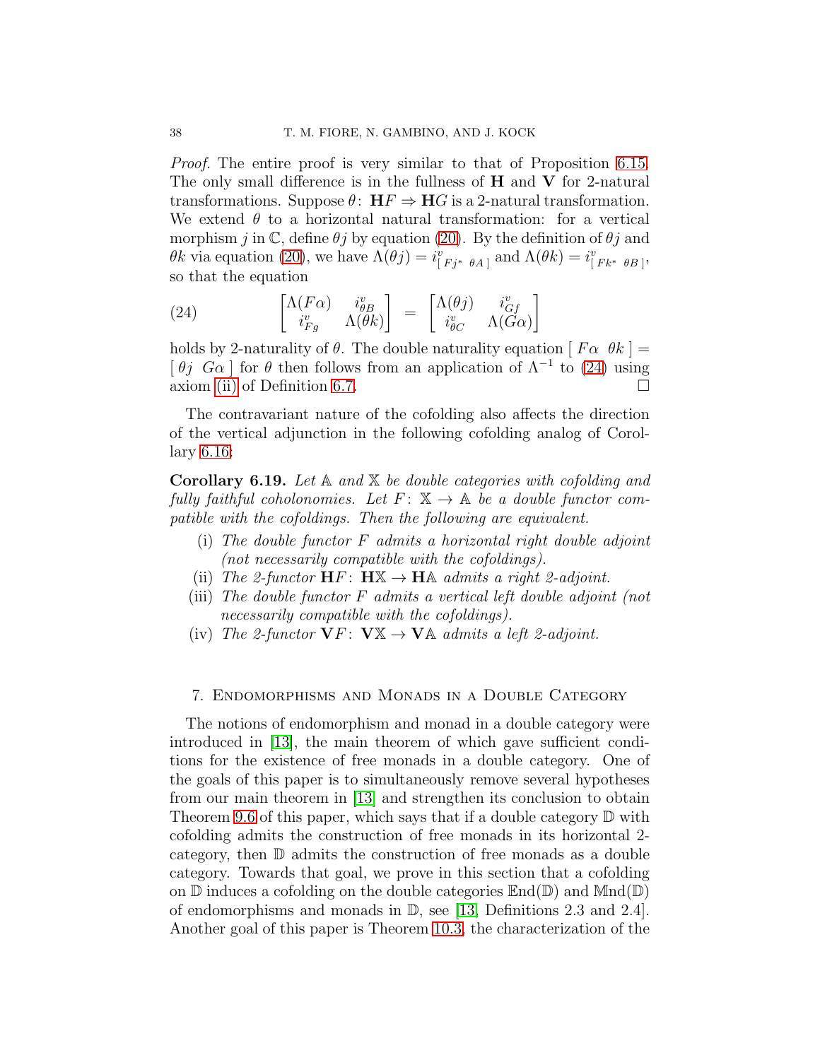*Proof.* The entire proof is very similar to that of Proposition 6.15. The only small difference is in the fullness of $\mathbf{H}$ and $\mathbf{V}$ for 2-natural transformations. Suppose $\theta\colon \mathbf{H}F \Rightarrow \mathbf{H}G$ is a 2-natural transformation. We extend $\theta$ to a horizontal natural transformation: for a vertical morphism $j$ in $\mathbb{C}$, define $\theta j$ by equation (20). By the definition of $\theta j$ and $\theta k$ via equation (20), we have $\Lambda(\theta j) = i^v_{[\, Fj^* \;\; \theta A \,]}$ and $\Lambda(\theta k) = i^v_{[\, Fk^* \;\; \theta B \,]}$, so that the equation

$$\begin{bmatrix} \Lambda(F\alpha) & i^v_{\theta B} \\ i^v_{Fg} & \Lambda(\theta k) \end{bmatrix} = \begin{bmatrix} \Lambda(\theta j) & i^v_{Gf} \\ i^v_{\theta C} & \Lambda(G\alpha) \end{bmatrix} \tag{24}$$

holds by 2-naturality of $\theta$. The double naturality equation $[\, F\alpha \;\; \theta k \,] = [\, \theta j \;\; G\alpha \,]$ for $\theta$ then follows from an application of $\Lambda^{-1}$ to (24) using axiom (ii) of Definition 6.7. $\square$

The contravariant nature of the cofolding also affects the direction of the vertical adjunction in the following cofolding analog of Corollary 6.16:

**Corollary 6.19.** *Let $\mathbb{A}$ and $\mathbb{X}$ be double categories with cofolding and fully faithful coholonomies. Let $F\colon \mathbb{X} \to \mathbb{A}$ be a double functor compatible with the cofoldings. Then the following are equivalent.*

- (i) *The double functor $F$ admits a horizontal right double adjoint (not necessarily compatible with the cofoldings).*
- (ii) *The 2-functor $\mathbf{H}F\colon \mathbf{H}\mathbb{X} \to \mathbf{H}\mathbb{A}$ admits a right 2-adjoint.*
- (iii) *The double functor $F$ admits a vertical left double adjoint (not necessarily compatible with the cofoldings).*
- (iv) *The 2-functor $\mathbf{V}F\colon \mathbf{V}\mathbb{X} \to \mathbf{V}\mathbb{A}$ admits a left 2-adjoint.*

## 7. Endomorphisms and Monads in a Double Category

The notions of endomorphism and monad in a double category were introduced in [13], the main theorem of which gave sufficient conditions for the existence of free monads in a double category. One of the goals of this paper is to simultaneously remove several hypotheses from our main theorem in [13] and strengthen its conclusion to obtain Theorem 9.6 of this paper, which says that if a double category $\mathbb{D}$ with cofolding admits the construction of free monads in its horizontal 2-category, then $\mathbb{D}$ admits the construction of free monads as a double category. Towards that goal, we prove in this section that a cofolding on $\mathbb{D}$ induces a cofolding on the double categories $\mathbb{E}\mathrm{nd}(\mathbb{D})$ and $\mathbb{M}\mathrm{nd}(\mathbb{D})$ of endomorphisms and monads in $\mathbb{D}$, see [13, Definitions 2.3 and 2.4]. Another goal of this paper is Theorem 10.3, the characterization of the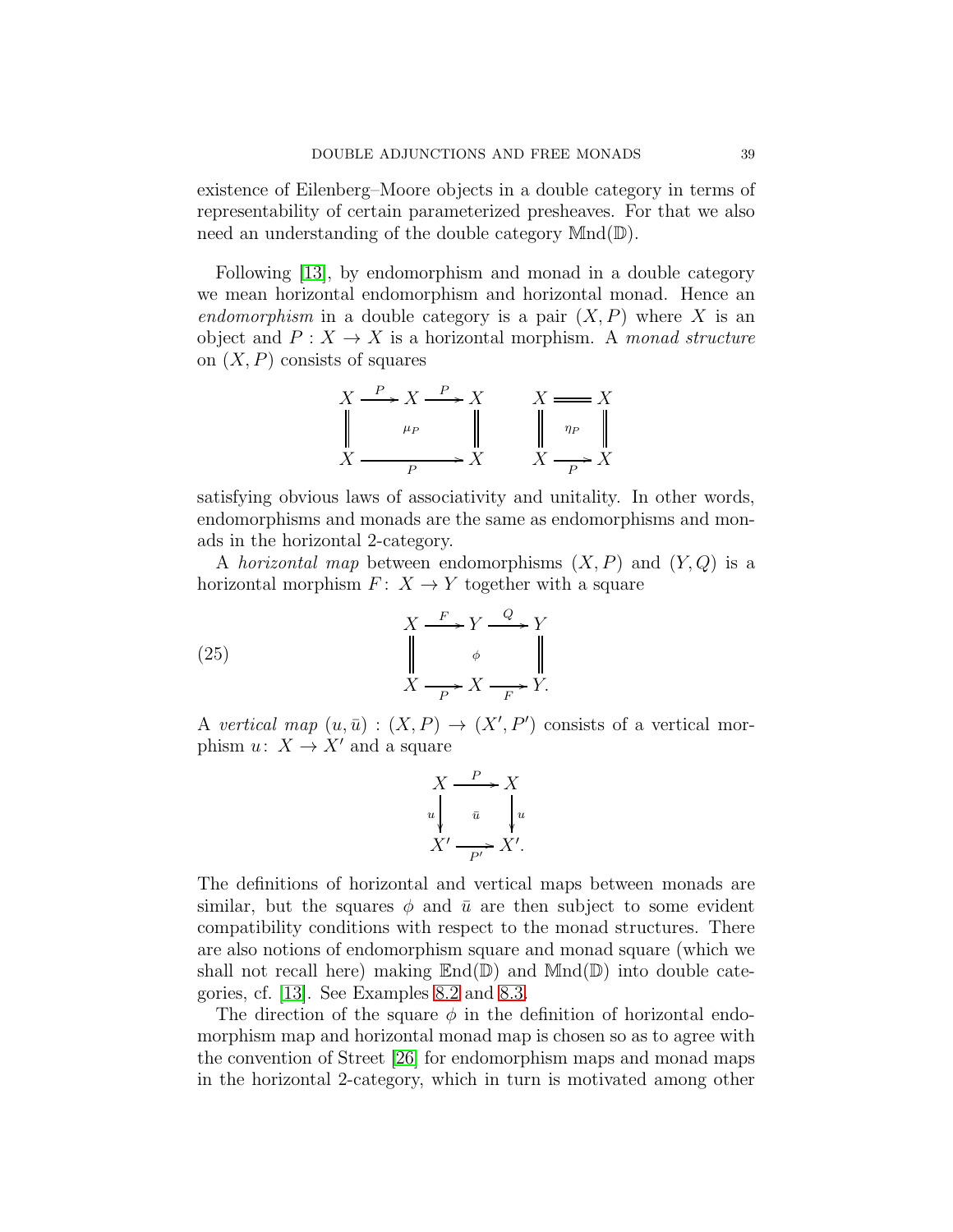existence of Eilenberg–Moore objects in a double category in terms of representability of certain parameterized presheaves. For that we also need an understanding of the double category $\mathbb{M}\mathrm{nd}(\mathbb{D})$.

Following [13], by endomorphism and monad in a double category we mean horizontal endomorphism and horizontal monad. Hence an *endomorphism* in a double category is a pair $(X, P)$ where $X$ is an object and $P : X \to X$ is a horizontal morphism. A *monad structure* on $(X, P)$ consists of squares

$$
\begin{array}{ccccc}
X & \xrightarrow{P} & X & \xrightarrow{P} & X \\
\| & & \mu_P & & \| \\
X & & \xrightarrow[P]{} & & X
\end{array}
\qquad\qquad
\begin{array}{ccc}
X & = & X \\
\| & \eta_P & \| \\
X & \xrightarrow[P]{} & X
\end{array}
$$

satisfying obvious laws of associativity and unitality. In other words, endomorphisms and monads are the same as endomorphisms and monads in the horizontal 2-category.

A *horizontal map* between endomorphisms $(X, P)$ and $(Y, Q)$ is a horizontal morphism $F\colon X \to Y$ together with a square

$$
\begin{array}{ccccc}
X & \xrightarrow{F} & Y & \xrightarrow{Q} & Y \\
\| & & \phi & & \| \\
X & \xrightarrow[P]{} & X & \xrightarrow[F]{} & Y.
\end{array}
\tag{25}
$$

A *vertical map* $(u, \bar{u}) : (X, P) \to (X', P')$ consists of a vertical morphism $u\colon X \to X'$ and a square

$$
\begin{array}{ccc}
X & \xrightarrow{P} & X \\
{\scriptstyle u}\downarrow & \bar{u} & \downarrow{\scriptstyle u} \\
X' & \xrightarrow[P']{} & X'.
\end{array}
$$

The definitions of horizontal and vertical maps between monads are similar, but the squares $\phi$ and $\bar{u}$ are then subject to some evident compatibility conditions with respect to the monad structures. There are also notions of endomorphism square and monad square (which we shall not recall here) making $\mathbb{E}\mathrm{nd}(\mathbb{D})$ and $\mathbb{M}\mathrm{nd}(\mathbb{D})$ into double categories, cf. [13]. See Examples 8.2 and 8.3.

The direction of the square $\phi$ in the definition of horizontal endomorphism map and horizontal monad map is chosen so as to agree with the convention of Street [26] for endomorphism maps and monad maps in the horizontal 2-category, which in turn is motivated among other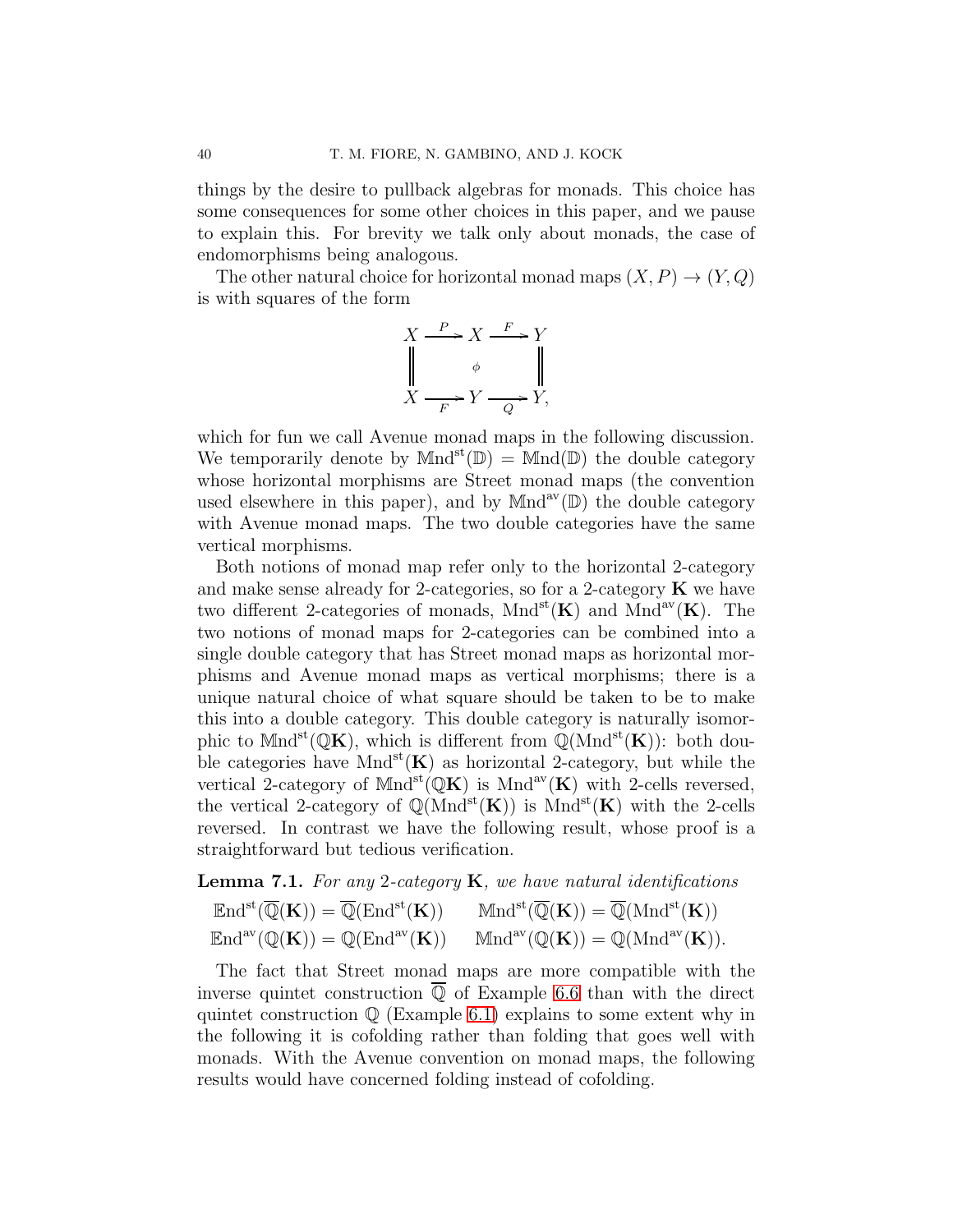things by the desire to pullback algebras for monads. This choice has some consequences for some other choices in this paper, and we pause to explain this. For brevity we talk only about monads, the case of endomorphisms being analogous.

The other natural choice for horizontal monad maps $(X, P) \to (Y, Q)$ is with squares of the form

$$
\begin{array}{ccccc}
X & \xrightarrow{P} & X & \xrightarrow{F} & Y \\
\Big\| & & \phi & & \Big\| \\
X & \xrightarrow[F]{} & Y & \xrightarrow[Q]{} & Y,
\end{array}
$$

which for fun we call Avenue monad maps in the following discussion. We temporarily denote by $\mathbb{M}\mathrm{nd}^{\mathrm{st}}(\mathbb{D}) = \mathbb{M}\mathrm{nd}(\mathbb{D})$ the double category whose horizontal morphisms are Street monad maps (the convention used elsewhere in this paper), and by $\mathbb{M}\mathrm{nd}^{\mathrm{av}}(\mathbb{D})$ the double category with Avenue monad maps. The two double categories have the same vertical morphisms.

Both notions of monad map refer only to the horizontal 2-category and make sense already for 2-categories, so for a 2-category $\mathbf{K}$ we have two different 2-categories of monads, $\mathrm{Mnd}^{\mathrm{st}}(\mathbf{K})$ and $\mathrm{Mnd}^{\mathrm{av}}(\mathbf{K})$. The two notions of monad maps for 2-categories can be combined into a single double category that has Street monad maps as horizontal morphisms and Avenue monad maps as vertical morphisms; there is a unique natural choice of what square should be taken to be to make this into a double category. This double category is naturally isomorphic to $\mathbb{M}\mathrm{nd}^{\mathrm{st}}(\mathbb{Q}\mathbf{K})$, which is different from $\mathbb{Q}(\mathrm{Mnd}^{\mathrm{st}}(\mathbf{K}))$: both double categories have $\mathrm{Mnd}^{\mathrm{st}}(\mathbf{K})$ as horizontal 2-category, but while the vertical 2-category of $\mathbb{M}\mathrm{nd}^{\mathrm{st}}(\mathbb{Q}\mathbf{K})$ is $\mathrm{Mnd}^{\mathrm{av}}(\mathbf{K})$ with 2-cells reversed, the vertical 2-category of $\mathbb{Q}(\mathrm{Mnd}^{\mathrm{st}}(\mathbf{K}))$ is $\mathrm{Mnd}^{\mathrm{st}}(\mathbf{K})$ with the 2-cells reversed. In contrast we have the following result, whose proof is a straightforward but tedious verification.

**Lemma 7.1.** *For any 2-category $\mathbf{K}$, we have natural identifications*

$$
\begin{array}{ll}
\mathbb{E}\mathrm{nd}^{\mathrm{st}}(\overline{\mathbb{Q}}(\mathbf{K})) = \overline{\mathbb{Q}}(\mathrm{End}^{\mathrm{st}}(\mathbf{K})) & \quad \mathbb{M}\mathrm{nd}^{\mathrm{st}}(\overline{\mathbb{Q}}(\mathbf{K})) = \overline{\mathbb{Q}}(\mathrm{Mnd}^{\mathrm{st}}(\mathbf{K})) \\
\mathbb{E}\mathrm{nd}^{\mathrm{av}}(\mathbb{Q}(\mathbf{K})) = \mathbb{Q}(\mathrm{End}^{\mathrm{av}}(\mathbf{K})) & \quad \mathbb{M}\mathrm{nd}^{\mathrm{av}}(\mathbb{Q}(\mathbf{K})) = \mathbb{Q}(\mathrm{Mnd}^{\mathrm{av}}(\mathbf{K})).
\end{array}
$$

The fact that Street monad maps are more compatible with the inverse quintet construction $\overline{\mathbb{Q}}$ of Example 6.6 than with the direct quintet construction $\mathbb{Q}$ (Example 6.1) explains to some extent why in the following it is cofolding rather than folding that goes well with monads. With the Avenue convention on monad maps, the following results would have concerned folding instead of cofolding.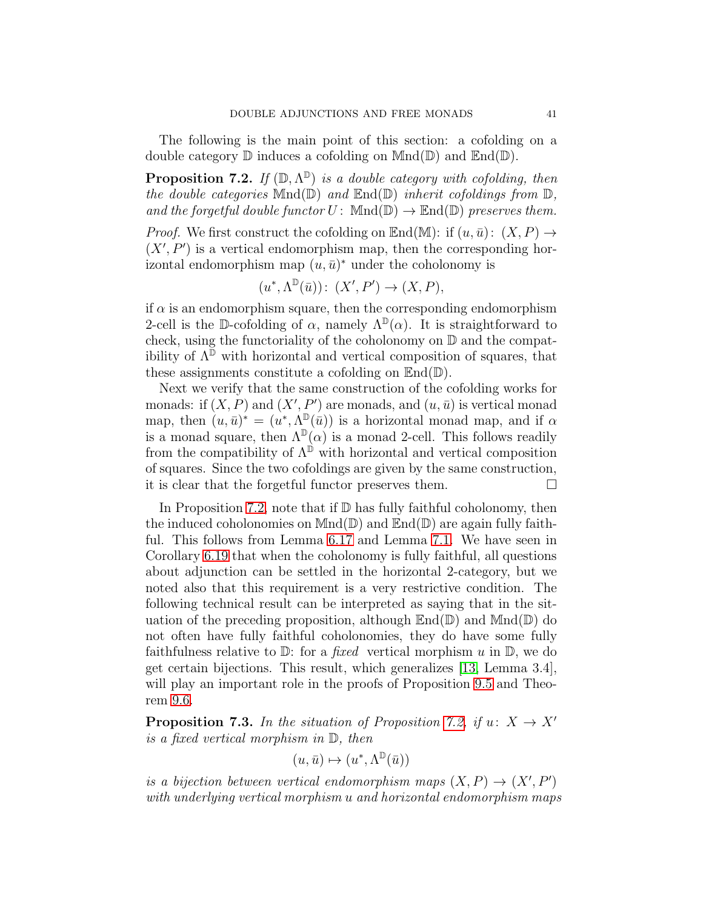The following is the main point of this section: a cofolding on a double category $\mathbb{D}$ induces a cofolding on $\mathbb{M}\mathrm{nd}(\mathbb{D})$ and $\mathbb{E}\mathrm{nd}(\mathbb{D})$.

**Proposition 7.2.** *If $(\mathbb{D}, \Lambda^{\mathbb{D}})$ is a double category with cofolding, then the double categories $\mathbb{M}\mathrm{nd}(\mathbb{D})$ and $\mathbb{E}\mathrm{nd}(\mathbb{D})$ inherit cofoldings from $\mathbb{D}$, and the forgetful double functor $U\colon \mathbb{M}\mathrm{nd}(\mathbb{D}) \to \mathbb{E}\mathrm{nd}(\mathbb{D})$ preserves them.*

*Proof.* We first construct the cofolding on $\mathbb{E}\mathrm{nd}(\mathbb{M})$: if $(u, \bar{u})\colon (X, P) \to (X', P')$ is a vertical endomorphism map, then the corresponding horizontal endomorphism map $(u, \bar{u})^*$ under the coholonomy is

$$(u^*, \Lambda^{\mathbb{D}}(\bar{u}))\colon (X', P') \to (X, P),$$

if $\alpha$ is an endomorphism square, then the corresponding endomorphism 2-cell is the $\mathbb{D}$-cofolding of $\alpha$, namely $\Lambda^{\mathbb{D}}(\alpha)$. It is straightforward to check, using the functoriality of the coholonomy on $\mathbb{D}$ and the compatibility of $\Lambda^{\mathbb{D}}$ with horizontal and vertical composition of squares, that these assignments constitute a cofolding on $\mathbb{E}\mathrm{nd}(\mathbb{D})$.

Next we verify that the same construction of the cofolding works for monads: if $(X, P)$ and $(X', P')$ are monads, and $(u, \bar{u})$ is vertical monad map, then $(u, \bar{u})^* = (u^*, \Lambda^{\mathbb{D}}(\bar{u}))$ is a horizontal monad map, and if $\alpha$ is a monad square, then $\Lambda^{\mathbb{D}}(\alpha)$ is a monad 2-cell. This follows readily from the compatibility of $\Lambda^{\mathbb{D}}$ with horizontal and vertical composition of squares. Since the two cofoldings are given by the same construction, it is clear that the forgetful functor preserves them. $\square$

In Proposition 7.2, note that if $\mathbb{D}$ has fully faithful coholonomy, then the induced coholonomies on $\mathbb{M}\mathrm{nd}(\mathbb{D})$ and $\mathbb{E}\mathrm{nd}(\mathbb{D})$ are again fully faithful. This follows from Lemma 6.17 and Lemma 7.1. We have seen in Corollary 6.19 that when the coholonomy is fully faithful, all questions about adjunction can be settled in the horizontal 2-category, but we noted also that this requirement is a very restrictive condition. The following technical result can be interpreted as saying that in the situation of the preceding proposition, although $\mathbb{E}\mathrm{nd}(\mathbb{D})$ and $\mathbb{M}\mathrm{nd}(\mathbb{D})$ do not often have fully faithful coholonomies, they do have some fully faithfulness relative to $\mathbb{D}$: for a *fixed* vertical morphism $u$ in $\mathbb{D}$, we do get certain bijections. This result, which generalizes [13, Lemma 3.4], will play an important role in the proofs of Proposition 9.5 and Theorem 9.6.

**Proposition 7.3.** *In the situation of Proposition 7.2, if $u\colon X \to X'$ is a fixed vertical morphism in $\mathbb{D}$, then*

$$(u, \bar{u}) \mapsto (u^*, \Lambda^{\mathbb{D}}(\bar{u}))$$

*is a bijection between vertical endomorphism maps $(X, P) \to (X', P')$ with underlying vertical morphism $u$ and horizontal endomorphism maps*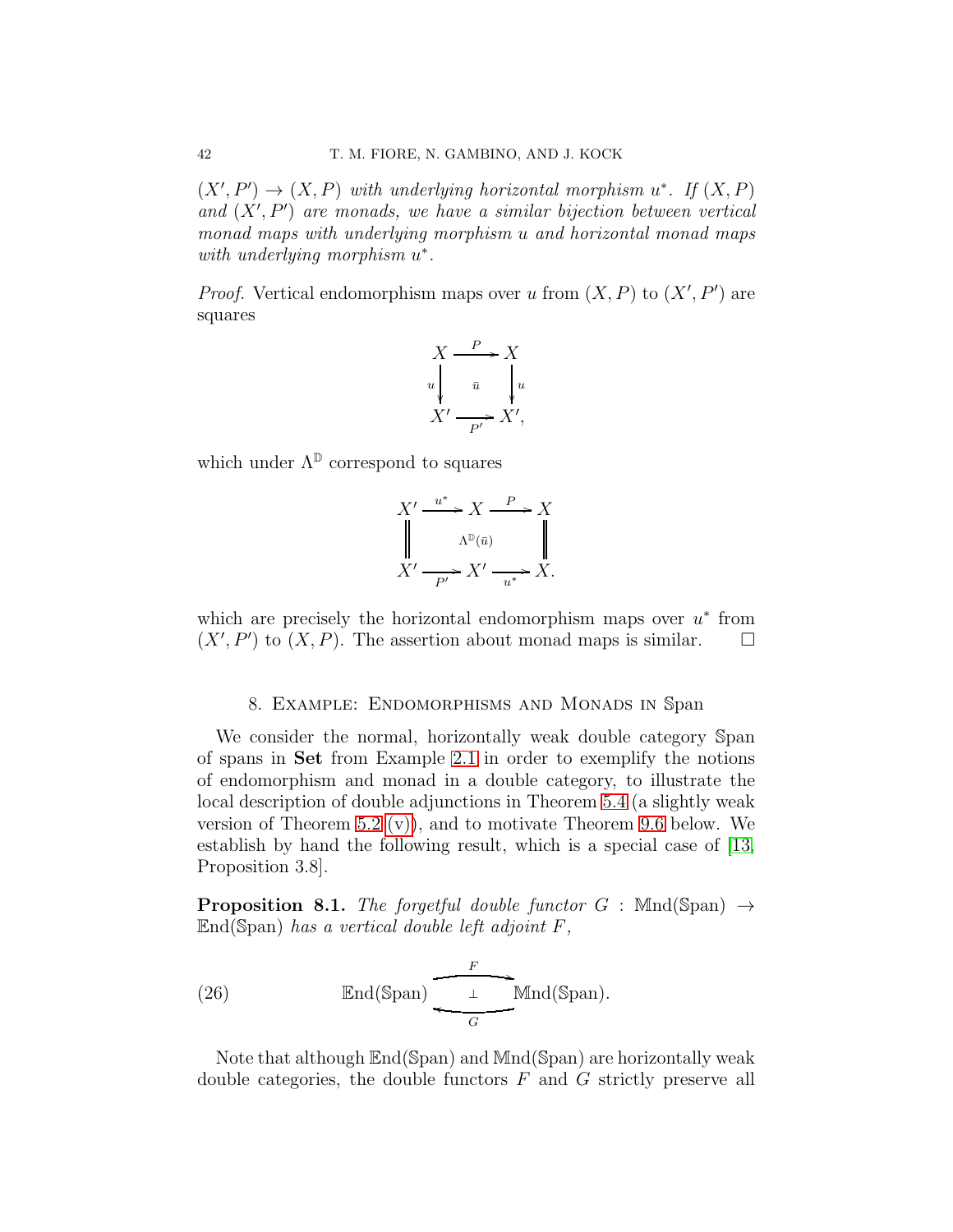$(X', P') \to (X, P)$ *with underlying horizontal morphism* $u^*$*. If* $(X, P)$ *and* $(X', P')$ *are monads, we have a similar bijection between vertical monad maps with underlying morphism* $u$ *and horizontal monad maps with underlying morphism* $u^*$*.*

*Proof.* Vertical endomorphism maps over $u$ from $(X, P)$ to $(X', P')$ are squares

$$\begin{array}{ccc} X & \xrightarrow{P} & X \\ {\scriptstyle u}\downarrow & \bar{u} & \downarrow{\scriptstyle u} \\ X' & \xrightarrow[P']{} & X', \end{array}$$

which under $\Lambda^{\mathbb{D}}$ correspond to squares

$$\begin{array}{ccccc} X' & \xrightarrow{u^*} & X & \xrightarrow{P} & X \\ \Vert & & \Lambda^{\mathbb{D}}(\bar{u}) & & \Vert \\ X' & \xrightarrow[P']{} & X' & \xrightarrow[u^*]{} & X. \end{array}$$

which are precisely the horizontal endomorphism maps over $u^*$ from $(X', P')$ to $(X, P)$. The assertion about monad maps is similar. $\square$

## 8. Example: Endomorphisms and Monads in $\mathbb{S}$pan

We consider the normal, horizontally weak double category $\mathbb{S}$pan of spans in **Set** from Example 2.1 in order to exemplify the notions of endomorphism and monad in a double category, to illustrate the local description of double adjunctions in Theorem 5.4 (a slightly weak version of Theorem 5.2 (v)), and to motivate Theorem 9.6 below. We establish by hand the following result, which is a special case of [13, Proposition 3.8].

**Proposition 8.1.** *The forgetful double functor* $G : \mathbb{M}\text{nd}(\mathbb{S}\text{pan}) \to \mathbb{E}\text{nd}(\mathbb{S}\text{pan})$ *has a vertical double left adjoint* $F$*,*

$$\mathbb{E}\text{nd}(\mathbb{S}\text{pan}) \underset{G}{\overset{F}{\underset{\perp}{\rightleftarrows}}} \mathbb{M}\text{nd}(\mathbb{S}\text{pan}). \tag{26}$$

Note that although $\mathbb{E}\text{nd}(\mathbb{S}\text{pan})$ and $\mathbb{M}\text{nd}(\mathbb{S}\text{pan})$ are horizontally weak double categories, the double functors $F$ and $G$ strictly preserve all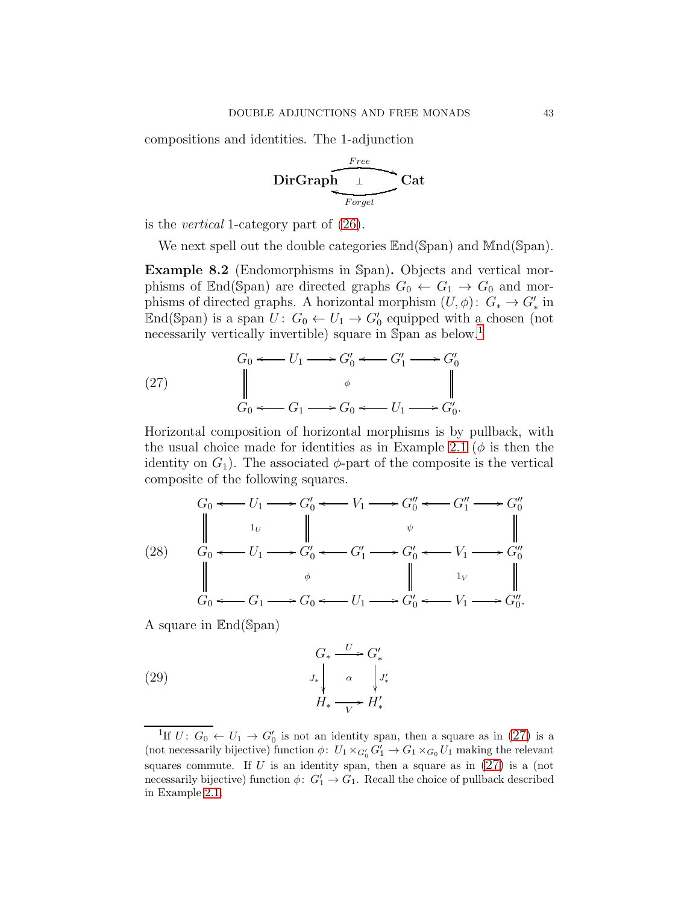compositions and identities. The 1-adjunction

$$\mathbf{DirGraph} \underset{Forget}{\overset{Free}{\rightleftarrows}} \mathbf{Cat} \quad (\perp)$$

is the *vertical* 1-category part of (26).

We next spell out the double categories $\mathbb{E}\mathrm{nd}(\mathbb{S}\mathrm{pan})$ and $\mathbb{M}\mathrm{nd}(\mathbb{S}\mathrm{pan})$.

**Example 8.2** (Endomorphisms in $\mathbb{S}$pan)**.** Objects and vertical morphisms of $\mathbb{E}\mathrm{nd}(\mathbb{S}\mathrm{pan})$ are directed graphs $G_0 \leftarrow G_1 \to G_0$ and morphisms of directed graphs. A horizontal morphism $(U, \phi)\colon G_* \to G'_*$ in $\mathbb{E}\mathrm{nd}(\mathbb{S}\mathrm{pan})$ is a span $U\colon G_0 \leftarrow U_1 \to G'_0$ equipped with a chosen (not necessarily vertically invertible) square in $\mathbb{S}$pan as below.[1]

$$(27) \qquad \begin{array}{ccccccccc}
G_0 & \longleftarrow & U_1 & \longrightarrow & G'_0 & \longleftarrow & G'_1 & \longrightarrow & G'_0 \\
\| & & & & \phi & & & & \| \\
G_0 & \longleftarrow & G_1 & \longrightarrow & G_0 & \longleftarrow & U_1 & \longrightarrow & G'_0.
\end{array}$$

Horizontal composition of horizontal morphisms is by pullback, with the usual choice made for identities as in Example 2.1 ($\phi$ is then the identity on $G_1$). The associated $\phi$-part of the composite is the vertical composite of the following squares.

$$(28) \qquad \begin{array}{ccccccccccccc}
G_0 & \longleftarrow & U_1 & \longrightarrow & G'_0 & \longleftarrow & V_1 & \longrightarrow & G''_0 & \longleftarrow & G''_1 & \longrightarrow & G''_0 \\
\| & & 1_U & & \| & & & & \psi & & & & \| \\
G_0 & \longleftarrow & U_1 & \longrightarrow & G'_0 & \longleftarrow & G'_1 & \longrightarrow & G'_0 & \longleftarrow & V_1 & \longrightarrow & G''_0 \\
\| & & & & \phi & & & & \| & & 1_V & & \| \\
G_0 & \longleftarrow & G_1 & \longrightarrow & G_0 & \longleftarrow & U_1 & \longrightarrow & G'_0 & \longleftarrow & V_1 & \longrightarrow & G''_0.
\end{array}$$

A square in $\mathbb{E}\mathrm{nd}(\mathbb{S}\mathrm{pan})$

$$(29) \qquad \begin{array}{ccc}
G_* & \xrightarrow{\ U\ } & G'_* \\
{\scriptstyle J_*}\downarrow & \alpha & \downarrow{\scriptstyle J'_*} \\
H_* & \xrightarrow[\ V\ ]{} & H'_*
\end{array}$$

[1] If $U\colon G_0 \leftarrow U_1 \to G'_0$ is not an identity span, then a square as in (27) is a (not necessarily bijective) function $\phi\colon U_1 \times_{G'_0} G'_1 \to G_1 \times_{G_0} U_1$ making the relevant squares commute. If $U$ is an identity span, then a square as in (27) is a (not necessarily bijective) function $\phi\colon G'_1 \to G_1$. Recall the choice of pullback described in Example 2.1.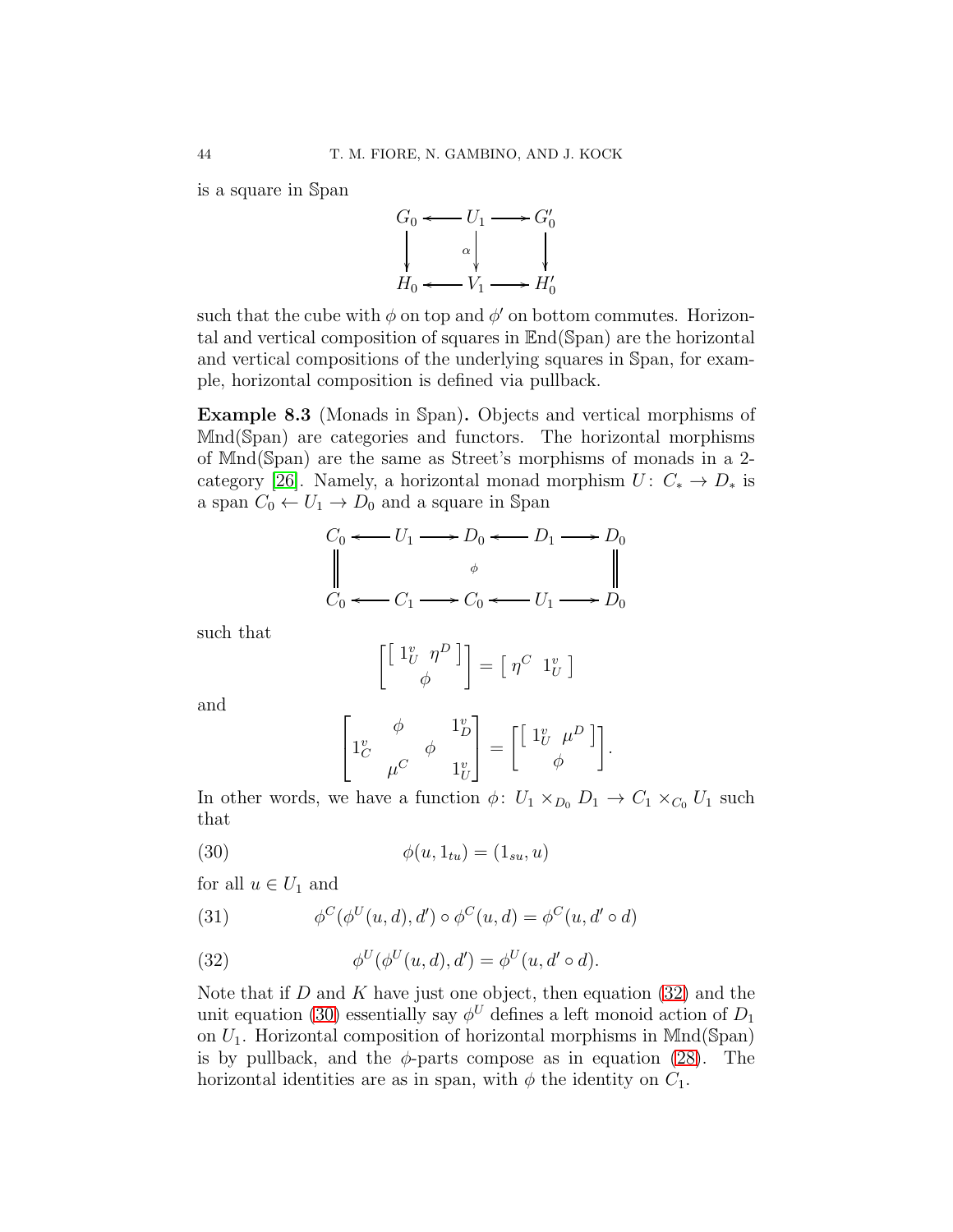is a square in $\mathbb{S}\mathrm{pan}$

$$
\begin{array}{ccccc}
G_0 & \longleftarrow & U_1 & \longrightarrow & G_0' \\
\big\downarrow & & \alpha \big\downarrow & & \big\downarrow \\
H_0 & \longleftarrow & V_1 & \longrightarrow & H_0'
\end{array}
$$

such that the cube with $\phi$ on top and $\phi'$ on bottom commutes. Horizontal and vertical composition of squares in $\mathbb{E}\mathrm{nd}(\mathbb{S}\mathrm{pan})$ are the horizontal and vertical compositions of the underlying squares in $\mathbb{S}\mathrm{pan}$, for example, horizontal composition is defined via pullback.

**Example 8.3** (Monads in $\mathbb{S}\mathrm{pan}$)**.** Objects and vertical morphisms of $\mathbb{M}\mathrm{nd}(\mathbb{S}\mathrm{pan})$ are categories and functors. The horizontal morphisms of $\mathbb{M}\mathrm{nd}(\mathbb{S}\mathrm{pan})$ are the same as Street's morphisms of monads in a 2-category [26]. Namely, a horizontal monad morphism $U\colon C_* \to D_*$ is a span $C_0 \leftarrow U_1 \to D_0$ and a square in $\mathbb{S}\mathrm{pan}$

$$
\begin{array}{ccccccccc}
C_0 & \longleftarrow & U_1 & \longrightarrow & D_0 & \longleftarrow & D_1 & \longrightarrow & D_0 \\
\Big\| & & & & \phi & & & & \Big\| \\
C_0 & \longleftarrow & C_1 & \longrightarrow & C_0 & \longleftarrow & U_1 & \longrightarrow & D_0
\end{array}
$$

such that

$$
\begin{bmatrix} \left[\begin{array}{cc} 1^v_U & \eta^D \end{array}\right] \\ \phi \end{bmatrix} = \left[\begin{array}{cc} \eta^C & 1^v_U \end{array}\right]
$$

and

$$
\begin{bmatrix} & \phi & & 1^v_D \\ 1^v_C & & \phi & \\ & \mu^C & & 1^v_U \end{bmatrix} = \begin{bmatrix} \left[\begin{array}{cc} 1^v_U & \mu^D \end{array}\right] \\ \phi \end{bmatrix}.
$$

In other words, we have a function $\phi\colon U_1 \times_{D_0} D_1 \to C_1 \times_{C_0} U_1$ such that

$$
\phi(u, 1_{tu}) = (1_{su}, u) \tag{30}
$$

for all $u \in U_1$ and

$$
\phi^C(\phi^U(u,d), d') \circ \phi^C(u,d) = \phi^C(u, d' \circ d) \tag{31}
$$

$$
\phi^U(\phi^U(u,d), d') = \phi^U(u, d' \circ d). \tag{32}
$$

Note that if $D$ and $K$ have just one object, then equation (32) and the unit equation (30) essentially say $\phi^U$ defines a left monoid action of $D_1$ on $U_1$. Horizontal composition of horizontal morphisms in $\mathbb{M}\mathrm{nd}(\mathbb{S}\mathrm{pan})$ is by pullback, and the $\phi$-parts compose as in equation (28). The horizontal identities are as in span, with $\phi$ the identity on $C_1$.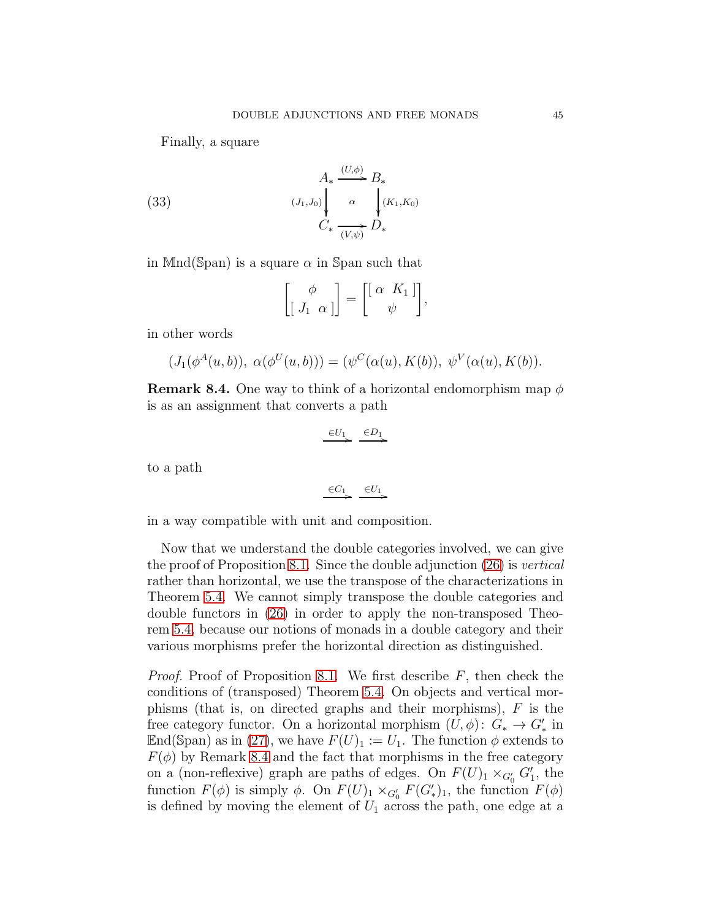Finally, a square

$$
\begin{array}{ccc}
A_* & \xrightarrow{(U,\phi)} & B_* \\
{\scriptstyle (J_1,J_0)}\downarrow & \alpha & \downarrow{\scriptstyle (K_1,K_0)} \\
C_* & \xrightarrow[(V,\psi)]{} & D_*
\end{array}
\tag{33}
$$

in $\mathbb{M}\mathrm{nd}(\mathbb{S}\mathrm{pan})$ is a square $\alpha$ in $\mathbb{S}\mathrm{pan}$ such that

$$
\begin{bmatrix} \phi \\ [\ J_1 \ \ \alpha\ ] \end{bmatrix} = \begin{bmatrix} [\ \alpha \ \ K_1\ ] \\ \psi \end{bmatrix},
$$

in other words

$$
(J_1(\phi^A(u,b)),\ \alpha(\phi^U(u,b))) = (\psi^C(\alpha(u),K(b)),\ \psi^V(\alpha(u),K(b)).
$$

**Remark 8.4.** One way to think of a horizontal endomorphism map $\phi$ is as an assignment that converts a path

$$
\xrightarrow{\in U_1}\ \xrightarrow{\in D_1}
$$

to a path

$$
\xrightarrow{\in C_1}\ \xrightarrow{\in U_1}
$$

in a way compatible with unit and composition.

Now that we understand the double categories involved, we can give the proof of Proposition 8.1. Since the double adjunction (26) is *vertical* rather than horizontal, we use the transpose of the characterizations in Theorem 5.4. We cannot simply transpose the double categories and double functors in (26) in order to apply the non-transposed Theorem 5.4, because our notions of monads in a double category and their various morphisms prefer the horizontal direction as distinguished.

*Proof.* Proof of Proposition 8.1. We first describe $F$, then check the conditions of (transposed) Theorem 5.4. On objects and vertical morphisms (that is, on directed graphs and their morphisms), $F$ is the free category functor. On a horizontal morphism $(U,\phi)\colon G_* \to G'_*$ in $\mathbb{E}\mathrm{nd}(\mathbb{S}\mathrm{pan})$ as in (27), we have $F(U)_1 := U_1$. The function $\phi$ extends to $F(\phi)$ by Remark 8.4 and the fact that morphisms in the free category on a (non-reflexive) graph are paths of edges. On $F(U)_1 \times_{G'_0} G'_1$, the function $F(\phi)$ is simply $\phi$. On $F(U)_1 \times_{G'_0} F(G'_*)_1$, the function $F(\phi)$ is defined by moving the element of $U_1$ across the path, one edge at a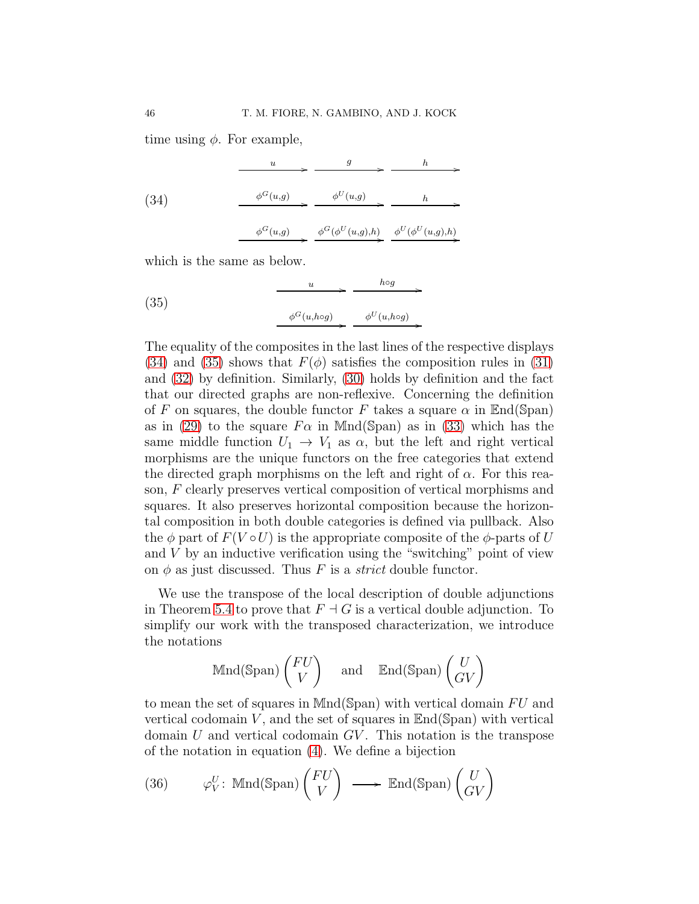time using $\phi$. For example,

$$
\begin{array}{ccc}
\xrightarrow{\quad u \quad} & \xrightarrow{\quad g \quad} & \xrightarrow{\quad h \quad} \\[1em]
\xrightarrow{\phi^G(u,g)} & \xrightarrow{\phi^U(u,g)} & \xrightarrow{\quad h \quad} \\[1em]
\xrightarrow{\phi^G(u,g)} & \xrightarrow{\phi^G(\phi^U(u,g),h)} & \xrightarrow{\phi^U(\phi^U(u,g),h)}
\end{array}
\tag{34}
$$

which is the same as below.

$$
\begin{array}{cc}
\xrightarrow{\quad u \quad} & \xrightarrow{\quad h\circ g \quad} \\[1em]
\xrightarrow{\phi^G(u,h\circ g)} & \xrightarrow{\phi^U(u,h\circ g)}
\end{array}
\tag{35}
$$

The equality of the composites in the last lines of the respective displays (34) and (35) shows that $F(\phi)$ satisfies the composition rules in (31) and (32) by definition. Similarly, (30) holds by definition and the fact that our directed graphs are non-reflexive. Concerning the definition of $F$ on squares, the double functor $F$ takes a square $\alpha$ in $\mathbb{E}\mathrm{nd}(\mathbb{S}\mathrm{pan})$ as in (29) to the square $F\alpha$ in $\mathbb{M}\mathrm{nd}(\mathbb{S}\mathrm{pan})$ as in (33) which has the same middle function $U_1 \to V_1$ as $\alpha$, but the left and right vertical morphisms are the unique functors on the free categories that extend the directed graph morphisms on the left and right of $\alpha$. For this reason, $F$ clearly preserves vertical composition of vertical morphisms and squares. It also preserves horizontal composition because the horizontal composition in both double categories is defined via pullback. Also the $\phi$ part of $F(V \circ U)$ is the appropriate composite of the $\phi$-parts of $U$ and $V$ by an inductive verification using the "switching" point of view on $\phi$ as just discussed. Thus $F$ is a *strict* double functor.

We use the transpose of the local description of double adjunctions in Theorem 5.4 to prove that $F \dashv G$ is a vertical double adjunction. To simplify our work with the transposed characterization, we introduce the notations

$$\mathbb{M}\mathrm{nd}(\mathbb{S}\mathrm{pan})\begin{pmatrix} FU \\ V \end{pmatrix} \quad \text{and} \quad \mathbb{E}\mathrm{nd}(\mathbb{S}\mathrm{pan})\begin{pmatrix} U \\ GV \end{pmatrix}$$

to mean the set of squares in $\mathbb{M}\mathrm{nd}(\mathbb{S}\mathrm{pan})$ with vertical domain $FU$ and vertical codomain $V$, and the set of squares in $\mathbb{E}\mathrm{nd}(\mathbb{S}\mathrm{pan})$ with vertical domain $U$ and vertical codomain $GV$. This notation is the transpose of the notation in equation (4). We define a bijection

$$\varphi^U_V \colon \mathbb{M}\mathrm{nd}(\mathbb{S}\mathrm{pan})\begin{pmatrix} FU \\ V \end{pmatrix} \longrightarrow \mathbb{E}\mathrm{nd}(\mathbb{S}\mathrm{pan})\begin{pmatrix} U \\ GV \end{pmatrix} \tag{36}$$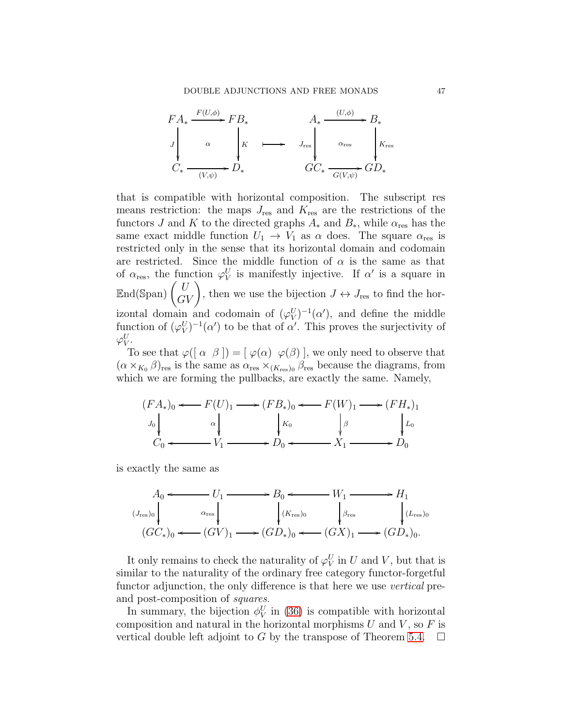$$
\begin{array}{ccc}
FA_* & \xrightarrow{F(U,\phi)} & FB_* \\
{\scriptstyle J}\downarrow & \alpha & \downarrow{\scriptstyle K} \\
C_* & \xrightarrow[(V,\psi)]{} & D_*
\end{array}
\quad\longmapsto\quad
\begin{array}{ccc}
A_* & \xrightarrow{(U,\phi)} & B_* \\
{\scriptstyle J_{\mathrm{res}}}\downarrow & \alpha_{\mathrm{res}} & \downarrow{\scriptstyle K_{\mathrm{res}}} \\
GC_* & \xrightarrow[G(V,\psi)]{} & GD_*
\end{array}
$$

that is compatible with horizontal composition. The subscript res means restriction: the maps $J_{\mathrm{res}}$ and $K_{\mathrm{res}}$ are the restrictions of the functors $J$ and $K$ to the directed graphs $A_*$ and $B_*$, while $\alpha_{\mathrm{res}}$ has the same exact middle function $U_1 \to V_1$ as $\alpha$ does. The square $\alpha_{\mathrm{res}}$ is restricted only in the sense that its horizontal domain and codomain are restricted. Since the middle function of $\alpha$ is the same as that of $\alpha_{\mathrm{res}}$, the function $\varphi^U_V$ is manifestly injective. If $\alpha'$ is a square in $\mathbb{E}\mathrm{nd}(\mathbb{S}\mathrm{pan})\begin{pmatrix} U \\ GV \end{pmatrix}$, then we use the bijection $J \leftrightarrow J_{\mathrm{res}}$ to find the horizontal domain and codomain of $(\varphi^U_V)^{-1}(\alpha')$, and define the middle function of $(\varphi^U_V)^{-1}(\alpha')$ to be that of $\alpha'$. This proves the surjectivity of $\varphi^U_V$.

To see that $\varphi([\ \alpha\ \ \beta\ ]) = [\ \varphi(\alpha)\ \ \varphi(\beta)\ ]$, we only need to observe that $(\alpha \times_{K_0} \beta)_{\mathrm{res}}$ is the same as $\alpha_{\mathrm{res}} \times_{(K_{\mathrm{res}})_0} \beta_{\mathrm{res}}$ because the diagrams, from which we are forming the pullbacks, are exactly the same. Namely,

$$
\begin{array}{ccccccccc}
(FA_*)_0 & \longleftarrow & F(U)_1 & \longrightarrow & (FB_*)_0 & \longleftarrow & F(W)_1 & \longrightarrow & (FH_*)_1 \\
{\scriptstyle J_0}\downarrow & & {\scriptstyle \alpha}\downarrow & & \downarrow{\scriptstyle K_0} & & \downarrow{\scriptstyle \beta} & & \downarrow{\scriptstyle L_0} \\
C_0 & \longleftarrow & V_1 & \longrightarrow & D_0 & \longleftarrow & X_1 & \longrightarrow & D_0
\end{array}
$$

is exactly the same as

$$
\begin{array}{ccccccccc}
A_0 & \longleftarrow & U_1 & \longrightarrow & B_0 & \longleftarrow & W_1 & \longrightarrow & H_1 \\
{\scriptstyle (J_{\mathrm{res}})_0}\downarrow & & {\scriptstyle \alpha_{\mathrm{res}}}\downarrow & & \downarrow{\scriptstyle (K_{\mathrm{res}})_0} & & \downarrow{\scriptstyle \beta_{\mathrm{res}}} & & \downarrow{\scriptstyle (L_{\mathrm{res}})_0} \\
(GC_*)_0 & \longleftarrow & (GV)_1 & \longrightarrow & (GD_*)_0 & \longleftarrow & (GX)_1 & \longrightarrow & (GD_*)_0.
\end{array}
$$

It only remains to check the naturality of $\varphi^U_V$ in $U$ and $V$, but that is similar to the naturality of the ordinary free category functor-forgetful functor adjunction, the only difference is that here we use *vertical* pre- and post-composition of *squares*.

In summary, the bijection $\phi^U_V$ in (36) is compatible with horizontal composition and natural in the horizontal morphisms $U$ and $V$, so $F$ is vertical double left adjoint to $G$ by the transpose of Theorem 5.4. $\square$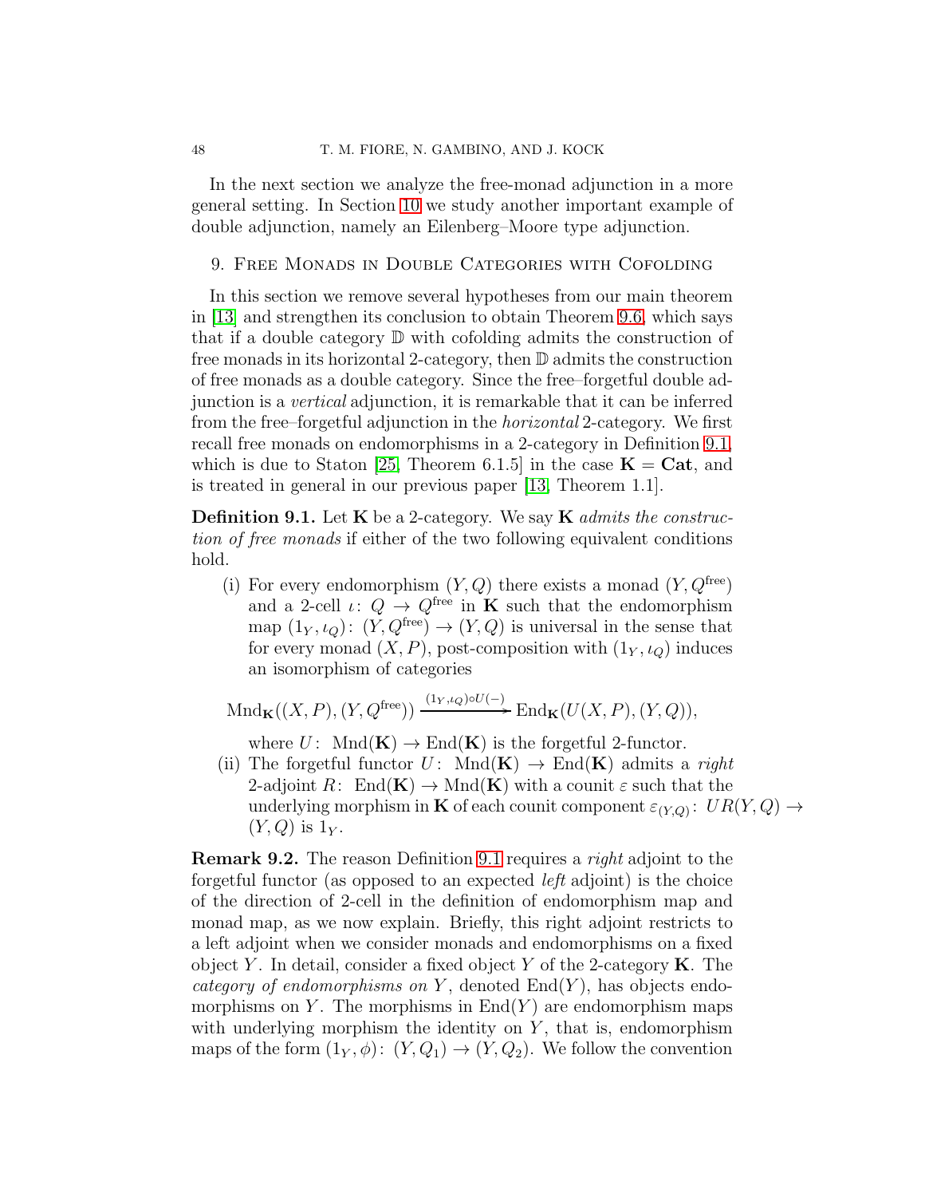In the next section we analyze the free-monad adjunction in a more general setting. In Section 10 we study another important example of double adjunction, namely an Eilenberg–Moore type adjunction.

## 9. Free Monads in Double Categories with Cofolding

In this section we remove several hypotheses from our main theorem in [13] and strengthen its conclusion to obtain Theorem 9.6, which says that if a double category $\mathbb{D}$ with cofolding admits the construction of free monads in its horizontal 2-category, then $\mathbb{D}$ admits the construction of free monads as a double category. Since the free–forgetful double adjunction is a *vertical* adjunction, it is remarkable that it can be inferred from the free–forgetful adjunction in the *horizontal* 2-category. We first recall free monads on endomorphisms in a 2-category in Definition 9.1, which is due to Staton [25, Theorem 6.1.5] in the case $\mathbf{K} = \mathbf{Cat}$, and is treated in general in our previous paper [13, Theorem 1.1].

**Definition 9.1.** Let $\mathbf{K}$ be a 2-category. We say $\mathbf{K}$ *admits the construction of free monads* if either of the two following equivalent conditions hold.

(i) For every endomorphism $(Y, Q)$ there exists a monad $(Y, Q^{\text{free}})$ and a 2-cell $\iota\colon Q \to Q^{\text{free}}$ in $\mathbf{K}$ such that the endomorphism map $(1_Y, \iota_Q)\colon (Y, Q^{\text{free}}) \to (Y, Q)$ is universal in the sense that for every monad $(X, P)$, post-composition with $(1_Y, \iota_Q)$ induces an isomorphism of categories

$$\text{Mnd}_{\mathbf{K}}((X, P), (Y, Q^{\text{free}})) \xrightarrow{(1_Y, \iota_Q)\circ U(-)} \text{End}_{\mathbf{K}}(U(X, P), (Y, Q)),$$

where $U\colon\ \text{Mnd}(\mathbf{K}) \to \text{End}(\mathbf{K})$ is the forgetful 2-functor.

(ii) The forgetful functor $U\colon\ \text{Mnd}(\mathbf{K}) \to \text{End}(\mathbf{K})$ admits a *right* 2-adjoint $R\colon\ \text{End}(\mathbf{K}) \to \text{Mnd}(\mathbf{K})$ with a counit $\varepsilon$ such that the underlying morphism in $\mathbf{K}$ of each counit component $\varepsilon_{(Y,Q)}\colon\ UR(Y, Q) \to (Y, Q)$ is $1_Y$.

**Remark 9.2.** The reason Definition 9.1 requires a *right* adjoint to the forgetful functor (as opposed to an expected *left* adjoint) is the choice of the direction of 2-cell in the definition of endomorphism map and monad map, as we now explain. Briefly, this right adjoint restricts to a left adjoint when we consider monads and endomorphisms on a fixed object $Y$. In detail, consider a fixed object $Y$ of the 2-category $\mathbf{K}$. The *category of endomorphisms on* $Y$, denoted $\text{End}(Y)$, has objects endomorphisms on $Y$. The morphisms in $\text{End}(Y)$ are endomorphism maps with underlying morphism the identity on $Y$, that is, endomorphism maps of the form $(1_Y, \phi)\colon\ (Y, Q_1) \to (Y, Q_2)$. We follow the convention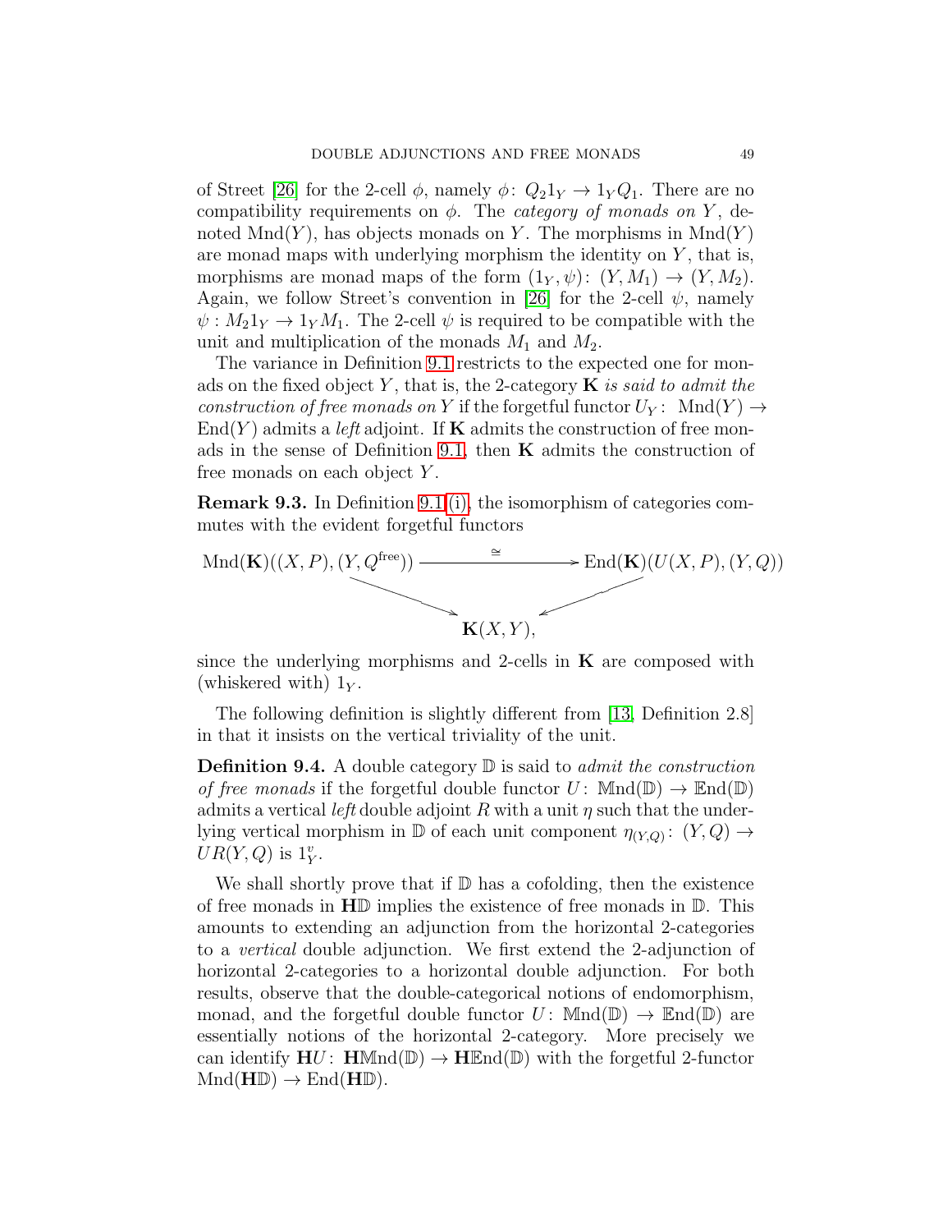of Street [26] for the 2-cell $\phi$, namely $\phi\colon Q_2 1_Y \to 1_Y Q_1$. There are no compatibility requirements on $\phi$. The *category of monads on* $Y$, denoted $\mathrm{Mnd}(Y)$, has objects monads on $Y$. The morphisms in $\mathrm{Mnd}(Y)$ are monad maps with underlying morphism the identity on $Y$, that is, morphisms are monad maps of the form $(1_Y, \psi)\colon (Y, M_1) \to (Y, M_2)$. Again, we follow Street's convention in [26] for the 2-cell $\psi$, namely $\psi : M_2 1_Y \to 1_Y M_1$. The 2-cell $\psi$ is required to be compatible with the unit and multiplication of the monads $M_1$ and $M_2$.

The variance in Definition 9.1 restricts to the expected one for monads on the fixed object $Y$, that is, the 2-category $\mathbf{K}$ *is said to admit the construction of free monads on* $Y$ if the forgetful functor $U_Y\colon\ \mathrm{Mnd}(Y) \to \mathrm{End}(Y)$ admits a *left* adjoint. If $\mathbf{K}$ admits the construction of free monads in the sense of Definition 9.1, then $\mathbf{K}$ admits the construction of free monads on each object $Y$.

**Remark 9.3.** In Definition 9.1(i), the isomorphism of categories commutes with the evident forgetful functors

$$
\begin{array}{ccc}
\mathrm{Mnd}(\mathbf{K})((X,P),(Y,Q^{\mathrm{free}})) & \xrightarrow{\ \cong\ } & \mathrm{End}(\mathbf{K})(U(X,P),(Y,Q)) \\
& \searrow \qquad \swarrow & \\
& \mathbf{K}(X,Y), &
\end{array}
$$

since the underlying morphisms and 2-cells in $\mathbf{K}$ are composed with (whiskered with) $1_Y$.

The following definition is slightly different from [13, Definition 2.8] in that it insists on the vertical triviality of the unit.

**Definition 9.4.** A double category $\mathbb{D}$ is said to *admit the construction of free monads* if the forgetful double functor $U\colon\ \mathbb{M}\mathrm{nd}(\mathbb{D}) \to \mathbb{E}\mathrm{nd}(\mathbb{D})$ admits a vertical *left* double adjoint $R$ with a unit $\eta$ such that the underlying vertical morphism in $\mathbb{D}$ of each unit component $\eta_{(Y,Q)}\colon (Y,Q) \to UR(Y,Q)$ is $1^v_Y$.

We shall shortly prove that if $\mathbb{D}$ has a cofolding, then the existence of free monads in $\mathbf{H}\mathbb{D}$ implies the existence of free monads in $\mathbb{D}$. This amounts to extending an adjunction from the horizontal 2-categories to a *vertical* double adjunction. We first extend the 2-adjunction of horizontal 2-categories to a horizontal double adjunction. For both results, observe that the double-categorical notions of endomorphism, monad, and the forgetful double functor $U\colon\ \mathbb{M}\mathrm{nd}(\mathbb{D}) \to \mathbb{E}\mathrm{nd}(\mathbb{D})$ are essentially notions of the horizontal 2-category. More precisely we can identify $\mathbf{H}U\colon\ \mathbf{H}\mathbb{M}\mathrm{nd}(\mathbb{D}) \to \mathbf{H}\mathbb{E}\mathrm{nd}(\mathbb{D})$ with the forgetful 2-functor $\mathrm{Mnd}(\mathbf{H}\mathbb{D}) \to \mathrm{End}(\mathbf{H}\mathbb{D})$.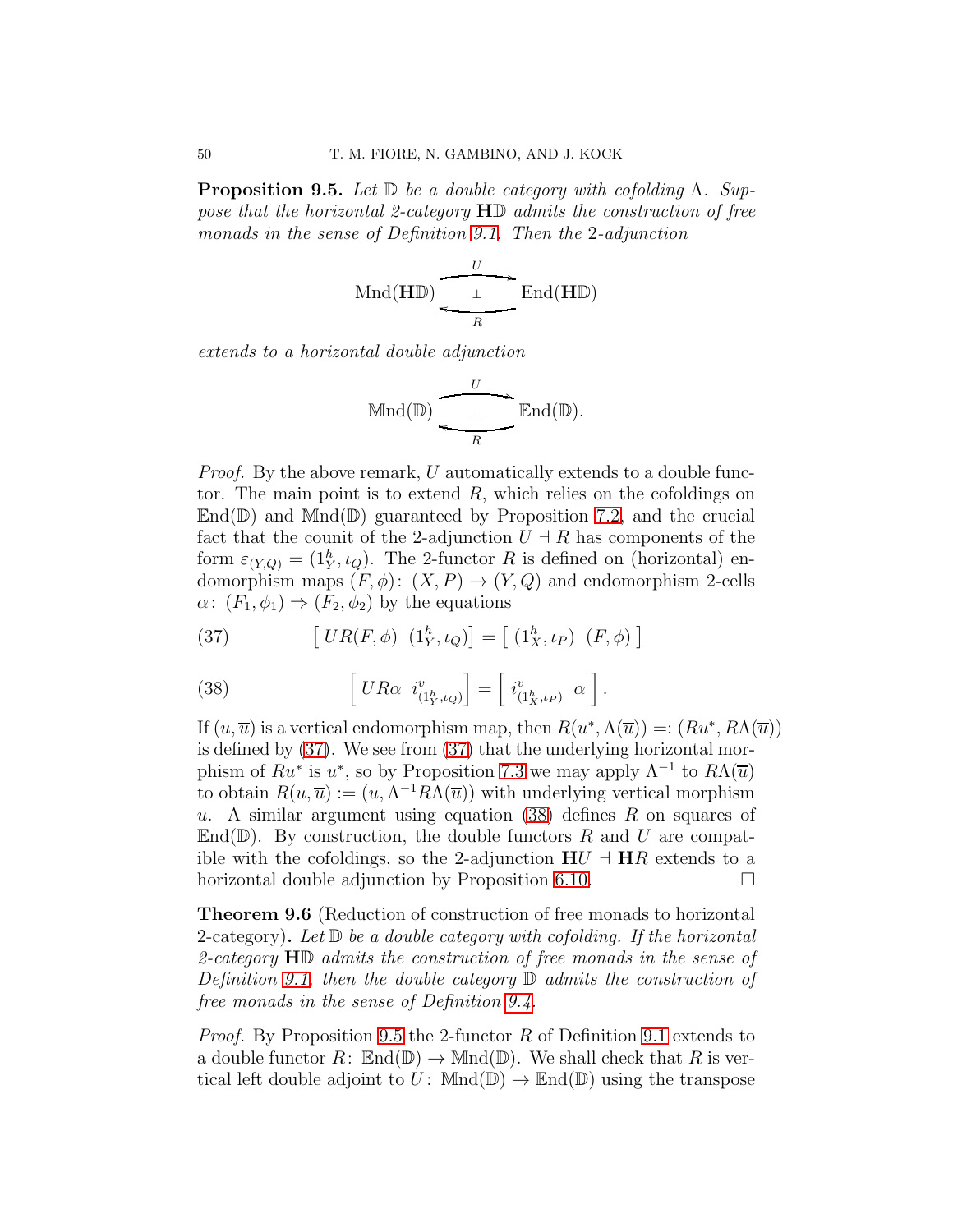**Proposition 9.5.** *Let $\mathbb{D}$ be a double category with cofolding $\Lambda$. Suppose that the horizontal 2-category $\mathbf{H}\mathbb{D}$ admits the construction of free monads in the sense of Definition 9.1. Then the 2-adjunction*

$$\mathrm{Mnd}(\mathbf{H}\mathbb{D}) \underset{R}{\overset{U}{\underset{\perp}{\rightleftarrows}}} \mathrm{End}(\mathbf{H}\mathbb{D})$$

*extends to a horizontal double adjunction*

$$\mathbb{M}\mathrm{nd}(\mathbb{D}) \underset{R}{\overset{U}{\underset{\perp}{\rightleftarrows}}} \mathbb{E}\mathrm{nd}(\mathbb{D}).$$

*Proof.* By the above remark, $U$ automatically extends to a double functor. The main point is to extend $R$, which relies on the cofoldings on $\mathbb{E}\mathrm{nd}(\mathbb{D})$ and $\mathbb{M}\mathrm{nd}(\mathbb{D})$ guaranteed by Proposition 7.2, and the crucial fact that the counit of the 2-adjunction $U \dashv R$ has components of the form $\varepsilon_{(Y,Q)} = (1^h_Y, \iota_Q)$. The 2-functor $R$ is defined on (horizontal) endomorphism maps $(F,\phi)\colon (X,P) \to (Y,Q)$ and endomorphism 2-cells $\alpha\colon (F_1,\phi_1) \Rightarrow (F_2,\phi_2)$ by the equations

$$\big[\, UR(F,\phi) \;\; (1^h_Y, \iota_Q)\big] = \big[\; (1^h_X, \iota_P) \;\; (F,\phi)\;\big] \tag{37}$$

$$\Big[\; UR\alpha \;\; i^v_{(1^h_Y,\iota_Q)}\Big] = \Big[\; i^v_{(1^h_X,\iota_P)} \;\; \alpha \;\Big]. \tag{38}$$

If $(u,\overline{u})$ is a vertical endomorphism map, then $R(u^*, \Lambda(\overline{u})) =: (Ru^*, R\Lambda(\overline{u}))$ is defined by (37). We see from (37) that the underlying horizontal morphism of $Ru^*$ is $u^*$, so by Proposition 7.3 we may apply $\Lambda^{-1}$ to $R\Lambda(\overline{u})$ to obtain $R(u,\overline{u}) := (u, \Lambda^{-1}R\Lambda(\overline{u}))$ with underlying vertical morphism $u$. A similar argument using equation (38) defines $R$ on squares of $\mathbb{E}\mathrm{nd}(\mathbb{D})$. By construction, the double functors $R$ and $U$ are compatible with the cofoldings, so the 2-adjunction $\mathbf{H}U \dashv \mathbf{H}R$ extends to a horizontal double adjunction by Proposition 6.10. $\square$

**Theorem 9.6** (Reduction of construction of free monads to horizontal 2-category)**.** *Let $\mathbb{D}$ be a double category with cofolding. If the horizontal 2-category $\mathbf{H}\mathbb{D}$ admits the construction of free monads in the sense of Definition 9.1, then the double category $\mathbb{D}$ admits the construction of free monads in the sense of Definition 9.4.*

*Proof.* By Proposition 9.5 the 2-functor $R$ of Definition 9.1 extends to a double functor $R\colon \mathbb{E}\mathrm{nd}(\mathbb{D}) \to \mathbb{M}\mathrm{nd}(\mathbb{D})$. We shall check that $R$ is vertical left double adjoint to $U\colon \mathbb{M}\mathrm{nd}(\mathbb{D}) \to \mathbb{E}\mathrm{nd}(\mathbb{D})$ using the transpose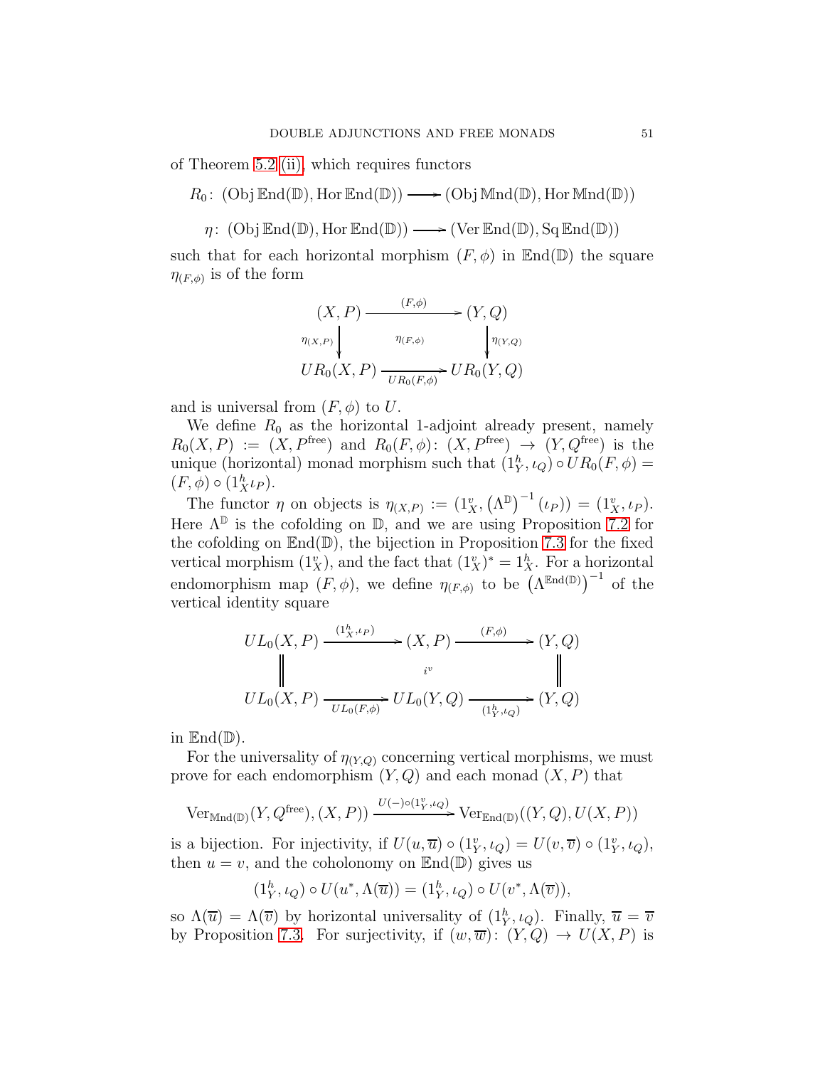of Theorem 5.2 (ii), which requires functors

$$R_0\colon (\operatorname{Obj}\mathbb{E}\mathrm{nd}(\mathbb{D}), \operatorname{Hor}\mathbb{E}\mathrm{nd}(\mathbb{D})) \longrightarrow (\operatorname{Obj}\mathbb{M}\mathrm{nd}(\mathbb{D}), \operatorname{Hor}\mathbb{M}\mathrm{nd}(\mathbb{D}))$$

$$\eta\colon (\operatorname{Obj}\mathbb{E}\mathrm{nd}(\mathbb{D}), \operatorname{Hor}\mathbb{E}\mathrm{nd}(\mathbb{D})) \longrightarrow (\operatorname{Ver}\mathbb{E}\mathrm{nd}(\mathbb{D}), \operatorname{Sq}\mathbb{E}\mathrm{nd}(\mathbb{D}))$$

such that for each horizontal morphism $(F,\phi)$ in $\mathbb{E}\mathrm{nd}(\mathbb{D})$ the square $\eta_{(F,\phi)}$ is of the form

$$\begin{array}{ccc}
(X,P) & \xrightarrow{\quad (F,\phi) \quad} & (Y,Q) \\
{\scriptstyle \eta_{(X,P)}}\Big\downarrow & \eta_{(F,\phi)} & \Big\downarrow{\scriptstyle \eta_{(Y,Q)}} \\
UR_0(X,P) & \xrightarrow[UR_0(F,\phi)]{} & UR_0(Y,Q)
\end{array}$$

and is universal from $(F,\phi)$ to $U$.

We define $R_0$ as the horizontal 1-adjoint already present, namely $R_0(X,P) := (X, P^{\mathrm{free}})$ and $R_0(F,\phi)\colon (X,P^{\mathrm{free}}) \to (Y,Q^{\mathrm{free}})$ is the unique (horizontal) monad morphism such that $(1^h_Y, \iota_Q) \circ UR_0(F,\phi) = (F,\phi) \circ (1^h_X \iota_P)$.

The functor $\eta$ on objects is $\eta_{(X,P)} := (1^v_X, \left(\Lambda^{\mathbb{D}}\right)^{-1}(\iota_P)) = (1^v_X, \iota_P)$. Here $\Lambda^{\mathbb{D}}$ is the cofolding on $\mathbb{D}$, and we are using Proposition 7.2 for the cofolding on $\mathbb{E}\mathrm{nd}(\mathbb{D})$, the bijection in Proposition 7.3 for the fixed vertical morphism $(1^v_X)$, and the fact that $(1^v_X)^* = 1^h_X$. For a horizontal endomorphism map $(F,\phi)$, we define $\eta_{(F,\phi)}$ to be $\left(\Lambda^{\mathbb{E}\mathrm{nd}(\mathbb{D})}\right)^{-1}$ of the vertical identity square

$$\begin{array}{ccccc}
UL_0(X,P) & \xrightarrow{(1^h_X,\iota_P)} & (X,P) & \xrightarrow{(F,\phi)} & (Y,Q) \\
\Big\| & & i^v & & \Big\| \\
UL_0(X,P) & \xrightarrow[UL_0(F,\phi)]{} & UL_0(Y,Q) & \xrightarrow[(1^h_Y,\iota_Q)]{} & (Y,Q)
\end{array}$$

in $\mathbb{E}\mathrm{nd}(\mathbb{D})$.

For the universality of $\eta_{(Y,Q)}$ concerning vertical morphisms, we must prove for each endomorphism $(Y,Q)$ and each monad $(X,P)$ that

$$\operatorname{Ver}_{\mathbb{M}\mathrm{nd}(\mathbb{D})}(Y,Q^{\mathrm{free}}),(X,P)) \xrightarrow{U(-)\circ(1^v_Y,\iota_Q)} \operatorname{Ver}_{\mathbb{E}\mathrm{nd}(\mathbb{D})}((Y,Q),U(X,P))$$

is a bijection. For injectivity, if $U(u,\overline{u}) \circ (1^v_Y, \iota_Q) = U(v,\overline{v}) \circ (1^v_Y, \iota_Q)$, then $u = v$, and the coholonomy on $\mathbb{E}\mathrm{nd}(\mathbb{D})$ gives us

$$(1^h_Y, \iota_Q) \circ U(u^*, \Lambda(\overline{u})) = (1^h_Y, \iota_Q) \circ U(v^*, \Lambda(\overline{v})),$$

so $\Lambda(\overline{u}) = \Lambda(\overline{v})$ by horizontal universality of $(1^h_Y, \iota_Q)$. Finally, $\overline{u} = \overline{v}$ by Proposition 7.3. For surjectivity, if $(w,\overline{w})\colon (Y,Q) \to U(X,P)$ is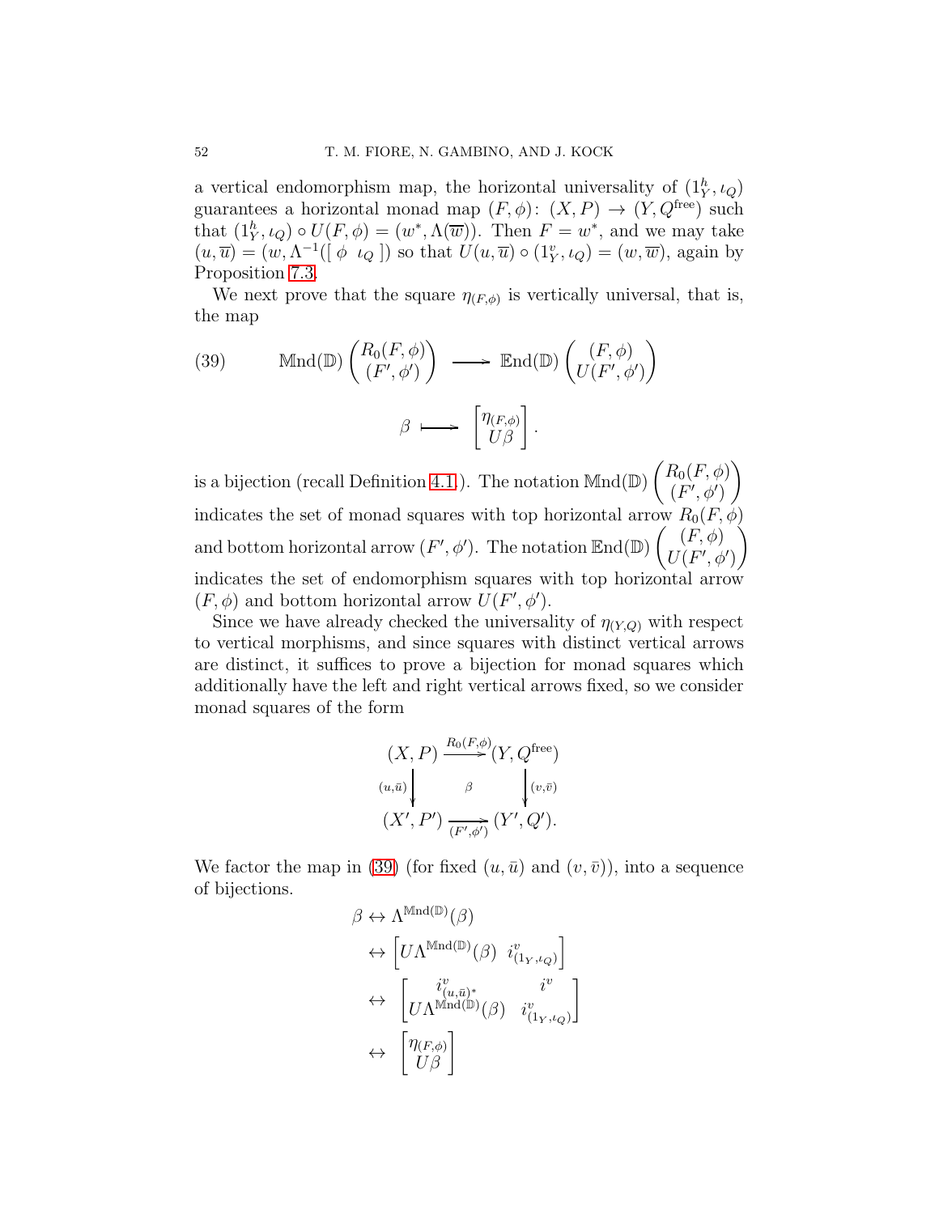a vertical endomorphism map, the horizontal universality of $(1^h_Y, \iota_Q)$ guarantees a horizontal monad map $(F, \phi)\colon (X, P) \to (Y, Q^{\text{free}})$ such that $(1^h_Y, \iota_Q) \circ U(F, \phi) = (w^*, \Lambda(\overline{w}))$. Then $F = w^*$, and we may take $(u, \overline{u}) = (w, \Lambda^{-1}([\ \phi \ \ \iota_Q\ ])$ so that $U(u, \overline{u}) \circ (1^v_Y, \iota_Q) = (w, \overline{w})$, again by Proposition 7.3.

We next prove that the square $\eta_{(F,\phi)}$ is vertically universal, that is, the map

$$
\mathbb{M}\text{nd}(\mathbb{D})\begin{pmatrix} R_0(F,\phi) \\ (F',\phi') \end{pmatrix} \longrightarrow \mathbb{E}\text{nd}(\mathbb{D})\begin{pmatrix} (F,\phi) \\ U(F',\phi') \end{pmatrix} \tag{39}
$$

$$
\beta \longmapsto \begin{bmatrix} \eta_{(F,\phi)} \\ U\beta \end{bmatrix}.
$$

is a bijection (recall Definition 4.1.). The notation $\mathbb{M}\text{nd}(\mathbb{D})\begin{pmatrix} R_0(F,\phi) \\ (F',\phi') \end{pmatrix}$ indicates the set of monad squares with top horizontal arrow $R_0(F,\phi)$ and bottom horizontal arrow $(F',\phi')$. The notation $\mathbb{E}\text{nd}(\mathbb{D})\begin{pmatrix} (F,\phi) \\ U(F',\phi') \end{pmatrix}$ indicates the set of endomorphism squares with top horizontal arrow $(F,\phi)$ and bottom horizontal arrow $U(F',\phi')$.

Since we have already checked the universality of $\eta_{(Y,Q)}$ with respect to vertical morphisms, and since squares with distinct vertical arrows are distinct, it suffices to prove a bijection for monad squares which additionally have the left and right vertical arrows fixed, so we consider monad squares of the form

$$
\begin{array}{ccc}
(X,P) & \xrightarrow{R_0(F,\phi)} & (Y,Q^{\text{free}}) \\
{\scriptstyle (u,\bar{u})}\big\downarrow & \beta & \big\downarrow{\scriptstyle (v,\bar{v})} \\
(X',P') & \xrightarrow[(F',\phi')]{} & (Y',Q').
\end{array}
$$

We factor the map in (39) (for fixed $(u,\bar{u})$ and $(v,\bar{v})$), into a sequence of bijections.

$$
\begin{aligned}
\beta &\leftrightarrow \Lambda^{\mathbb{M}\text{nd}(\mathbb{D})}(\beta) \\
&\leftrightarrow \begin{bmatrix} U\Lambda^{\mathbb{M}\text{nd}(\mathbb{D})}(\beta) & i^v_{(1_Y,\iota_Q)} \end{bmatrix} \\
&\leftrightarrow \begin{bmatrix} i^v_{(u,\bar{u})^*} & i^v \\ U\Lambda^{\mathbb{M}\text{nd}(\mathbb{D})}(\beta) & i^v_{(1_Y,\iota_Q)} \end{bmatrix} \\
&\leftrightarrow \begin{bmatrix} \eta_{(F,\phi)} \\ U\beta \end{bmatrix}
\end{aligned}
$$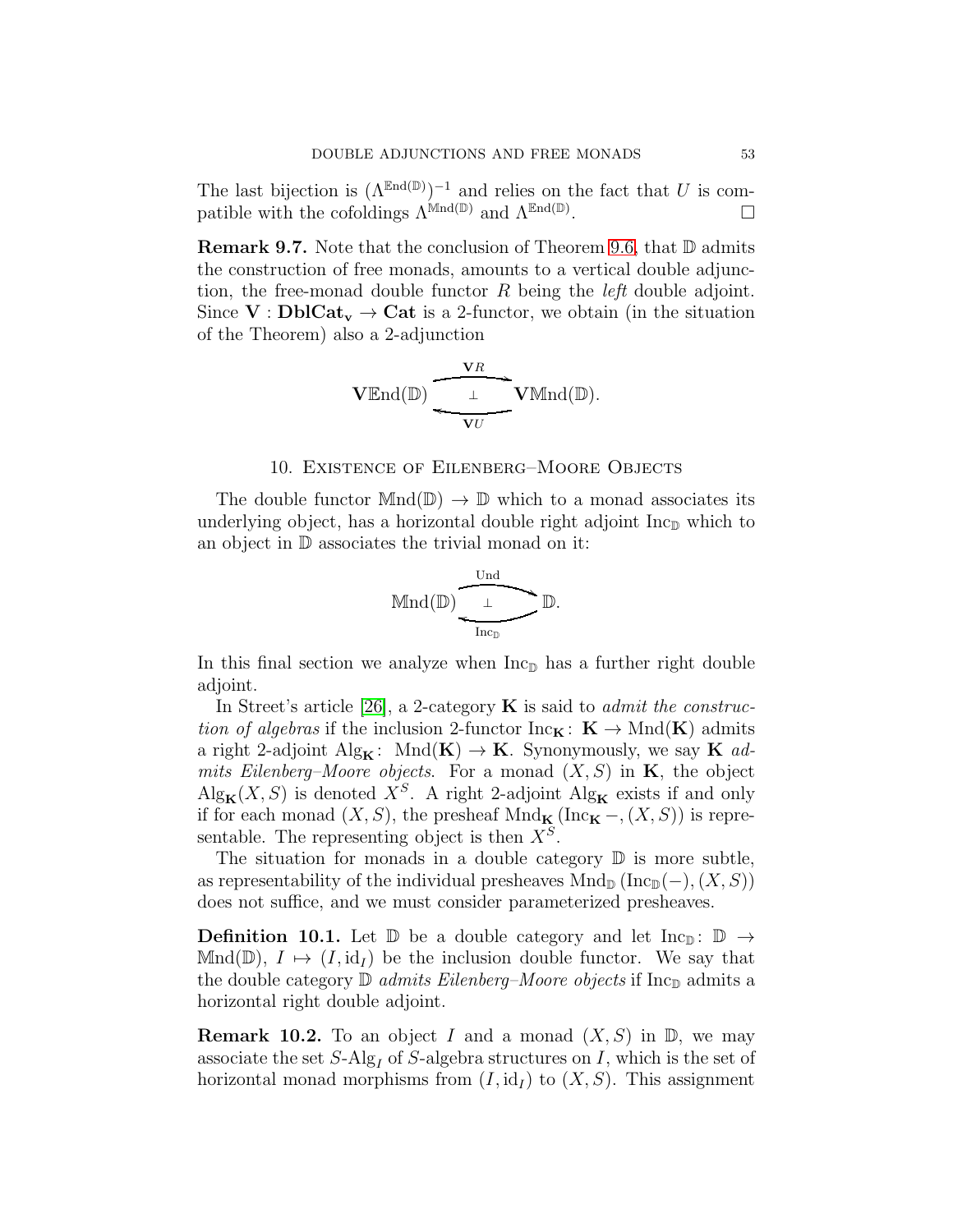The last bijection is $(\Lambda^{\mathbb{E}\mathrm{nd}(\mathbb{D})})^{-1}$ and relies on the fact that $U$ is compatible with the cofoldings $\Lambda^{\mathbb{M}\mathrm{nd}(\mathbb{D})}$ and $\Lambda^{\mathbb{E}\mathrm{nd}(\mathbb{D})}$. □

**Remark 9.7.** Note that the conclusion of Theorem 9.6, that $\mathbb{D}$ admits the construction of free monads, amounts to a vertical double adjunction, the free-monad double functor $R$ being the *left* double adjoint. Since $\mathbf{V} : \mathbf{DblCat_v} \to \mathbf{Cat}$ is a 2-functor, we obtain (in the situation of the Theorem) also a 2-adjunction

$$\mathbf{V}\mathbb{E}\mathrm{nd}(\mathbb{D}) \underset{\mathbf{V}U}{\overset{\mathbf{V}R}{\underset{\perp}{\rightleftarrows}}} \mathbf{V}\mathbb{M}\mathrm{nd}(\mathbb{D}).$$

## 10. Existence of Eilenberg–Moore Objects

The double functor $\mathbb{M}\mathrm{nd}(\mathbb{D}) \to \mathbb{D}$ which to a monad associates its underlying object, has a horizontal double right adjoint $\mathrm{Inc}_{\mathbb{D}}$ which to an object in $\mathbb{D}$ associates the trivial monad on it:

$$\mathbb{M}\mathrm{nd}(\mathbb{D}) \underset{\mathrm{Inc}_{\mathbb{D}}}{\overset{\mathrm{Und}}{\underset{\perp}{\rightleftarrows}}} \mathbb{D}.$$

In this final section we analyze when $\mathrm{Inc}_{\mathbb{D}}$ has a further right double adjoint.

In Street's article [26], a 2-category $\mathbf{K}$ is said to *admit the construction of algebras* if the inclusion 2-functor $\mathrm{Inc}_{\mathbf{K}} \colon \mathbf{K} \to \mathrm{Mnd}(\mathbf{K})$ admits a right 2-adjoint $\mathrm{Alg}_{\mathbf{K}} \colon \mathrm{Mnd}(\mathbf{K}) \to \mathbf{K}$. Synonymously, we say $\mathbf{K}$ *admits Eilenberg–Moore objects*. For a monad $(X, S)$ in $\mathbf{K}$, the object $\mathrm{Alg}_{\mathbf{K}}(X, S)$ is denoted $X^S$. A right 2-adjoint $\mathrm{Alg}_{\mathbf{K}}$ exists if and only if for each monad $(X, S)$, the presheaf $\mathrm{Mnd}_{\mathbf{K}}(\mathrm{Inc}_{\mathbf{K}} -, (X, S))$ is representable. The representing object is then $X^S$.

The situation for monads in a double category $\mathbb{D}$ is more subtle, as representability of the individual presheaves $\mathrm{Mnd}_{\mathbb{D}}(\mathrm{Inc}_{\mathbb{D}}(-), (X, S))$ does not suffice, and we must consider parameterized presheaves.

**Definition 10.1.** Let $\mathbb{D}$ be a double category and let $\mathrm{Inc}_{\mathbb{D}} \colon \mathbb{D} \to \mathbb{M}\mathrm{nd}(\mathbb{D})$, $I \mapsto (I, \mathrm{id}_I)$ be the inclusion double functor. We say that the double category $\mathbb{D}$ *admits Eilenberg–Moore objects* if $\mathrm{Inc}_{\mathbb{D}}$ admits a horizontal right double adjoint.

**Remark 10.2.** To an object $I$ and a monad $(X, S)$ in $\mathbb{D}$, we may associate the set $S\text{-}\mathrm{Alg}_I$ of $S$-algebra structures on $I$, which is the set of horizontal monad morphisms from $(I, \mathrm{id}_I)$ to $(X, S)$. This assignment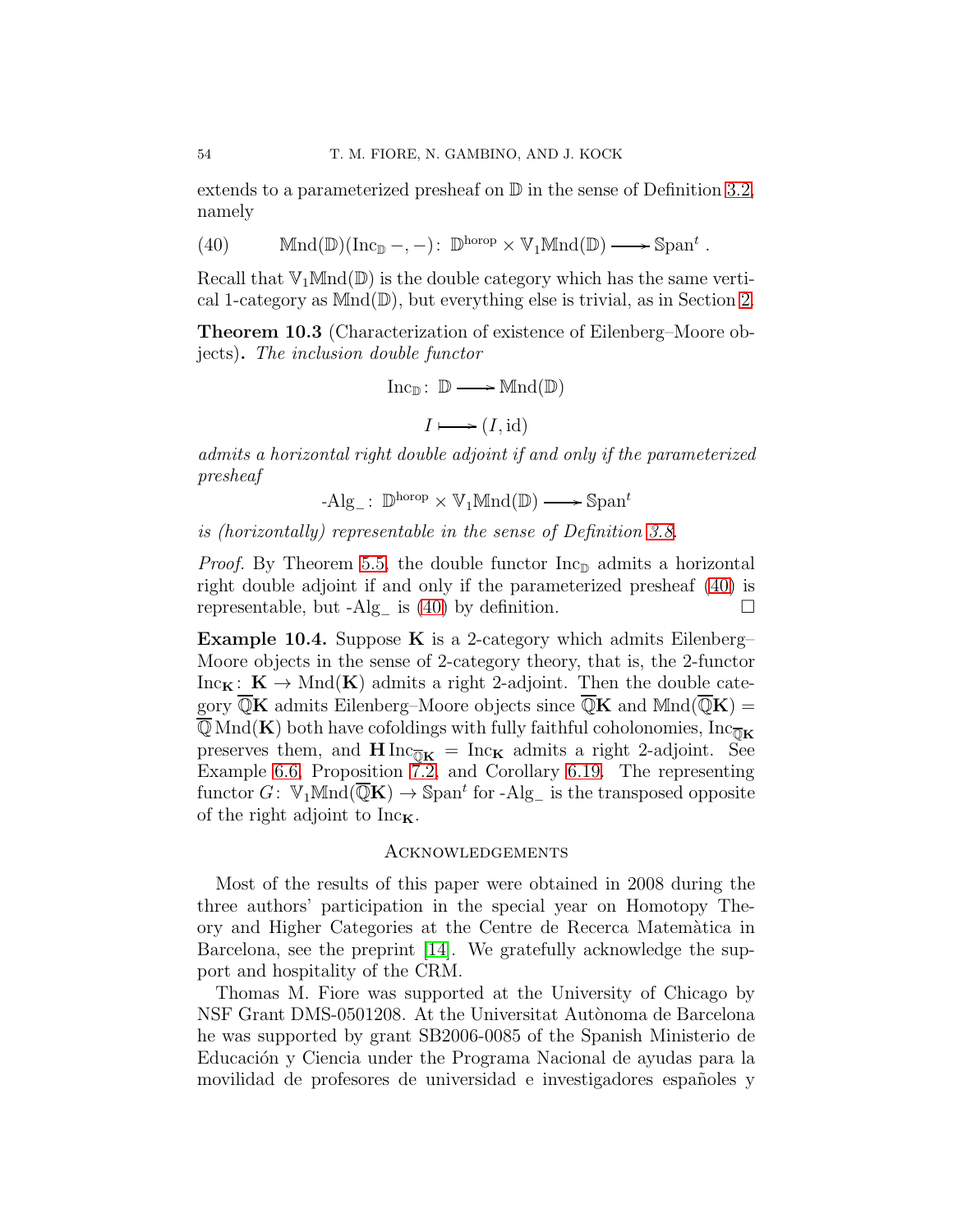extends to a parameterized presheaf on $\mathbb{D}$ in the sense of Definition 3.2, namely

$$\text{(40)} \qquad \mathbb{M}\text{nd}(\mathbb{D})(\text{Inc}_{\mathbb{D}}\,-,-)\colon\ \mathbb{D}^{\text{horop}} \times \mathbb{V}_1\mathbb{M}\text{nd}(\mathbb{D}) \longrightarrow \mathbb{S}\text{pan}^t\,.$$

Recall that $\mathbb{V}_1\mathbb{M}\text{nd}(\mathbb{D})$ is the double category which has the same vertical 1-category as $\mathbb{M}\text{nd}(\mathbb{D})$, but everything else is trivial, as in Section 2.

**Theorem 10.3** (Characterization of existence of Eilenberg–Moore objects)**.** *The inclusion double functor*

$$\text{Inc}_{\mathbb{D}}\colon\ \mathbb{D} \longrightarrow \mathbb{M}\text{nd}(\mathbb{D})$$

$$I \longmapsto (I, \text{id})$$

*admits a horizontal right double adjoint if and only if the parameterized presheaf*

$$\text{-Alg\_}\colon\ \mathbb{D}^{\text{horop}} \times \mathbb{V}_1\mathbb{M}\text{nd}(\mathbb{D}) \longrightarrow \mathbb{S}\text{pan}^t$$

*is (horizontally) representable in the sense of Definition 3.8.*

*Proof.* By Theorem 5.5, the double functor $\text{Inc}_{\mathbb{D}}$ admits a horizontal right double adjoint if and only if the parameterized presheaf (40) is representable, but -Alg_ is (40) by definition. $\square$

**Example 10.4.** Suppose $\mathbf{K}$ is a 2-category which admits Eilenberg–Moore objects in the sense of 2-category theory, that is, the 2-functor $\text{Inc}_{\mathbf{K}}\colon \mathbf{K} \to \text{Mnd}(\mathbf{K})$ admits a right 2-adjoint. Then the double category $\overline{\mathbb{Q}}\mathbf{K}$ admits Eilenberg–Moore objects since $\overline{\mathbb{Q}}\mathbf{K}$ and $\mathbb{M}\text{nd}(\overline{\mathbb{Q}}\mathbf{K}) = \overline{\mathbb{Q}}\,\text{Mnd}(\mathbf{K})$ both have cofoldings with fully faithful coholonomies, $\text{Inc}_{\overline{\mathbb{Q}}\mathbf{K}}$ preserves them, and $\mathbf{H}\,\text{Inc}_{\overline{\mathbb{Q}}\mathbf{K}} = \text{Inc}_{\mathbf{K}}$ admits a right 2-adjoint. See Example 6.6, Proposition 7.2, and Corollary 6.19. The representing functor $G\colon \mathbb{V}_1\mathbb{M}\text{nd}(\overline{\mathbb{Q}}\mathbf{K}) \to \mathbb{S}\text{pan}^t$ for -Alg_ is the transposed opposite of the right adjoint to $\text{Inc}_{\mathbf{K}}$.

## Acknowledgements

Most of the results of this paper were obtained in 2008 during the three authors' participation in the special year on Homotopy Theory and Higher Categories at the Centre de Recerca Matemàtica in Barcelona, see the preprint [14]. We gratefully acknowledge the support and hospitality of the CRM.

Thomas M. Fiore was supported at the University of Chicago by NSF Grant DMS-0501208. At the Universitat Autònoma de Barcelona he was supported by grant SB2006-0085 of the Spanish Ministerio de Educación y Ciencia under the Programa Nacional de ayudas para la movilidad de profesores de universidad e investigadores españoles y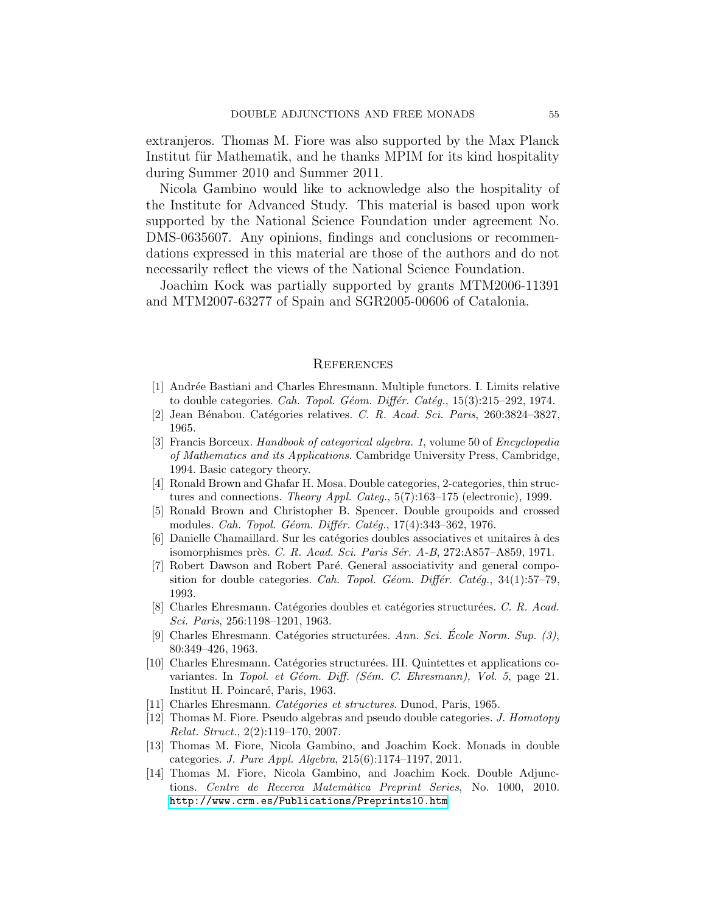extranjeros. Thomas M. Fiore was also supported by the Max Planck Institut für Mathematik, and he thanks MPIM for its kind hospitality during Summer 2010 and Summer 2011.

Nicola Gambino would like to acknowledge also the hospitality of the Institute for Advanced Study. This material is based upon work supported by the National Science Foundation under agreement No. DMS-0635607. Any opinions, findings and conclusions or recommendations expressed in this material are those of the authors and do not necessarily reflect the views of the National Science Foundation.

Joachim Kock was partially supported by grants MTM2006-11391 and MTM2007-63277 of Spain and SGR2005-00606 of Catalonia.

## References

[1] Andrée Bastiani and Charles Ehresmann. Multiple functors. I. Limits relative to double categories. *Cah. Topol. Géom. Différ. Catég.*, 15(3):215–292, 1974.

[2] Jean Bénabou. Catégories relatives. *C. R. Acad. Sci. Paris*, 260:3824–3827, 1965.

[3] Francis Borceux. *Handbook of categorical algebra. 1*, volume 50 of *Encyclopedia of Mathematics and its Applications*. Cambridge University Press, Cambridge, 1994. Basic category theory.

[4] Ronald Brown and Ghafar H. Mosa. Double categories, 2-categories, thin structures and connections. *Theory Appl. Categ.*, 5(7):163–175 (electronic), 1999.

[5] Ronald Brown and Christopher B. Spencer. Double groupoids and crossed modules. *Cah. Topol. Géom. Différ. Catég.*, 17(4):343–362, 1976.

[6] Danielle Chamaillard. Sur les catégories doubles associatives et unitaires à des isomorphismes près. *C. R. Acad. Sci. Paris Sér. A-B*, 272:A857–A859, 1971.

[7] Robert Dawson and Robert Paré. General associativity and general composition for double categories. *Cah. Topol. Géom. Différ. Catég.*, 34(1):57–79, 1993.

[8] Charles Ehresmann. Catégories doubles et catégories structurées. *C. R. Acad. Sci. Paris*, 256:1198–1201, 1963.

[9] Charles Ehresmann. Catégories structurées. *Ann. Sci. École Norm. Sup. (3)*, 80:349–426, 1963.

[10] Charles Ehresmann. Catégories structurées. III. Quintettes et applications covariantes. In *Topol. et Géom. Diff. (Sém. C. Ehresmann), Vol. 5*, page 21. Institut H. Poincaré, Paris, 1963.

[11] Charles Ehresmann. *Catégories et structures*. Dunod, Paris, 1965.

[12] Thomas M. Fiore. Pseudo algebras and pseudo double categories. *J. Homotopy Relat. Struct.*, 2(2):119–170, 2007.

[13] Thomas M. Fiore, Nicola Gambino, and Joachim Kock. Monads in double categories. *J. Pure Appl. Algebra*, 215(6):1174–1197, 2011.

[14] Thomas M. Fiore, Nicola Gambino, and Joachim Kock. Double Adjunctions. *Centre de Recerca Matemàtica Preprint Series*, No. 1000, 2010. http://www.crm.es/Publications/Preprints10.htm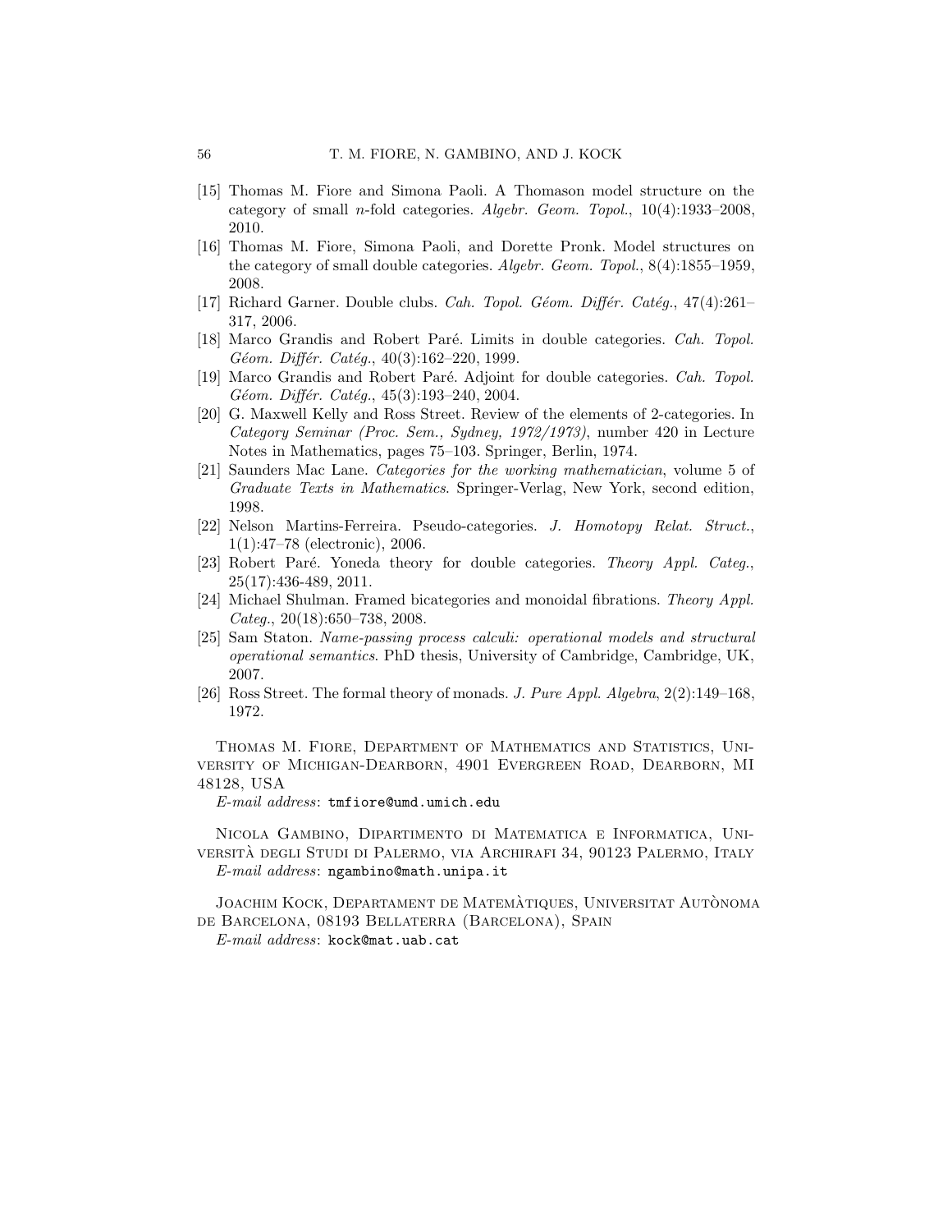[15] Thomas M. Fiore and Simona Paoli. A Thomason model structure on the category of small $n$-fold categories. *Algebr. Geom. Topol.*, 10(4):1933–2008, 2010.

[16] Thomas M. Fiore, Simona Paoli, and Dorette Pronk. Model structures on the category of small double categories. *Algebr. Geom. Topol.*, 8(4):1855–1959, 2008.

[17] Richard Garner. Double clubs. *Cah. Topol. Géom. Différ. Catég.*, 47(4):261–317, 2006.

[18] Marco Grandis and Robert Paré. Limits in double categories. *Cah. Topol. Géom. Différ. Catég.*, 40(3):162–220, 1999.

[19] Marco Grandis and Robert Paré. Adjoint for double categories. *Cah. Topol. Géom. Différ. Catég.*, 45(3):193–240, 2004.

[20] G. Maxwell Kelly and Ross Street. Review of the elements of 2-categories. In *Category Seminar (Proc. Sem., Sydney, 1972/1973)*, number 420 in Lecture Notes in Mathematics, pages 75–103. Springer, Berlin, 1974.

[21] Saunders Mac Lane. *Categories for the working mathematician*, volume 5 of *Graduate Texts in Mathematics*. Springer-Verlag, New York, second edition, 1998.

[22] Nelson Martins-Ferreira. Pseudo-categories. *J. Homotopy Relat. Struct.*, 1(1):47–78 (electronic), 2006.

[23] Robert Paré. Yoneda theory for double categories. *Theory Appl. Categ.*, 25(17):436-489, 2011.

[24] Michael Shulman. Framed bicategories and monoidal fibrations. *Theory Appl. Categ.*, 20(18):650–738, 2008.

[25] Sam Staton. *Name-passing process calculi: operational models and structural operational semantics*. PhD thesis, University of Cambridge, Cambridge, UK, 2007.

[26] Ross Street. The formal theory of monads. *J. Pure Appl. Algebra*, 2(2):149–168, 1972.

Thomas M. Fiore, Department of Mathematics and Statistics, University of Michigan-Dearborn, 4901 Evergreen Road, Dearborn, MI 48128, USA

*E-mail address*: `tmfiore@umd.umich.edu`

Nicola Gambino, Dipartimento di Matematica e Informatica, Università degli Studi di Palermo, via Archirafi 34, 90123 Palermo, Italy

*E-mail address*: `ngambino@math.unipa.it`

Joachim Kock, Departament de Matemàtiques, Universitat Autònoma de Barcelona, 08193 Bellaterra (Barcelona), Spain

*E-mail address*: `kock@mat.uab.cat`